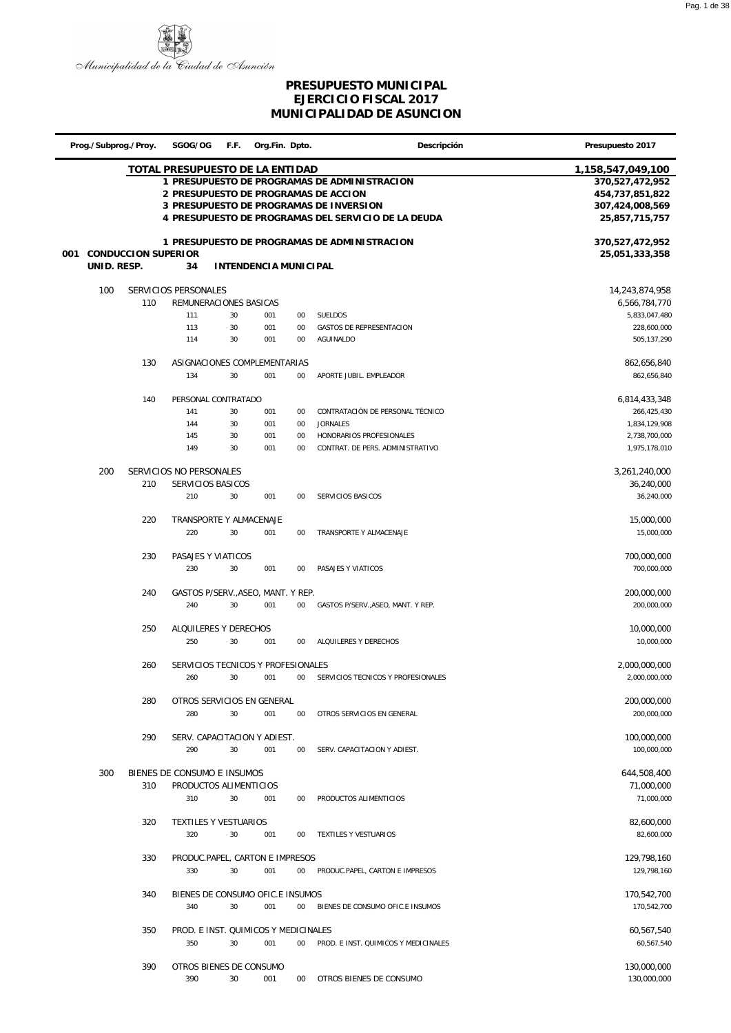Municipalidad de la Ciudad de Asunción

# PRESUPUESTO MUNICIPAL
## EJERCICIO FISCAL 2017
## MUNICIPALIDAD DE ASUNCION

| Prog./Subprog./Proy. | | SGOG/OG | F.F. | Org.Fin. | Dpto. | Descripción | Presupuesto 2017 |
|---|---|---|---|---|---|---|---|
| | | **TOTAL PRESUPUESTO DE LA ENTIDAD** | | | | | **1,158,547,049,100** |
| | | **1 PRESUPUESTO DE PROGRAMAS DE ADMINISTRACION** | | | | | **370,527,472,952** |
| | | **2 PRESUPUESTO DE PROGRAMAS DE ACCION** | | | | | **454,737,851,822** |
| | | **3 PRESUPUESTO DE PROGRAMAS DE INVERSION** | | | | | **307,424,008,569** |
| | | **4 PRESUPUESTO DE PROGRAMAS DEL SERVICIO DE LA DEUDA** | | | | | **25,857,715,757** |
| | | **1 PRESUPUESTO DE PROGRAMAS DE ADMINISTRACION** | | | | | **370,527,472,952** |
| **001 CONDUCCION SUPERIOR** | | | | | | | **25,051,333,358** |
| **UNID. RESP.** | | **34** | **INTENDENCIA MUNICIPAL** | | | | |
| 100 | | SERVICIOS PERSONALES | | | | | 14,243,874,958 |
| | 110 | REMUNERACIONES BASICAS | | | | | 6,566,784,770 |
| | | 111 | 30 | 001 | 00 | SUELDOS | 5,833,047,480 |
| | | 113 | 30 | 001 | 00 | GASTOS DE REPRESENTACION | 228,600,000 |
| | | 114 | 30 | 001 | 00 | AGUINALDO | 505,137,290 |
| | 130 | ASIGNACIONES COMPLEMENTARIAS | | | | | 862,656,840 |
| | | 134 | 30 | 001 | 00 | APORTE JUBIL. EMPLEADOR | 862,656,840 |
| | 140 | PERSONAL CONTRATADO | | | | | 6,814,433,348 |
| | | 141 | 30 | 001 | 00 | CONTRATACIÓN DE PERSONAL TÉCNICO | 266,425,430 |
| | | 144 | 30 | 001 | 00 | JORNALES | 1,834,129,908 |
| | | 145 | 30 | 001 | 00 | HONORARIOS PROFESIONALES | 2,738,700,000 |
| | | 149 | 30 | 001 | 00 | CONTRAT. DE PERS. ADMINISTRATIVO | 1,975,178,010 |
| 200 | | SERVICIOS NO PERSONALES | | | | | 3,261,240,000 |
| | 210 | SERVICIOS BASICOS | | | | | 36,240,000 |
| | | 210 | 30 | 001 | 00 | SERVICIOS BASICOS | 36,240,000 |
| | 220 | TRANSPORTE Y ALMACENAJE | | | | | 15,000,000 |
| | | 220 | 30 | 001 | 00 | TRANSPORTE Y ALMACENAJE | 15,000,000 |
| | 230 | PASAJES Y VIATICOS | | | | | 700,000,000 |
| | | 230 | 30 | 001 | 00 | PASAJES Y VIATICOS | 700,000,000 |
| | 240 | GASTOS P/SERV.,ASEO, MANT. Y REP. | | | | | 200,000,000 |
| | | 240 | 30 | 001 | 00 | GASTOS P/SERV.,ASEO, MANT. Y REP. | 200,000,000 |
| | 250 | ALQUILERES Y DERECHOS | | | | | 10,000,000 |
| | | 250 | 30 | 001 | 00 | ALQUILERES Y DERECHOS | 10,000,000 |
| | 260 | SERVICIOS TECNICOS Y PROFESIONALES | | | | | 2,000,000,000 |
| | | 260 | 30 | 001 | 00 | SERVICIOS TECNICOS Y PROFESIONALES | 2,000,000,000 |
| | 280 | OTROS SERVICIOS EN GENERAL | | | | | 200,000,000 |
| | | 280 | 30 | 001 | 00 | OTROS SERVICIOS EN GENERAL | 200,000,000 |
| | 290 | SERV. CAPACITACION Y ADIEST. | | | | | 100,000,000 |
| | | 290 | 30 | 001 | 00 | SERV. CAPACITACION Y ADIEST. | 100,000,000 |
| 300 | | BIENES DE CONSUMO E INSUMOS | | | | | 644,508,400 |
| | 310 | PRODUCTOS ALIMENTICIOS | | | | | 71,000,000 |
| | | 310 | 30 | 001 | 00 | PRODUCTOS ALIMENTICIOS | 71,000,000 |
| | 320 | TEXTILES Y VESTUARIOS | | | | | 82,600,000 |
| | | 320 | 30 | 001 | 00 | TEXTILES Y VESTUARIOS | 82,600,000 |
| | 330 | PRODUC.PAPEL, CARTON E IMPRESOS | | | | | 129,798,160 |
| | | 330 | 30 | 001 | 00 | PRODUC.PAPEL, CARTON E IMPRESOS | 129,798,160 |
| | 340 | BIENES DE CONSUMO OFIC.E INSUMOS | | | | | 170,542,700 |
| | | 340 | 30 | 001 | 00 | BIENES DE CONSUMO OFIC.E INSUMOS | 170,542,700 |
| | 350 | PROD. E INST. QUIMICOS Y MEDICINALES | | | | | 60,567,540 |
| | | 350 | 30 | 001 | 00 | PROD. E INST. QUIMICOS Y MEDICINALES | 60,567,540 |
| | 390 | OTROS BIENES DE CONSUMO | | | | | 130,000,000 |
| | | 390 | 30 | 001 | 00 | OTROS BIENES DE CONSUMO | 130,000,000 |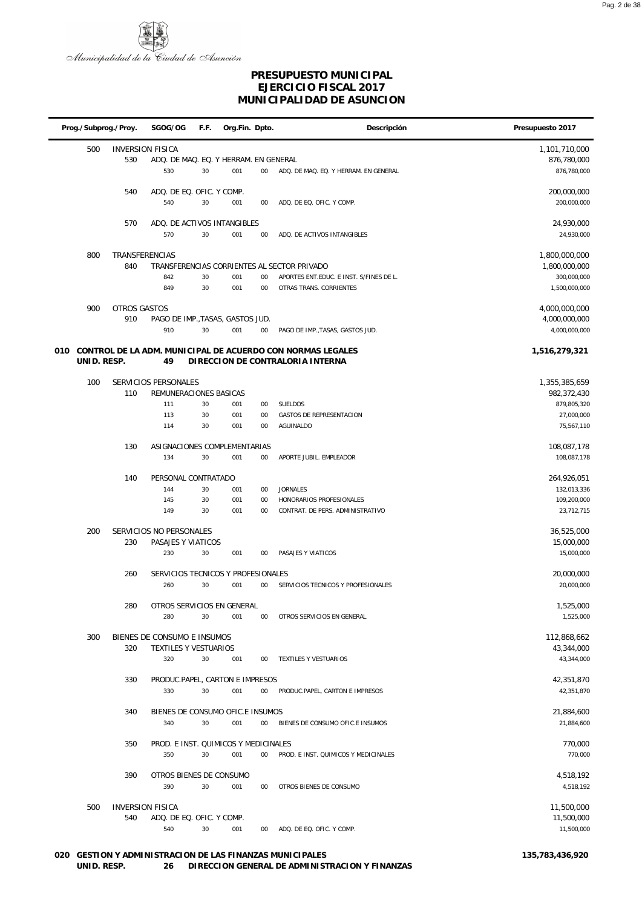Municipalidad de la Ciudad de Asunción

# PRESUPUESTO MUNICIPAL
## EJERCICIO FISCAL 2017
## MUNICIPALIDAD DE ASUNCION

| Prog./Subprog./Proy. | | SGOG/OG | F.F. | Org.Fin. | Dpto. | Descripción | Presupuesto 2017 |
|---|---|---|---|---|---|---|---|
| 500 | INVERSION FISICA | | | | | | 1,101,710,000 |
| | 530 | ADQ. DE MAQ. EQ. Y HERRAM. EN GENERAL | | | | | 876,780,000 |
| | | 530 | 30 | 001 | 00 | ADQ. DE MAQ. EQ. Y HERRAM. EN GENERAL | 876,780,000 |
| | 540 | ADQ. DE EQ. OFIC. Y COMP. | | | | | 200,000,000 |
| | | 540 | 30 | 001 | 00 | ADQ. DE EQ. OFIC. Y COMP. | 200,000,000 |
| | 570 | ADQ. DE ACTIVOS INTANGIBLES | | | | | 24,930,000 |
| | | 570 | 30 | 001 | 00 | ADQ. DE ACTIVOS INTANGIBLES | 24,930,000 |
| 800 | TRANSFERENCIAS | | | | | | 1,800,000,000 |
| | 840 | TRANSFERENCIAS CORRIENTES AL SECTOR PRIVADO | | | | | 1,800,000,000 |
| | | 842 | 30 | 001 | 00 | APORTES ENT.EDUC. E INST. S/FINES DE L. | 300,000,000 |
| | | 849 | 30 | 001 | 00 | OTRAS TRANS. CORRIENTES | 1,500,000,000 |
| 900 | OTROS GASTOS | | | | | | 4,000,000,000 |
| | 910 | PAGO DE IMP.,TASAS, GASTOS JUD. | | | | | 4,000,000,000 |
| | | 910 | 30 | 001 | 00 | PAGO DE IMP.,TASAS, GASTOS JUD. | 4,000,000,000 |
| **010** | **CONTROL DE LA ADM. MUNICIPAL DE ACUERDO CON NORMAS LEGALES** | | | | | | **1,516,279,321** |
| **UNID. RESP.** | | **49** | | | | **DIRECCION DE CONTRALORIA INTERNA** | |
| 100 | SERVICIOS PERSONALES | | | | | | 1,355,385,659 |
| | 110 | REMUNERACIONES BASICAS | | | | | 982,372,430 |
| | | 111 | 30 | 001 | 00 | SUELDOS | 879,805,320 |
| | | 113 | 30 | 001 | 00 | GASTOS DE REPRESENTACION | 27,000,000 |
| | | 114 | 30 | 001 | 00 | AGUINALDO | 75,567,110 |
| | 130 | ASIGNACIONES COMPLEMENTARIAS | | | | | 108,087,178 |
| | | 134 | 30 | 001 | 00 | APORTE JUBIL. EMPLEADOR | 108,087,178 |
| | 140 | PERSONAL CONTRATADO | | | | | 264,926,051 |
| | | 144 | 30 | 001 | 00 | JORNALES | 132,013,336 |
| | | 145 | 30 | 001 | 00 | HONORARIOS PROFESIONALES | 109,200,000 |
| | | 149 | 30 | 001 | 00 | CONTRAT. DE PERS. ADMINISTRATIVO | 23,712,715 |
| 200 | SERVICIOS NO PERSONALES | | | | | | 36,525,000 |
| | 230 | PASAJES Y VIATICOS | | | | | 15,000,000 |
| | | 230 | 30 | 001 | 00 | PASAJES Y VIATICOS | 15,000,000 |
| | 260 | SERVICIOS TECNICOS Y PROFESIONALES | | | | | 20,000,000 |
| | | 260 | 30 | 001 | 00 | SERVICIOS TECNICOS Y PROFESIONALES | 20,000,000 |
| | 280 | OTROS SERVICIOS EN GENERAL | | | | | 1,525,000 |
| | | 280 | 30 | 001 | 00 | OTROS SERVICIOS EN GENERAL | 1,525,000 |
| 300 | BIENES DE CONSUMO E INSUMOS | | | | | | 112,868,662 |
| | 320 | TEXTILES Y VESTUARIOS | | | | | 43,344,000 |
| | | 320 | 30 | 001 | 00 | TEXTILES Y VESTUARIOS | 43,344,000 |
| | 330 | PRODUC.PAPEL, CARTON E IMPRESOS | | | | | 42,351,870 |
| | | 330 | 30 | 001 | 00 | PRODUC.PAPEL, CARTON E IMPRESOS | 42,351,870 |
| | 340 | BIENES DE CONSUMO OFIC.E INSUMOS | | | | | 21,884,600 |
| | | 340 | 30 | 001 | 00 | BIENES DE CONSUMO OFIC.E INSUMOS | 21,884,600 |
| | 350 | PROD. E INST. QUIMICOS Y MEDICINALES | | | | | 770,000 |
| | | 350 | 30 | 001 | 00 | PROD. E INST. QUIMICOS Y MEDICINALES | 770,000 |
| | 390 | OTROS BIENES DE CONSUMO | | | | | 4,518,192 |
| | | 390 | 30 | 001 | 00 | OTROS BIENES DE CONSUMO | 4,518,192 |
| 500 | INVERSION FISICA | | | | | | 11,500,000 |
| | 540 | ADQ. DE EQ. OFIC. Y COMP. | | | | | 11,500,000 |
| | | 540 | 30 | 001 | 00 | ADQ. DE EQ. OFIC. Y COMP. | 11,500,000 |
| **020** | **GESTION Y ADMINISTRACION DE LAS FINANZAS MUNICIPALES** | | | | | | **135,783,436,920** |
| **UNID. RESP.** | | **26** | | | | **DIRECCION GENERAL DE ADMINISTRACION Y FINANZAS** | |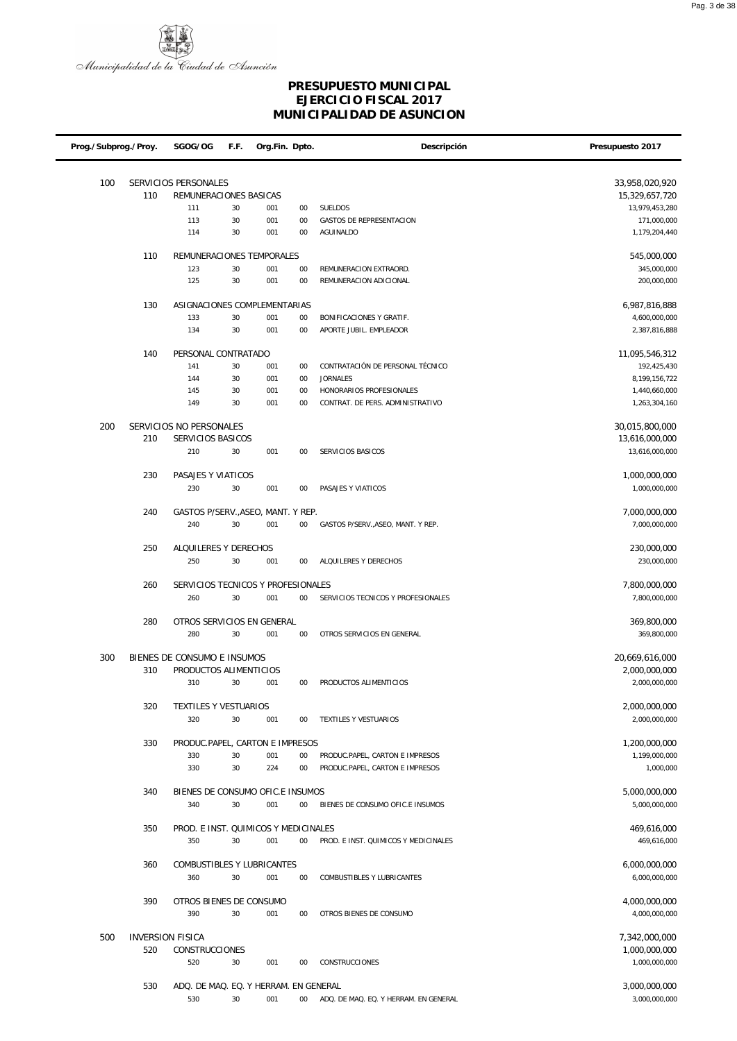Municipalidad de la Ciudad de Asunción

# PRESUPUESTO MUNICIPAL
## EJERCICIO FISCAL 2017
## MUNICIPALIDAD DE ASUNCION

| Prog./Subprog./Proy. | | SGOG/OG | F.F. | Org.Fin. | Dpto. | Descripción | Presupuesto 2017 |
|---|---|---|---|---|---|---|---|
| 100 | | SERVICIOS PERSONALES | | | | | 33,958,020,920 |
| | 110 | REMUNERACIONES BASICAS | | | | | 15,329,657,720 |
| | | 111 | 30 | 001 | 00 | SUELDOS | 13,979,453,280 |
| | | 113 | 30 | 001 | 00 | GASTOS DE REPRESENTACION | 171,000,000 |
| | | 114 | 30 | 001 | 00 | AGUINALDO | 1,179,204,440 |
| | 110 | REMUNERACIONES TEMPORALES | | | | | 545,000,000 |
| | | 123 | 30 | 001 | 00 | REMUNERACION EXTRAORD. | 345,000,000 |
| | | 125 | 30 | 001 | 00 | REMUNERACION ADICIONAL | 200,000,000 |
| | 130 | ASIGNACIONES COMPLEMENTARIAS | | | | | 6,987,816,888 |
| | | 133 | 30 | 001 | 00 | BONIFICACIONES Y GRATIF. | 4,600,000,000 |
| | | 134 | 30 | 001 | 00 | APORTE JUBIL. EMPLEADOR | 2,387,816,888 |
| | 140 | PERSONAL CONTRATADO | | | | | 11,095,546,312 |
| | | 141 | 30 | 001 | 00 | CONTRATACIÓN DE PERSONAL TÉCNICO | 192,425,430 |
| | | 144 | 30 | 001 | 00 | JORNALES | 8,199,156,722 |
| | | 145 | 30 | 001 | 00 | HONORARIOS PROFESIONALES | 1,440,660,000 |
| | | 149 | 30 | 001 | 00 | CONTRAT. DE PERS. ADMINISTRATIVO | 1,263,304,160 |
| 200 | | SERVICIOS NO PERSONALES | | | | | 30,015,800,000 |
| | 210 | SERVICIOS BASICOS | | | | | 13,616,000,000 |
| | | 210 | 30 | 001 | 00 | SERVICIOS BASICOS | 13,616,000,000 |
| | 230 | PASAJES Y VIATICOS | | | | | 1,000,000,000 |
| | | 230 | 30 | 001 | 00 | PASAJES Y VIATICOS | 1,000,000,000 |
| | 240 | GASTOS P/SERV.,ASEO, MANT. Y REP. | | | | | 7,000,000,000 |
| | | 240 | 30 | 001 | 00 | GASTOS P/SERV.,ASEO, MANT. Y REP. | 7,000,000,000 |
| | 250 | ALQUILERES Y DERECHOS | | | | | 230,000,000 |
| | | 250 | 30 | 001 | 00 | ALQUILERES Y DERECHOS | 230,000,000 |
| | 260 | SERVICIOS TECNICOS Y PROFESIONALES | | | | | 7,800,000,000 |
| | | 260 | 30 | 001 | 00 | SERVICIOS TECNICOS Y PROFESIONALES | 7,800,000,000 |
| | 280 | OTROS SERVICIOS EN GENERAL | | | | | 369,800,000 |
| | | 280 | 30 | 001 | 00 | OTROS SERVICIOS EN GENERAL | 369,800,000 |
| 300 | | BIENES DE CONSUMO E INSUMOS | | | | | 20,669,616,000 |
| | 310 | PRODUCTOS ALIMENTICIOS | | | | | 2,000,000,000 |
| | | 310 | 30 | 001 | 00 | PRODUCTOS ALIMENTICIOS | 2,000,000,000 |
| | 320 | TEXTILES Y VESTUARIOS | | | | | 2,000,000,000 |
| | | 320 | 30 | 001 | 00 | TEXTILES Y VESTUARIOS | 2,000,000,000 |
| | 330 | PRODUC.PAPEL, CARTON E IMPRESOS | | | | | 1,200,000,000 |
| | | 330 | 30 | 001 | 00 | PRODUC.PAPEL, CARTON E IMPRESOS | 1,199,000,000 |
| | | 330 | 30 | 224 | 00 | PRODUC.PAPEL, CARTON E IMPRESOS | 1,000,000 |
| | 340 | BIENES DE CONSUMO OFIC.E INSUMOS | | | | | 5,000,000,000 |
| | | 340 | 30 | 001 | 00 | BIENES DE CONSUMO OFIC.E INSUMOS | 5,000,000,000 |
| | 350 | PROD. E INST. QUIMICOS Y MEDICINALES | | | | | 469,616,000 |
| | | 350 | 30 | 001 | 00 | PROD. E INST. QUIMICOS Y MEDICINALES | 469,616,000 |
| | 360 | COMBUSTIBLES Y LUBRICANTES | | | | | 6,000,000,000 |
| | | 360 | 30 | 001 | 00 | COMBUSTIBLES Y LUBRICANTES | 6,000,000,000 |
| | 390 | OTROS BIENES DE CONSUMO | | | | | 4,000,000,000 |
| | | 390 | 30 | 001 | 00 | OTROS BIENES DE CONSUMO | 4,000,000,000 |
| 500 | | INVERSION FISICA | | | | | 7,342,000,000 |
| | 520 | CONSTRUCCIONES | | | | | 1,000,000,000 |
| | | 520 | 30 | 001 | 00 | CONSTRUCCIONES | 1,000,000,000 |
| | 530 | ADQ. DE MAQ. EQ. Y HERRAM. EN GENERAL | | | | | 3,000,000,000 |
| | | 530 | 30 | 001 | 00 | ADQ. DE MAQ. EQ. Y HERRAM. EN GENERAL | 3,000,000,000 |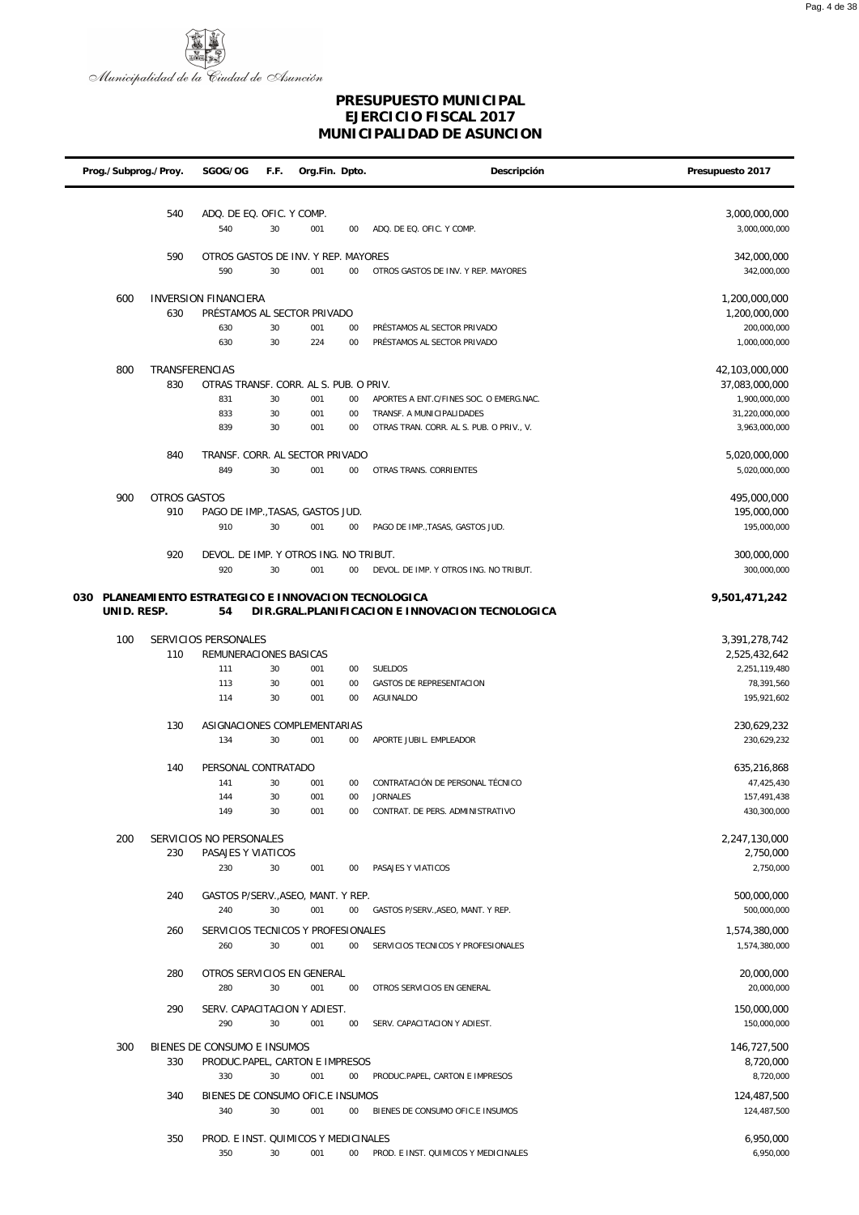Municipalidad de la Ciudad de Asunción

# PRESUPUESTO MUNICIPAL
## EJERCICIO FISCAL 2017
## MUNICIPALIDAD DE ASUNCION

| Prog./Subprog./Proy. | | SGOG/OG | F.F. | Org.Fin. | Dpto. | Descripción | Presupuesto 2017 |
|---|---|---|---|---|---|---|---|
| | 540 | ADQ. DE EQ. OFIC. Y COMP. | | | | | 3,000,000,000 |
| | | 540 | 30 | 001 | 00 | ADQ. DE EQ. OFIC. Y COMP. | 3,000,000,000 |
| | 590 | OTROS GASTOS DE INV. Y REP. MAYORES | | | | | 342,000,000 |
| | | 590 | 30 | 001 | 00 | OTROS GASTOS DE INV. Y REP. MAYORES | 342,000,000 |
| 600 | | INVERSION FINANCIERA | | | | | 1,200,000,000 |
| | 630 | PRÉSTAMOS AL SECTOR PRIVADO | | | | | 1,200,000,000 |
| | | 630 | 30 | 001 | 00 | PRÉSTAMOS AL SECTOR PRIVADO | 200,000,000 |
| | | 630 | 30 | 224 | 00 | PRÉSTAMOS AL SECTOR PRIVADO | 1,000,000,000 |
| 800 | TRANSFERENCIAS | | | | | | 42,103,000,000 |
| | 830 | OTRAS TRANSF. CORR. AL S. PUB. O PRIV. | | | | | 37,083,000,000 |
| | | 831 | 30 | 001 | 00 | APORTES A ENT.C/FINES SOC. O EMERG.NAC. | 1,900,000,000 |
| | | 833 | 30 | 001 | 00 | TRANSF. A MUNICIPALIDADES | 31,220,000,000 |
| | | 839 | 30 | 001 | 00 | OTRAS TRAN. CORR. AL S. PUB. O PRIV., V. | 3,963,000,000 |
| | 840 | TRANSF. CORR. AL SECTOR PRIVADO | | | | | 5,020,000,000 |
| | | 849 | 30 | 001 | 00 | OTRAS TRANS. CORRIENTES | 5,020,000,000 |
| 900 | OTROS GASTOS | | | | | | 495,000,000 |
| | 910 | PAGO DE IMP.,TASAS, GASTOS JUD. | | | | | 195,000,000 |
| | | 910 | 30 | 001 | 00 | PAGO DE IMP.,TASAS, GASTOS JUD. | 195,000,000 |
| | 920 | DEVOL. DE IMP. Y OTROS ING. NO TRIBUT. | | | | | 300,000,000 |
| | | 920 | 30 | 001 | 00 | DEVOL. DE IMP. Y OTROS ING. NO TRIBUT. | 300,000,000 |
| **030** | **PLANEAMIENTO ESTRATEGICO E INNOVACION TECNOLOGICA** | | | | | | **9,501,471,242** |
| **UNID. RESP.** | | **54** | | | | **DIR.GRAL.PLANIFICACION E INNOVACION TECNOLOGICA** | |
| 100 | | SERVICIOS PERSONALES | | | | | 3,391,278,742 |
| | 110 | REMUNERACIONES BASICAS | | | | | 2,525,432,642 |
| | | 111 | 30 | 001 | 00 | SUELDOS | 2,251,119,480 |
| | | 113 | 30 | 001 | 00 | GASTOS DE REPRESENTACION | 78,391,560 |
| | | 114 | 30 | 001 | 00 | AGUINALDO | 195,921,602 |
| | 130 | ASIGNACIONES COMPLEMENTARIAS | | | | | 230,629,232 |
| | | 134 | 30 | 001 | 00 | APORTE JUBIL. EMPLEADOR | 230,629,232 |
| | 140 | PERSONAL CONTRATADO | | | | | 635,216,868 |
| | | 141 | 30 | 001 | 00 | CONTRATACIÓN DE PERSONAL TÉCNICO | 47,425,430 |
| | | 144 | 30 | 001 | 00 | JORNALES | 157,491,438 |
| | | 149 | 30 | 001 | 00 | CONTRAT. DE PERS. ADMINISTRATIVO | 430,300,000 |
| 200 | | SERVICIOS NO PERSONALES | | | | | 2,247,130,000 |
| | 230 | PASAJES Y VIATICOS | | | | | 2,750,000 |
| | | 230 | 30 | 001 | 00 | PASAJES Y VIATICOS | 2,750,000 |
| | 240 | GASTOS P/SERV.,ASEO, MANT. Y REP. | | | | | 500,000,000 |
| | | 240 | 30 | 001 | 00 | GASTOS P/SERV.,ASEO, MANT. Y REP. | 500,000,000 |
| | 260 | SERVICIOS TECNICOS Y PROFESIONALES | | | | | 1,574,380,000 |
| | | 260 | 30 | 001 | 00 | SERVICIOS TECNICOS Y PROFESIONALES | 1,574,380,000 |
| | 280 | OTROS SERVICIOS EN GENERAL | | | | | 20,000,000 |
| | | 280 | 30 | 001 | 00 | OTROS SERVICIOS EN GENERAL | 20,000,000 |
| | 290 | SERV. CAPACITACION Y ADIEST. | | | | | 150,000,000 |
| | | 290 | 30 | 001 | 00 | SERV. CAPACITACION Y ADIEST. | 150,000,000 |
| 300 | | BIENES DE CONSUMO E INSUMOS | | | | | 146,727,500 |
| | 330 | PRODUC.PAPEL, CARTON E IMPRESOS | | | | | 8,720,000 |
| | | 330 | 30 | 001 | 00 | PRODUC.PAPEL, CARTON E IMPRESOS | 8,720,000 |
| | 340 | BIENES DE CONSUMO OFIC.E INSUMOS | | | | | 124,487,500 |
| | | 340 | 30 | 001 | 00 | BIENES DE CONSUMO OFIC.E INSUMOS | 124,487,500 |
| | 350 | PROD. E INST. QUIMICOS Y MEDICINALES | | | | | 6,950,000 |
| | | 350 | 30 | 001 | 00 | PROD. E INST. QUIMICOS Y MEDICINALES | 6,950,000 |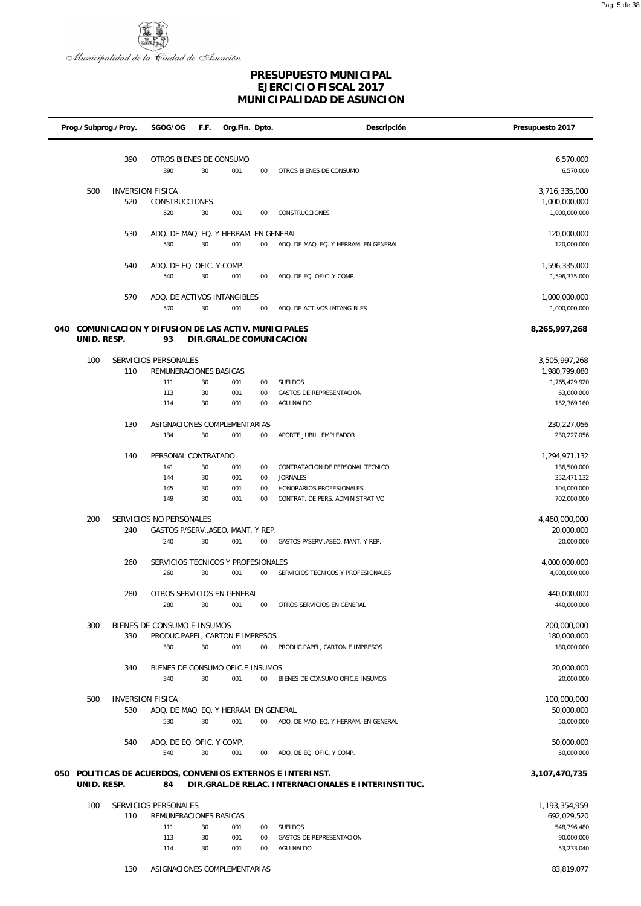Municipalidad de la Ciudad de Asunción

# PRESUPUESTO MUNICIPAL
## EJERCICIO FISCAL 2017
## MUNICIPALIDAD DE ASUNCION

| Prog./Subprog./Proy. | | | SGOG/OG | F.F. | Org.Fin. | Dpto. | Descripción | Presupuesto 2017 |
|---|---|---|---|---|---|---|---|---|
| | | 390 | OTROS BIENES DE CONSUMO | | | | | 6,570,000 |
| | | | 390 | 30 | 001 | 00 | OTROS BIENES DE CONSUMO | 6,570,000 |
| | 500 | | INVERSION FISICA | | | | | 3,716,335,000 |
| | | 520 | CONSTRUCCIONES | | | | | 1,000,000,000 |
| | | | 520 | 30 | 001 | 00 | CONSTRUCCIONES | 1,000,000,000 |
| | | 530 | ADQ. DE MAQ. EQ. Y HERRAM. EN GENERAL | | | | | 120,000,000 |
| | | | 530 | 30 | 001 | 00 | ADQ. DE MAQ. EQ. Y HERRAM. EN GENERAL | 120,000,000 |
| | | 540 | ADQ. DE EQ. OFIC. Y COMP. | | | | | 1,596,335,000 |
| | | | 540 | 30 | 001 | 00 | ADQ. DE EQ. OFIC. Y COMP. | 1,596,335,000 |
| | | 570 | ADQ. DE ACTIVOS INTANGIBLES | | | | | 1,000,000,000 |
| | | | 570 | 30 | 001 | 00 | ADQ. DE ACTIVOS INTANGIBLES | 1,000,000,000 |
| **040** | **COMUNICACION Y DIFUSION DE LAS ACTIV. MUNICIPALES** | | | | | | | **8,265,997,268** |
| **UNID. RESP.** | | | **93** | **DIR.GRAL.DE COMUNICACIÓN** | | | | |
| | 100 | | SERVICIOS PERSONALES | | | | | 3,505,997,268 |
| | | 110 | REMUNERACIONES BASICAS | | | | | 1,980,799,080 |
| | | | 111 | 30 | 001 | 00 | SUELDOS | 1,765,429,920 |
| | | | 113 | 30 | 001 | 00 | GASTOS DE REPRESENTACION | 63,000,000 |
| | | | 114 | 30 | 001 | 00 | AGUINALDO | 152,369,160 |
| | | 130 | ASIGNACIONES COMPLEMENTARIAS | | | | | 230,227,056 |
| | | | 134 | 30 | 001 | 00 | APORTE JUBIL. EMPLEADOR | 230,227,056 |
| | | 140 | PERSONAL CONTRATADO | | | | | 1,294,971,132 |
| | | | 141 | 30 | 001 | 00 | CONTRATACIÓN DE PERSONAL TÉCNICO | 136,500,000 |
| | | | 144 | 30 | 001 | 00 | JORNALES | 352,471,132 |
| | | | 145 | 30 | 001 | 00 | HONORARIOS PROFESIONALES | 104,000,000 |
| | | | 149 | 30 | 001 | 00 | CONTRAT. DE PERS. ADMINISTRATIVO | 702,000,000 |
| | 200 | | SERVICIOS NO PERSONALES | | | | | 4,460,000,000 |
| | | 240 | GASTOS P/SERV.,ASEO, MANT. Y REP. | | | | | 20,000,000 |
| | | | 240 | 30 | 001 | 00 | GASTOS P/SERV.,ASEO, MANT. Y REP. | 20,000,000 |
| | | 260 | SERVICIOS TECNICOS Y PROFESIONALES | | | | | 4,000,000,000 |
| | | | 260 | 30 | 001 | 00 | SERVICIOS TECNICOS Y PROFESIONALES | 4,000,000,000 |
| | | 280 | OTROS SERVICIOS EN GENERAL | | | | | 440,000,000 |
| | | | 280 | 30 | 001 | 00 | OTROS SERVICIOS EN GENERAL | 440,000,000 |
| | 300 | | BIENES DE CONSUMO E INSUMOS | | | | | 200,000,000 |
| | | 330 | PRODUC.PAPEL, CARTON E IMPRESOS | | | | | 180,000,000 |
| | | | 330 | 30 | 001 | 00 | PRODUC.PAPEL, CARTON E IMPRESOS | 180,000,000 |
| | | 340 | BIENES DE CONSUMO OFIC.E INSUMOS | | | | | 20,000,000 |
| | | | 340 | 30 | 001 | 00 | BIENES DE CONSUMO OFIC.E INSUMOS | 20,000,000 |
| | 500 | | INVERSION FISICA | | | | | 100,000,000 |
| | | 530 | ADQ. DE MAQ. EQ. Y HERRAM. EN GENERAL | | | | | 50,000,000 |
| | | | 530 | 30 | 001 | 00 | ADQ. DE MAQ. EQ. Y HERRAM. EN GENERAL | 50,000,000 |
| | | 540 | ADQ. DE EQ. OFIC. Y COMP. | | | | | 50,000,000 |
| | | | 540 | 30 | 001 | 00 | ADQ. DE EQ. OFIC. Y COMP. | 50,000,000 |
| **050** | **POLITICAS DE ACUERDOS, CONVENIOS EXTERNOS E INTERINST.** | | | | | | | **3,107,470,735** |
| **UNID. RESP.** | | | **84** | **DIR.GRAL.DE RELAC. INTERNACIONALES E INTERINSTITUC.** | | | | |
| | 100 | | SERVICIOS PERSONALES | | | | | 1,193,354,959 |
| | | 110 | REMUNERACIONES BASICAS | | | | | 692,029,520 |
| | | | 111 | 30 | 001 | 00 | SUELDOS | 548,796,480 |
| | | | 113 | 30 | 001 | 00 | GASTOS DE REPRESENTACION | 90,000,000 |
| | | | 114 | 30 | 001 | 00 | AGUINALDO | 53,233,040 |
| | | 130 | ASIGNACIONES COMPLEMENTARIAS | | | | | 83,819,077 |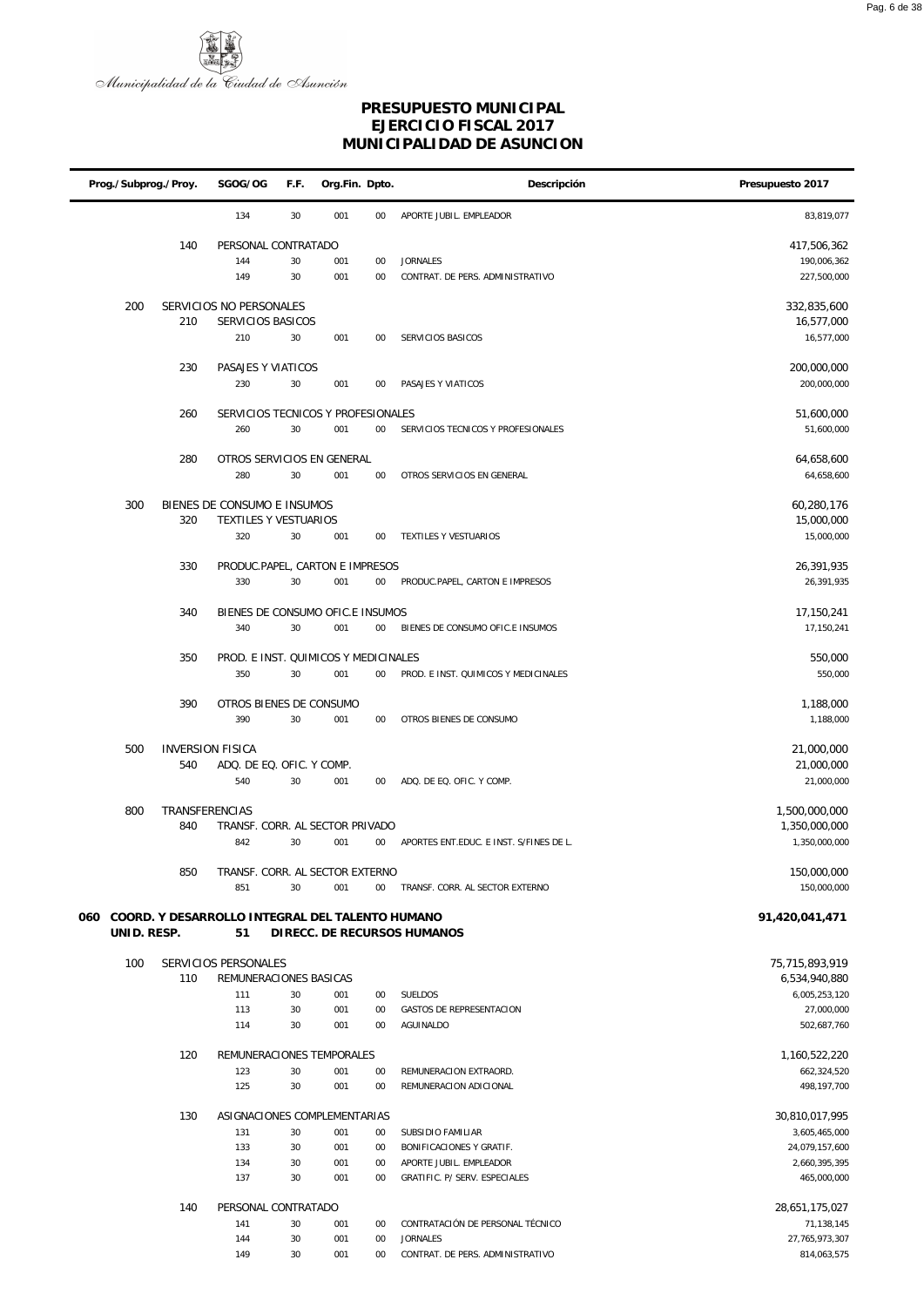Municipalidad de la Ciudad de Asunción

# PRESUPUESTO MUNICIPAL
## EJERCICIO FISCAL 2017
## MUNICIPALIDAD DE ASUNCION

| Prog./Subprog./Proy. | | SGOG/OG | F.F. | Org.Fin. | Dpto. | Descripción | Presupuesto 2017 |
|---|---|---|---|---|---|---|---|
| | | 134 | 30 | 001 | 00 | APORTE JUBIL. EMPLEADOR | 83,819,077 |
| | 140 | PERSONAL CONTRATADO | | | | | 417,506,362 |
| | | 144 | 30 | 001 | 00 | JORNALES | 190,006,362 |
| | | 149 | 30 | 001 | 00 | CONTRAT. DE PERS. ADMINISTRATIVO | 227,500,000 |
| 200 | | SERVICIOS NO PERSONALES | | | | | 332,835,600 |
| | 210 | SERVICIOS BASICOS | | | | | 16,577,000 |
| | | 210 | 30 | 001 | 00 | SERVICIOS BASICOS | 16,577,000 |
| | 230 | PASAJES Y VIATICOS | | | | | 200,000,000 |
| | | 230 | 30 | 001 | 00 | PASAJES Y VIATICOS | 200,000,000 |
| | 260 | SERVICIOS TECNICOS Y PROFESIONALES | | | | | 51,600,000 |
| | | 260 | 30 | 001 | 00 | SERVICIOS TECNICOS Y PROFESIONALES | 51,600,000 |
| | 280 | OTROS SERVICIOS EN GENERAL | | | | | 64,658,600 |
| | | 280 | 30 | 001 | 00 | OTROS SERVICIOS EN GENERAL | 64,658,600 |
| 300 | | BIENES DE CONSUMO E INSUMOS | | | | | 60,280,176 |
| | 320 | TEXTILES Y VESTUARIOS | | | | | 15,000,000 |
| | | 320 | 30 | 001 | 00 | TEXTILES Y VESTUARIOS | 15,000,000 |
| | 330 | PRODUC.PAPEL, CARTON E IMPRESOS | | | | | 26,391,935 |
| | | 330 | 30 | 001 | 00 | PRODUC.PAPEL, CARTON E IMPRESOS | 26,391,935 |
| | 340 | BIENES DE CONSUMO OFIC.E INSUMOS | | | | | 17,150,241 |
| | | 340 | 30 | 001 | 00 | BIENES DE CONSUMO OFIC.E INSUMOS | 17,150,241 |
| | 350 | PROD. E INST. QUIMICOS Y MEDICINALES | | | | | 550,000 |
| | | 350 | 30 | 001 | 00 | PROD. E INST. QUIMICOS Y MEDICINALES | 550,000 |
| | 390 | OTROS BIENES DE CONSUMO | | | | | 1,188,000 |
| | | 390 | 30 | 001 | 00 | OTROS BIENES DE CONSUMO | 1,188,000 |
| 500 | | INVERSION FISICA | | | | | 21,000,000 |
| | 540 | ADQ. DE EQ. OFIC. Y COMP. | | | | | 21,000,000 |
| | | 540 | 30 | 001 | 00 | ADQ. DE EQ. OFIC. Y COMP. | 21,000,000 |
| 800 | | TRANSFERENCIAS | | | | | 1,500,000,000 |
| | 840 | TRANSF. CORR. AL SECTOR PRIVADO | | | | | 1,350,000,000 |
| | | 842 | 30 | 001 | 00 | APORTES ENT.EDUC. E INST. S/FINES DE L. | 1,350,000,000 |
| | 850 | TRANSF. CORR. AL SECTOR EXTERNO | | | | | 150,000,000 |
| | | 851 | 30 | 001 | 00 | TRANSF. CORR. AL SECTOR EXTERNO | 150,000,000 |
| **060** | | **COORD. Y DESARROLLO INTEGRAL DEL TALENTO HUMANO** | | | | | **91,420,041,471** |
| **UNID. RESP.** | | **51** | | | | **DIRECC. DE RECURSOS HUMANOS** | |
| 100 | | SERVICIOS PERSONALES | | | | | 75,715,893,919 |
| | 110 | REMUNERACIONES BASICAS | | | | | 6,534,940,880 |
| | | 111 | 30 | 001 | 00 | SUELDOS | 6,005,253,120 |
| | | 113 | 30 | 001 | 00 | GASTOS DE REPRESENTACION | 27,000,000 |
| | | 114 | 30 | 001 | 00 | AGUINALDO | 502,687,760 |
| | 120 | REMUNERACIONES TEMPORALES | | | | | 1,160,522,220 |
| | | 123 | 30 | 001 | 00 | REMUNERACION EXTRAORD. | 662,324,520 |
| | | 125 | 30 | 001 | 00 | REMUNERACION ADICIONAL | 498,197,700 |
| | 130 | ASIGNACIONES COMPLEMENTARIAS | | | | | 30,810,017,995 |
| | | 131 | 30 | 001 | 00 | SUBSIDIO FAMILIAR | 3,605,465,000 |
| | | 133 | 30 | 001 | 00 | BONIFICACIONES Y GRATIF. | 24,079,157,600 |
| | | 134 | 30 | 001 | 00 | APORTE JUBIL. EMPLEADOR | 2,660,395,395 |
| | | 137 | 30 | 001 | 00 | GRATIFIC. P/ SERV. ESPECIALES | 465,000,000 |
| | 140 | PERSONAL CONTRATADO | | | | | 28,651,175,027 |
| | | 141 | 30 | 001 | 00 | CONTRATACIÓN DE PERSONAL TÉCNICO | 71,138,145 |
| | | 144 | 30 | 001 | 00 | JORNALES | 27,765,973,307 |
| | | 149 | 30 | 001 | 00 | CONTRAT. DE PERS. ADMINISTRATIVO | 814,063,575 |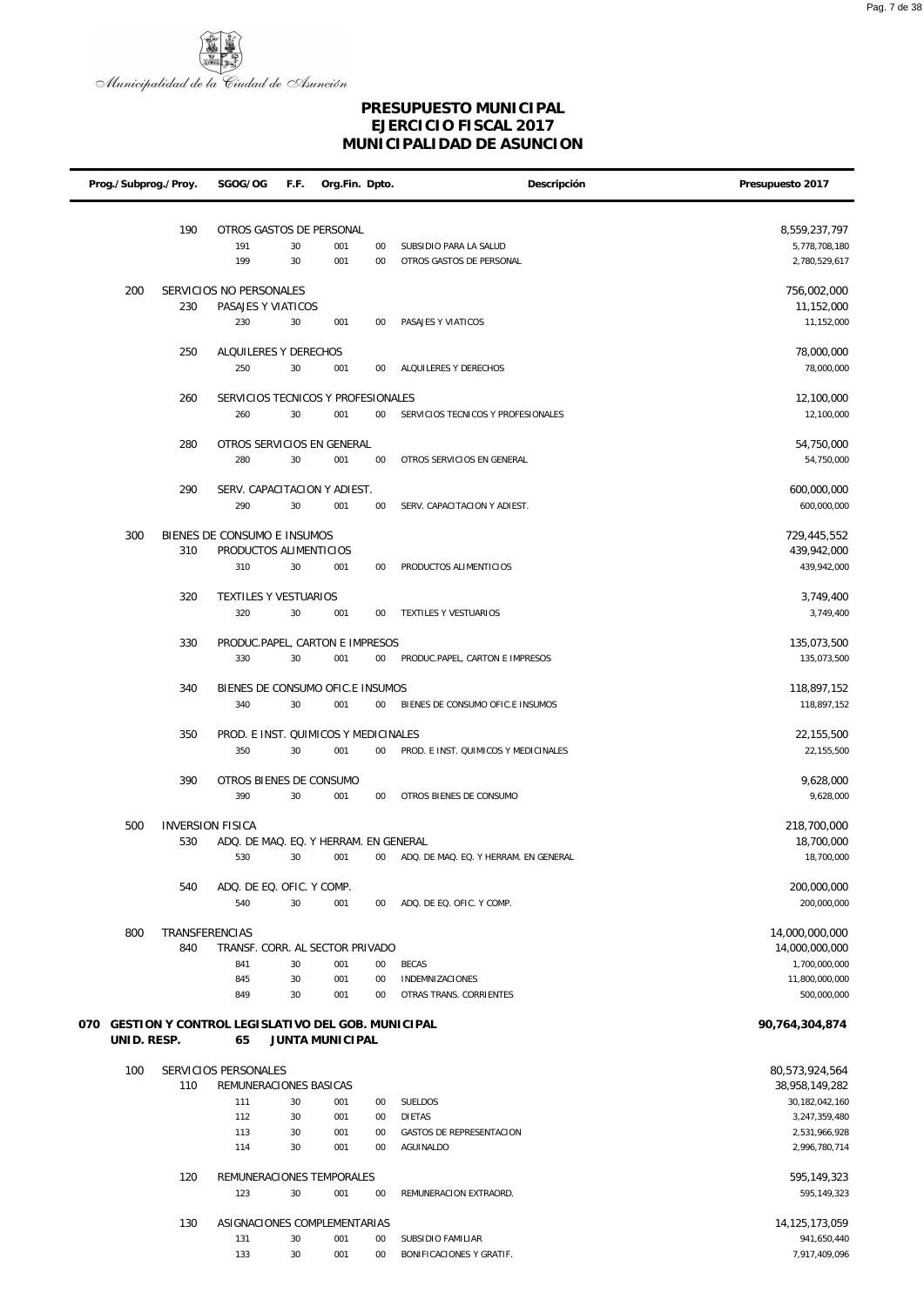Municipalidad de la Ciudad de Asunción

# PRESUPUESTO MUNICIPAL
## EJERCICIO FISCAL 2017
## MUNICIPALIDAD DE ASUNCION

| Prog./Subprog./Proy. | | SGOG/OG | F.F. | Org.Fin. | Dpto. | Descripción | Presupuesto 2017 |
|---|---|---|---|---|---|---|---|
| | 190 | OTROS GASTOS DE PERSONAL | | | | | 8,559,237,797 |
| | | 191 | 30 | 001 | 00 | SUBSIDIO PARA LA SALUD | 5,778,708,180 |
| | | 199 | 30 | 001 | 00 | OTROS GASTOS DE PERSONAL | 2,780,529,617 |
| 200 | | SERVICIOS NO PERSONALES | | | | | 756,002,000 |
| | 230 | PASAJES Y VIATICOS | | | | | 11,152,000 |
| | | 230 | 30 | 001 | 00 | PASAJES Y VIATICOS | 11,152,000 |
| | 250 | ALQUILERES Y DERECHOS | | | | | 78,000,000 |
| | | 250 | 30 | 001 | 00 | ALQUILERES Y DERECHOS | 78,000,000 |
| | 260 | SERVICIOS TECNICOS Y PROFESIONALES | | | | | 12,100,000 |
| | | 260 | 30 | 001 | 00 | SERVICIOS TECNICOS Y PROFESIONALES | 12,100,000 |
| | 280 | OTROS SERVICIOS EN GENERAL | | | | | 54,750,000 |
| | | 280 | 30 | 001 | 00 | OTROS SERVICIOS EN GENERAL | 54,750,000 |
| | 290 | SERV. CAPACITACION Y ADIEST. | | | | | 600,000,000 |
| | | 290 | 30 | 001 | 00 | SERV. CAPACITACION Y ADIEST. | 600,000,000 |
| 300 | | BIENES DE CONSUMO E INSUMOS | | | | | 729,445,552 |
| | 310 | PRODUCTOS ALIMENTICIOS | | | | | 439,942,000 |
| | | 310 | 30 | 001 | 00 | PRODUCTOS ALIMENTICIOS | 439,942,000 |
| | 320 | TEXTILES Y VESTUARIOS | | | | | 3,749,400 |
| | | 320 | 30 | 001 | 00 | TEXTILES Y VESTUARIOS | 3,749,400 |
| | 330 | PRODUC.PAPEL, CARTON E IMPRESOS | | | | | 135,073,500 |
| | | 330 | 30 | 001 | 00 | PRODUC.PAPEL, CARTON E IMPRESOS | 135,073,500 |
| | 340 | BIENES DE CONSUMO OFIC.E INSUMOS | | | | | 118,897,152 |
| | | 340 | 30 | 001 | 00 | BIENES DE CONSUMO OFIC.E INSUMOS | 118,897,152 |
| | 350 | PROD. E INST. QUIMICOS Y MEDICINALES | | | | | 22,155,500 |
| | | 350 | 30 | 001 | 00 | PROD. E INST. QUIMICOS Y MEDICINALES | 22,155,500 |
| | 390 | OTROS BIENES DE CONSUMO | | | | | 9,628,000 |
| | | 390 | 30 | 001 | 00 | OTROS BIENES DE CONSUMO | 9,628,000 |
| 500 | | INVERSION FISICA | | | | | 218,700,000 |
| | 530 | ADQ. DE MAQ. EQ. Y HERRAM. EN GENERAL | | | | | 18,700,000 |
| | | 530 | 30 | 001 | 00 | ADQ. DE MAQ. EQ. Y HERRAM. EN GENERAL | 18,700,000 |
| | 540 | ADQ. DE EQ. OFIC. Y COMP. | | | | | 200,000,000 |
| | | 540 | 30 | 001 | 00 | ADQ. DE EQ. OFIC. Y COMP. | 200,000,000 |
| 800 | | TRANSFERENCIAS | | | | | 14,000,000,000 |
| | 840 | TRANSF. CORR. AL SECTOR PRIVADO | | | | | 14,000,000,000 |
| | | 841 | 30 | 001 | 00 | BECAS | 1,700,000,000 |
| | | 845 | 30 | 001 | 00 | INDEMNIZACIONES | 11,800,000,000 |
| | | 849 | 30 | 001 | 00 | OTRAS TRANS. CORRIENTES | 500,000,000 |
| **070** | | **GESTION Y CONTROL LEGISLATIVO DEL GOB. MUNICIPAL** | | | | | **90,764,304,874** |
| **UNID. RESP.** | | **65** | | **JUNTA MUNICIPAL** | | | |
| 100 | | SERVICIOS PERSONALES | | | | | 80,573,924,564 |
| | 110 | REMUNERACIONES BASICAS | | | | | 38,958,149,282 |
| | | 111 | 30 | 001 | 00 | SUELDOS | 30,182,042,160 |
| | | 112 | 30 | 001 | 00 | DIETAS | 3,247,359,480 |
| | | 113 | 30 | 001 | 00 | GASTOS DE REPRESENTACION | 2,531,966,928 |
| | | 114 | 30 | 001 | 00 | AGUINALDO | 2,996,780,714 |
| | 120 | REMUNERACIONES TEMPORALES | | | | | 595,149,323 |
| | | 123 | 30 | 001 | 00 | REMUNERACION EXTRAORD. | 595,149,323 |
| | 130 | ASIGNACIONES COMPLEMENTARIAS | | | | | 14,125,173,059 |
| | | 131 | 30 | 001 | 00 | SUBSIDIO FAMILIAR | 941,650,440 |
| | | 133 | 30 | 001 | 00 | BONIFICACIONES Y GRATIF. | 7,917,409,096 |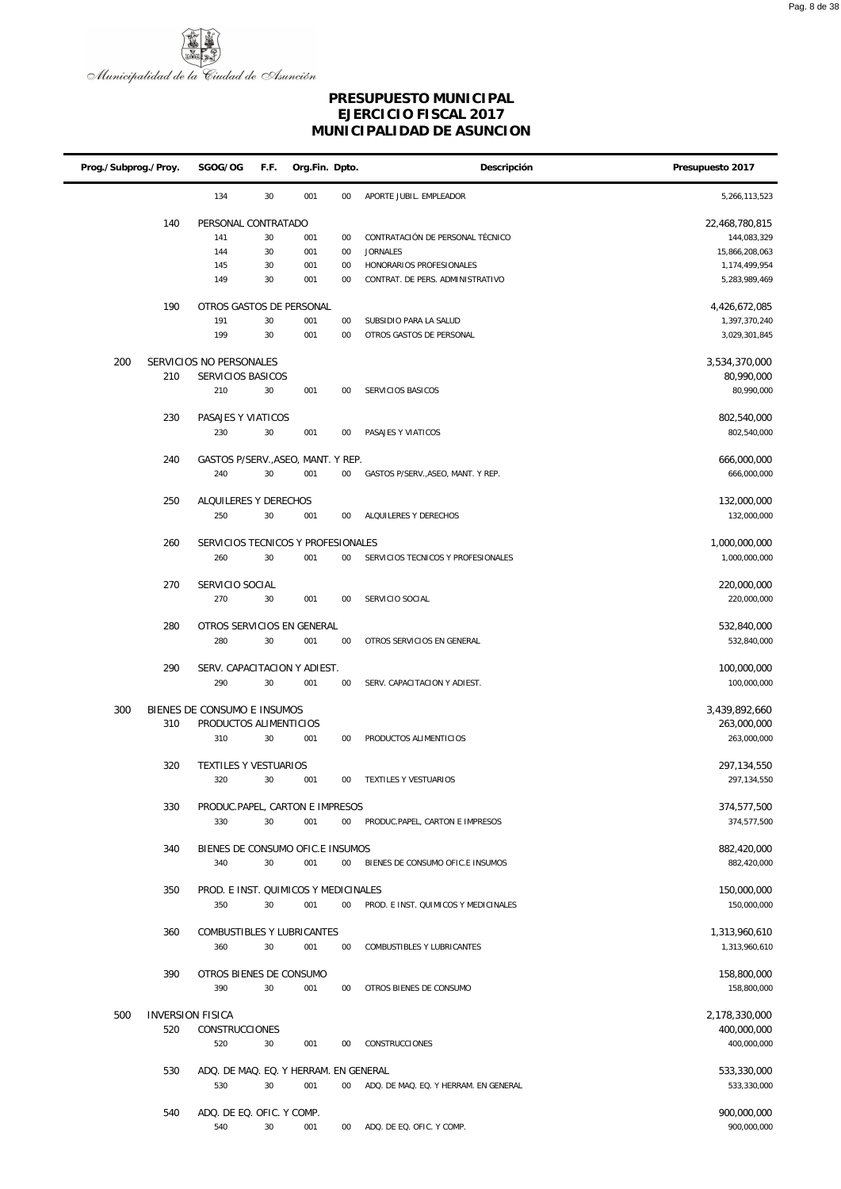Municipalidad de la Ciudad de Asunción

# PRESUPUESTO MUNICIPAL
## EJERCICIO FISCAL 2017
## MUNICIPALIDAD DE ASUNCION

| Prog./Subprog./Proy. | | SGOG/OG | F.F. | Org.Fin. | Dpto. | Descripción | Presupuesto 2017 |
|---|---|---|---|---|---|---|---|
| | | 134 | 30 | 001 | 00 | APORTE JUBIL. EMPLEADOR | 5,266,113,523 |
| | 140 | PERSONAL CONTRATADO | | | | | 22,468,780,815 |
| | | 141 | 30 | 001 | 00 | CONTRATACIÓN DE PERSONAL TÉCNICO | 144,083,329 |
| | | 144 | 30 | 001 | 00 | JORNALES | 15,866,208,063 |
| | | 145 | 30 | 001 | 00 | HONORARIOS PROFESIONALES | 1,174,499,954 |
| | | 149 | 30 | 001 | 00 | CONTRAT. DE PERS. ADMINISTRATIVO | 5,283,989,469 |
| | 190 | OTROS GASTOS DE PERSONAL | | | | | 4,426,672,085 |
| | | 191 | 30 | 001 | 00 | SUBSIDIO PARA LA SALUD | 1,397,370,240 |
| | | 199 | 30 | 001 | 00 | OTROS GASTOS DE PERSONAL | 3,029,301,845 |
| 200 | | SERVICIOS NO PERSONALES | | | | | 3,534,370,000 |
| | 210 | SERVICIOS BASICOS | | | | | 80,990,000 |
| | | 210 | 30 | 001 | 00 | SERVICIOS BASICOS | 80,990,000 |
| | 230 | PASAJES Y VIATICOS | | | | | 802,540,000 |
| | | 230 | 30 | 001 | 00 | PASAJES Y VIATICOS | 802,540,000 |
| | 240 | GASTOS P/SERV.,ASEO, MANT. Y REP. | | | | | 666,000,000 |
| | | 240 | 30 | 001 | 00 | GASTOS P/SERV.,ASEO, MANT. Y REP. | 666,000,000 |
| | 250 | ALQUILERES Y DERECHOS | | | | | 132,000,000 |
| | | 250 | 30 | 001 | 00 | ALQUILERES Y DERECHOS | 132,000,000 |
| | 260 | SERVICIOS TECNICOS Y PROFESIONALES | | | | | 1,000,000,000 |
| | | 260 | 30 | 001 | 00 | SERVICIOS TECNICOS Y PROFESIONALES | 1,000,000,000 |
| | 270 | SERVICIO SOCIAL | | | | | 220,000,000 |
| | | 270 | 30 | 001 | 00 | SERVICIO SOCIAL | 220,000,000 |
| | 280 | OTROS SERVICIOS EN GENERAL | | | | | 532,840,000 |
| | | 280 | 30 | 001 | 00 | OTROS SERVICIOS EN GENERAL | 532,840,000 |
| | 290 | SERV. CAPACITACION Y ADIEST. | | | | | 100,000,000 |
| | | 290 | 30 | 001 | 00 | SERV. CAPACITACION Y ADIEST. | 100,000,000 |
| 300 | | BIENES DE CONSUMO E INSUMOS | | | | | 3,439,892,660 |
| | 310 | PRODUCTOS ALIMENTICIOS | | | | | 263,000,000 |
| | | 310 | 30 | 001 | 00 | PRODUCTOS ALIMENTICIOS | 263,000,000 |
| | 320 | TEXTILES Y VESTUARIOS | | | | | 297,134,550 |
| | | 320 | 30 | 001 | 00 | TEXTILES Y VESTUARIOS | 297,134,550 |
| | 330 | PRODUC.PAPEL, CARTON E IMPRESOS | | | | | 374,577,500 |
| | | 330 | 30 | 001 | 00 | PRODUC.PAPEL, CARTON E IMPRESOS | 374,577,500 |
| | 340 | BIENES DE CONSUMO OFIC.E INSUMOS | | | | | 882,420,000 |
| | | 340 | 30 | 001 | 00 | BIENES DE CONSUMO OFIC.E INSUMOS | 882,420,000 |
| | 350 | PROD. E INST. QUIMICOS Y MEDICINALES | | | | | 150,000,000 |
| | | 350 | 30 | 001 | 00 | PROD. E INST. QUIMICOS Y MEDICINALES | 150,000,000 |
| | 360 | COMBUSTIBLES Y LUBRICANTES | | | | | 1,313,960,610 |
| | | 360 | 30 | 001 | 00 | COMBUSTIBLES Y LUBRICANTES | 1,313,960,610 |
| | 390 | OTROS BIENES DE CONSUMO | | | | | 158,800,000 |
| | | 390 | 30 | 001 | 00 | OTROS BIENES DE CONSUMO | 158,800,000 |
| 500 | | INVERSION FISICA | | | | | 2,178,330,000 |
| | 520 | CONSTRUCCIONES | | | | | 400,000,000 |
| | | 520 | 30 | 001 | 00 | CONSTRUCCIONES | 400,000,000 |
| | 530 | ADQ. DE MAQ. EQ. Y HERRAM. EN GENERAL | | | | | 533,330,000 |
| | | 530 | 30 | 001 | 00 | ADQ. DE MAQ. EQ. Y HERRAM. EN GENERAL | 533,330,000 |
| | 540 | ADQ. DE EQ. OFIC. Y COMP. | | | | | 900,000,000 |
| | | 540 | 30 | 001 | 00 | ADQ. DE EQ. OFIC. Y COMP. | 900,000,000 |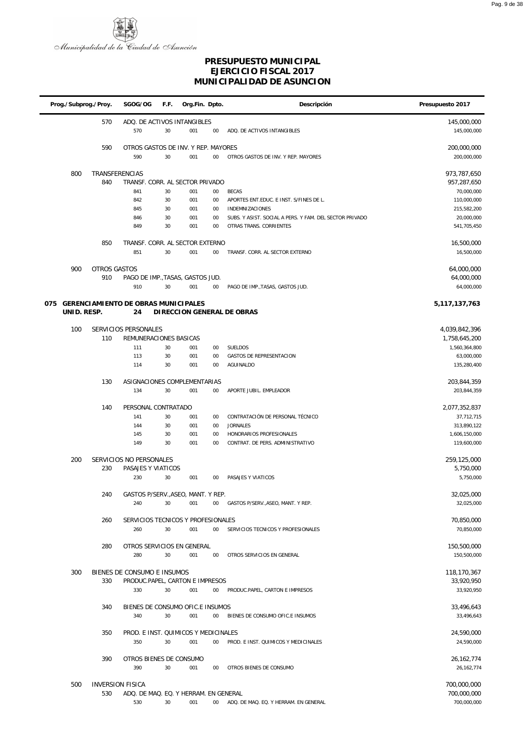Municipalidad de la Ciudad de Asunción

# PRESUPUESTO MUNICIPAL
## EJERCICIO FISCAL 2017
## MUNICIPALIDAD DE ASUNCION

| Prog./Subprog./Proy. | | SGOG/OG | F.F. | Org.Fin. | Dpto. | Descripción | Presupuesto 2017 |
|---|---|---|---|---|---|---|---|
| | 570 | ADQ. DE ACTIVOS INTANGIBLES | | | | | 145,000,000 |
| | | 570 | 30 | 001 | 00 | ADQ. DE ACTIVOS INTANGIBLES | 145,000,000 |
| | 590 | OTROS GASTOS DE INV. Y REP. MAYORES | | | | | 200,000,000 |
| | | 590 | 30 | 001 | 00 | OTROS GASTOS DE INV. Y REP. MAYORES | 200,000,000 |
| 800 | TRANSFERENCIAS | | | | | | 973,787,650 |
| | 840 | TRANSF. CORR. AL SECTOR PRIVADO | | | | | 957,287,650 |
| | | 841 | 30 | 001 | 00 | BECAS | 70,000,000 |
| | | 842 | 30 | 001 | 00 | APORTES ENT.EDUC. E INST. S/FINES DE L. | 110,000,000 |
| | | 845 | 30 | 001 | 00 | INDEMNIZACIONES | 215,582,200 |
| | | 846 | 30 | 001 | 00 | SUBS. Y ASIST. SOCIAL A PERS. Y FAM. DEL SECTOR PRIVADO | 20,000,000 |
| | | 849 | 30 | 001 | 00 | OTRAS TRANS. CORRIENTES | 541,705,450 |
| | 850 | TRANSF. CORR. AL SECTOR EXTERNO | | | | | 16,500,000 |
| | | 851 | 30 | 001 | 00 | TRANSF. CORR. AL SECTOR EXTERNO | 16,500,000 |
| 900 | OTROS GASTOS | | | | | | 64,000,000 |
| | 910 | PAGO DE IMP.,TASAS, GASTOS JUD. | | | | | 64,000,000 |
| | | 910 | 30 | 001 | 00 | PAGO DE IMP.,TASAS, GASTOS JUD. | 64,000,000 |
| **075 GERENCIAMIENTO DE OBRAS MUNICIPALES** | | | | | | | **5,117,137,763** |
| **UNID. RESP.** | | **24** | | | | **DIRECCION GENERAL DE OBRAS** | |
| 100 | SERVICIOS PERSONALES | | | | | | 4,039,842,396 |
| | 110 | REMUNERACIONES BASICAS | | | | | 1,758,645,200 |
| | | 111 | 30 | 001 | 00 | SUELDOS | 1,560,364,800 |
| | | 113 | 30 | 001 | 00 | GASTOS DE REPRESENTACION | 63,000,000 |
| | | 114 | 30 | 001 | 00 | AGUINALDO | 135,280,400 |
| | 130 | ASIGNACIONES COMPLEMENTARIAS | | | | | 203,844,359 |
| | | 134 | 30 | 001 | 00 | APORTE JUBIL. EMPLEADOR | 203,844,359 |
| | 140 | PERSONAL CONTRATADO | | | | | 2,077,352,837 |
| | | 141 | 30 | 001 | 00 | CONTRATACIÓN DE PERSONAL TÉCNICO | 37,712,715 |
| | | 144 | 30 | 001 | 00 | JORNALES | 313,890,122 |
| | | 145 | 30 | 001 | 00 | HONORARIOS PROFESIONALES | 1,606,150,000 |
| | | 149 | 30 | 001 | 00 | CONTRAT. DE PERS. ADMINISTRATIVO | 119,600,000 |
| 200 | SERVICIOS NO PERSONALES | | | | | | 259,125,000 |
| | 230 | PASAJES Y VIATICOS | | | | | 5,750,000 |
| | | 230 | 30 | 001 | 00 | PASAJES Y VIATICOS | 5,750,000 |
| | 240 | GASTOS P/SERV.,ASEO, MANT. Y REP. | | | | | 32,025,000 |
| | | 240 | 30 | 001 | 00 | GASTOS P/SERV.,ASEO, MANT. Y REP. | 32,025,000 |
| | 260 | SERVICIOS TECNICOS Y PROFESIONALES | | | | | 70,850,000 |
| | | 260 | 30 | 001 | 00 | SERVICIOS TECNICOS Y PROFESIONALES | 70,850,000 |
| | 280 | OTROS SERVICIOS EN GENERAL | | | | | 150,500,000 |
| | | 280 | 30 | 001 | 00 | OTROS SERVICIOS EN GENERAL | 150,500,000 |
| 300 | BIENES DE CONSUMO E INSUMOS | | | | | | 118,170,367 |
| | 330 | PRODUC.PAPEL, CARTON E IMPRESOS | | | | | 33,920,950 |
| | | 330 | 30 | 001 | 00 | PRODUC.PAPEL, CARTON E IMPRESOS | 33,920,950 |
| | 340 | BIENES DE CONSUMO OFIC.E INSUMOS | | | | | 33,496,643 |
| | | 340 | 30 | 001 | 00 | BIENES DE CONSUMO OFIC.E INSUMOS | 33,496,643 |
| | 350 | PROD. E INST. QUIMICOS Y MEDICINALES | | | | | 24,590,000 |
| | | 350 | 30 | 001 | 00 | PROD. E INST. QUIMICOS Y MEDICINALES | 24,590,000 |
| | 390 | OTROS BIENES DE CONSUMO | | | | | 26,162,774 |
| | | 390 | 30 | 001 | 00 | OTROS BIENES DE CONSUMO | 26,162,774 |
| 500 | INVERSION FISICA | | | | | | 700,000,000 |
| | 530 | ADQ. DE MAQ. EQ. Y HERRAM. EN GENERAL | | | | | 700,000,000 |
| | | 530 | 30 | 001 | 00 | ADQ. DE MAQ. EQ. Y HERRAM. EN GENERAL | 700,000,000 |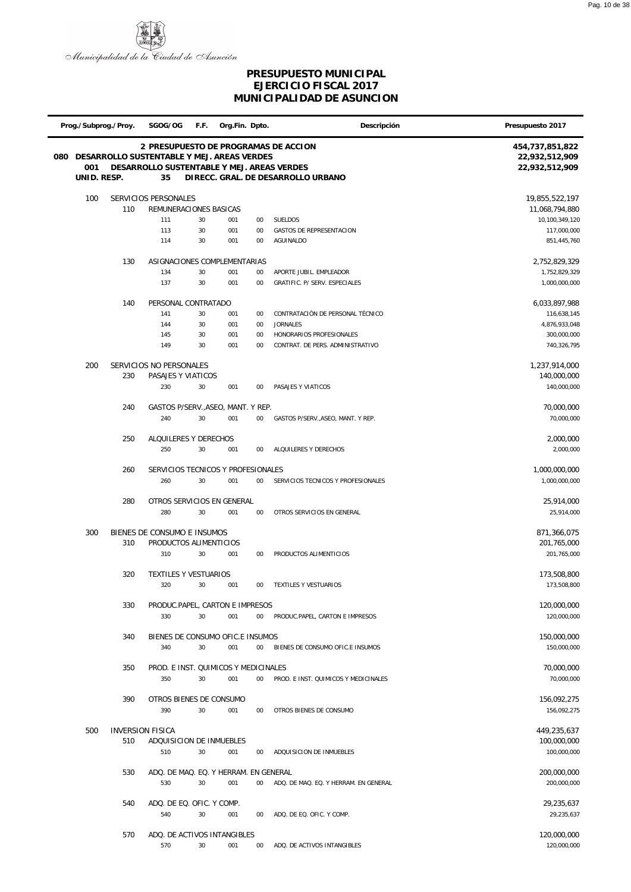Municipalidad de la Ciudad de Asunción

# PRESUPUESTO MUNICIPAL
## EJERCICIO FISCAL 2017
## MUNICIPALIDAD DE ASUNCION

| Prog./Subprog./Proy. | | SGOG/OG | F.F. | Org.Fin. | Dpto. | Descripción | Presupuesto 2017 |
|---|---|---|---|---|---|---|---|
| | | 2 PRESUPUESTO DE PROGRAMAS DE ACCION | | | | | 454,737,851,822 |
| 080 DESARROLLO SUSTENTABLE Y MEJ. AREAS VERDES | | | | | | | 22,932,512,909 |
| 001 | | DESARROLLO SUSTENTABLE Y MEJ. AREAS VERDES | | | | | 22,932,512,909 |
| UNID. RESP. | | 35 | | | | DIRECC. GRAL. DE DESARROLLO URBANO | |
| 100 | | SERVICIOS PERSONALES | | | | | 19,855,522,197 |
| | 110 | REMUNERACIONES BASICAS | | | | | 11,068,794,880 |
| | | 111 | 30 | 001 | 00 | SUELDOS | 10,100,349,120 |
| | | 113 | 30 | 001 | 00 | GASTOS DE REPRESENTACION | 117,000,000 |
| | | 114 | 30 | 001 | 00 | AGUINALDO | 851,445,760 |
| | 130 | ASIGNACIONES COMPLEMENTARIAS | | | | | 2,752,829,329 |
| | | 134 | 30 | 001 | 00 | APORTE JUBIL. EMPLEADOR | 1,752,829,329 |
| | | 137 | 30 | 001 | 00 | GRATIFIC. P/ SERV. ESPECIALES | 1,000,000,000 |
| | 140 | PERSONAL CONTRATADO | | | | | 6,033,897,988 |
| | | 141 | 30 | 001 | 00 | CONTRATACIÓN DE PERSONAL TÉCNICO | 116,638,145 |
| | | 144 | 30 | 001 | 00 | JORNALES | 4,876,933,048 |
| | | 145 | 30 | 001 | 00 | HONORARIOS PROFESIONALES | 300,000,000 |
| | | 149 | 30 | 001 | 00 | CONTRAT. DE PERS. ADMINISTRATIVO | 740,326,795 |
| 200 | | SERVICIOS NO PERSONALES | | | | | 1,237,914,000 |
| | 230 | PASAJES Y VIATICOS | | | | | 140,000,000 |
| | | 230 | 30 | 001 | 00 | PASAJES Y VIATICOS | 140,000,000 |
| | 240 | GASTOS P/SERV.,ASEO, MANT. Y REP. | | | | | 70,000,000 |
| | | 240 | 30 | 001 | 00 | GASTOS P/SERV.,ASEO, MANT. Y REP. | 70,000,000 |
| | 250 | ALQUILERES Y DERECHOS | | | | | 2,000,000 |
| | | 250 | 30 | 001 | 00 | ALQUILERES Y DERECHOS | 2,000,000 |
| | 260 | SERVICIOS TECNICOS Y PROFESIONALES | | | | | 1,000,000,000 |
| | | 260 | 30 | 001 | 00 | SERVICIOS TECNICOS Y PROFESIONALES | 1,000,000,000 |
| | 280 | OTROS SERVICIOS EN GENERAL | | | | | 25,914,000 |
| | | 280 | 30 | 001 | 00 | OTROS SERVICIOS EN GENERAL | 25,914,000 |
| 300 | | BIENES DE CONSUMO E INSUMOS | | | | | 871,366,075 |
| | 310 | PRODUCTOS ALIMENTICIOS | | | | | 201,765,000 |
| | | 310 | 30 | 001 | 00 | PRODUCTOS ALIMENTICIOS | 201,765,000 |
| | 320 | TEXTILES Y VESTUARIOS | | | | | 173,508,800 |
| | | 320 | 30 | 001 | 00 | TEXTILES Y VESTUARIOS | 173,508,800 |
| | 330 | PRODUC.PAPEL, CARTON E IMPRESOS | | | | | 120,000,000 |
| | | 330 | 30 | 001 | 00 | PRODUC.PAPEL, CARTON E IMPRESOS | 120,000,000 |
| | 340 | BIENES DE CONSUMO OFIC.E INSUMOS | | | | | 150,000,000 |
| | | 340 | 30 | 001 | 00 | BIENES DE CONSUMO OFIC.E INSUMOS | 150,000,000 |
| | 350 | PROD. E INST. QUIMICOS Y MEDICINALES | | | | | 70,000,000 |
| | | 350 | 30 | 001 | 00 | PROD. E INST. QUIMICOS Y MEDICINALES | 70,000,000 |
| | 390 | OTROS BIENES DE CONSUMO | | | | | 156,092,275 |
| | | 390 | 30 | 001 | 00 | OTROS BIENES DE CONSUMO | 156,092,275 |
| 500 | | INVERSION FISICA | | | | | 449,235,637 |
| | 510 | ADQUISICION DE INMUEBLES | | | | | 100,000,000 |
| | | 510 | 30 | 001 | 00 | ADQUISICION DE INMUEBLES | 100,000,000 |
| | 530 | ADQ. DE MAQ. EQ. Y HERRAM. EN GENERAL | | | | | 200,000,000 |
| | | 530 | 30 | 001 | 00 | ADQ. DE MAQ. EQ. Y HERRAM. EN GENERAL | 200,000,000 |
| | 540 | ADQ. DE EQ. OFIC. Y COMP. | | | | | 29,235,637 |
| | | 540 | 30 | 001 | 00 | ADQ. DE EQ. OFIC. Y COMP. | 29,235,637 |
| | 570 | ADQ. DE ACTIVOS INTANGIBLES | | | | | 120,000,000 |
| | | 570 | 30 | 001 | 00 | ADQ. DE ACTIVOS INTANGIBLES | 120,000,000 |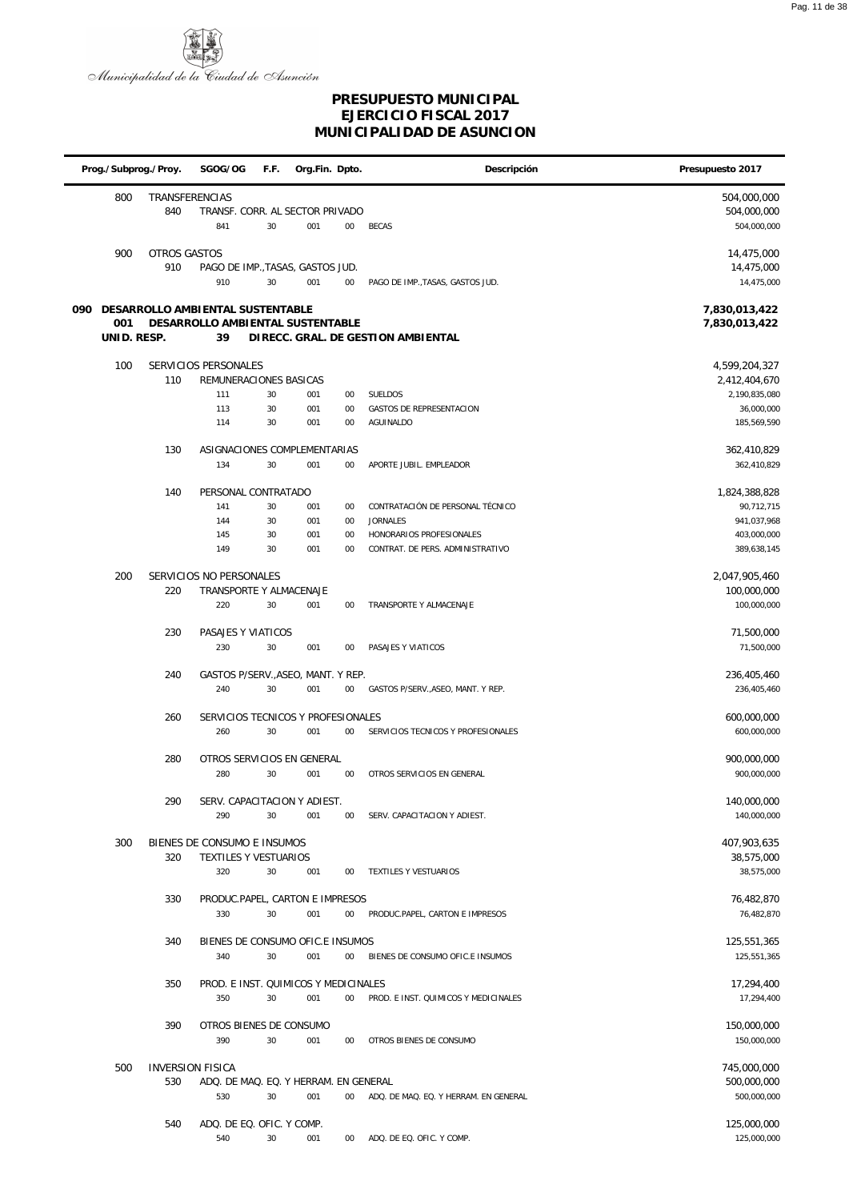Municipalidad de la Ciudad de Asunción

# PRESUPUESTO MUNICIPAL
# EJERCICIO FISCAL 2017
# MUNICIPALIDAD DE ASUNCION

| Prog./Subprog./Proy. | | SGOG/OG | F.F. | Org.Fin. | Dpto. | Descripción | Presupuesto 2017 |
|---|---|---|---|---|---|---|---|
| 800 | TRANSFERENCIAS | | | | | | 504,000,000 |
| | 840 | TRANSF. CORR. AL SECTOR PRIVADO | | | | | 504,000,000 |
| | | 841 | 30 | 001 | 00 | BECAS | 504,000,000 |
| 900 | OTROS GASTOS | | | | | | 14,475,000 |
| | 910 | PAGO DE IMP.,TASAS, GASTOS JUD. | | | | | 14,475,000 |
| | | 910 | 30 | 001 | 00 | PAGO DE IMP.,TASAS, GASTOS JUD. | 14,475,000 |
| **090** | **DESARROLLO AMBIENTAL SUSTENTABLE** | | | | | | **7,830,013,422** |
| **001** | **DESARROLLO AMBIENTAL SUSTENTABLE** | | | | | | **7,830,013,422** |
| **UNID. RESP.** | | **39** | | | | **DIRECC. GRAL. DE GESTION AMBIENTAL** | |
| 100 | SERVICIOS PERSONALES | | | | | | 4,599,204,327 |
| | 110 | REMUNERACIONES BASICAS | | | | | 2,412,404,670 |
| | | 111 | 30 | 001 | 00 | SUELDOS | 2,190,835,080 |
| | | 113 | 30 | 001 | 00 | GASTOS DE REPRESENTACION | 36,000,000 |
| | | 114 | 30 | 001 | 00 | AGUINALDO | 185,569,590 |
| | 130 | ASIGNACIONES COMPLEMENTARIAS | | | | | 362,410,829 |
| | | 134 | 30 | 001 | 00 | APORTE JUBIL. EMPLEADOR | 362,410,829 |
| | 140 | PERSONAL CONTRATADO | | | | | 1,824,388,828 |
| | | 141 | 30 | 001 | 00 | CONTRATACIÓN DE PERSONAL TÉCNICO | 90,712,715 |
| | | 144 | 30 | 001 | 00 | JORNALES | 941,037,968 |
| | | 145 | 30 | 001 | 00 | HONORARIOS PROFESIONALES | 403,000,000 |
| | | 149 | 30 | 001 | 00 | CONTRAT. DE PERS. ADMINISTRATIVO | 389,638,145 |
| 200 | SERVICIOS NO PERSONALES | | | | | | 2,047,905,460 |
| | 220 | TRANSPORTE Y ALMACENAJE | | | | | 100,000,000 |
| | | 220 | 30 | 001 | 00 | TRANSPORTE Y ALMACENAJE | 100,000,000 |
| | 230 | PASAJES Y VIATICOS | | | | | 71,500,000 |
| | | 230 | 30 | 001 | 00 | PASAJES Y VIATICOS | 71,500,000 |
| | 240 | GASTOS P/SERV.,ASEO, MANT. Y REP. | | | | | 236,405,460 |
| | | 240 | 30 | 001 | 00 | GASTOS P/SERV.,ASEO, MANT. Y REP. | 236,405,460 |
| | 260 | SERVICIOS TECNICOS Y PROFESIONALES | | | | | 600,000,000 |
| | | 260 | 30 | 001 | 00 | SERVICIOS TECNICOS Y PROFESIONALES | 600,000,000 |
| | 280 | OTROS SERVICIOS EN GENERAL | | | | | 900,000,000 |
| | | 280 | 30 | 001 | 00 | OTROS SERVICIOS EN GENERAL | 900,000,000 |
| | 290 | SERV. CAPACITACION Y ADIEST. | | | | | 140,000,000 |
| | | 290 | 30 | 001 | 00 | SERV. CAPACITACION Y ADIEST. | 140,000,000 |
| 300 | BIENES DE CONSUMO E INSUMOS | | | | | | 407,903,635 |
| | 320 | TEXTILES Y VESTUARIOS | | | | | 38,575,000 |
| | | 320 | 30 | 001 | 00 | TEXTILES Y VESTUARIOS | 38,575,000 |
| | 330 | PRODUC.PAPEL, CARTON E IMPRESOS | | | | | 76,482,870 |
| | | 330 | 30 | 001 | 00 | PRODUC.PAPEL, CARTON E IMPRESOS | 76,482,870 |
| | 340 | BIENES DE CONSUMO OFIC.E INSUMOS | | | | | 125,551,365 |
| | | 340 | 30 | 001 | 00 | BIENES DE CONSUMO OFIC.E INSUMOS | 125,551,365 |
| | 350 | PROD. E INST. QUIMICOS Y MEDICINALES | | | | | 17,294,400 |
| | | 350 | 30 | 001 | 00 | PROD. E INST. QUIMICOS Y MEDICINALES | 17,294,400 |
| | 390 | OTROS BIENES DE CONSUMO | | | | | 150,000,000 |
| | | 390 | 30 | 001 | 00 | OTROS BIENES DE CONSUMO | 150,000,000 |
| 500 | INVERSION FISICA | | | | | | 745,000,000 |
| | 530 | ADQ. DE MAQ. EQ. Y HERRAM. EN GENERAL | | | | | 500,000,000 |
| | | 530 | 30 | 001 | 00 | ADQ. DE MAQ. EQ. Y HERRAM. EN GENERAL | 500,000,000 |
| | 540 | ADQ. DE EQ. OFIC. Y COMP. | | | | | 125,000,000 |
| | | 540 | 30 | 001 | 00 | ADQ. DE EQ. OFIC. Y COMP. | 125,000,000 |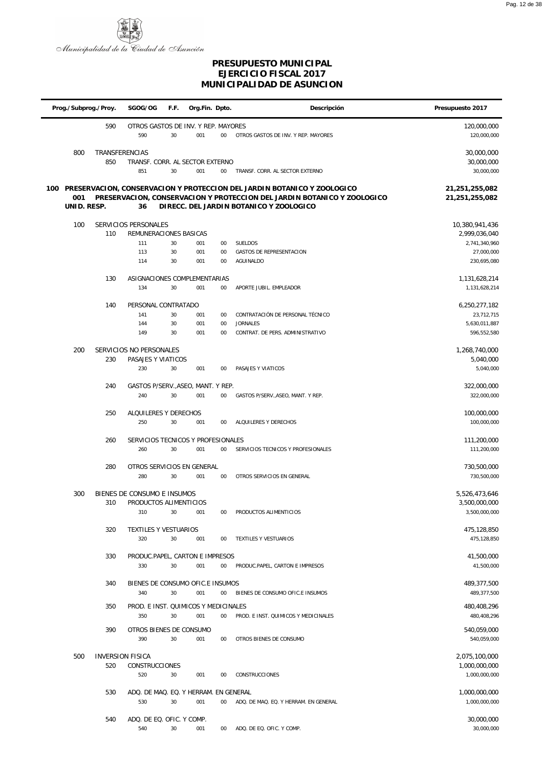Municipalidad de la Ciudad de Asunción

# PRESUPUESTO MUNICIPAL
## EJERCICIO FISCAL 2017
## MUNICIPALIDAD DE ASUNCION

| Prog./Subprog./Proy. | | SGOG/OG | F.F. | Org.Fin. | Dpto. | Descripción | Presupuesto 2017 |
|---|---|---|---|---|---|---|---|
| | 590 | OTROS GASTOS DE INV. Y REP. MAYORES | | | | | 120,000,000 |
| | | 590 | 30 | 001 | 00 | OTROS GASTOS DE INV. Y REP. MAYORES | 120,000,000 |
| 800 | TRANSFERENCIAS | | | | | | 30,000,000 |
| | 850 | TRANSF. CORR. AL SECTOR EXTERNO | | | | | 30,000,000 |
| | | 851 | 30 | 001 | 00 | TRANSF. CORR. AL SECTOR EXTERNO | 30,000,000 |
| **100** | | | | | | **PRESERVACION, CONSERVACION Y PROTECCION DEL JARDIN BOTANICO Y ZOOLOGICO** | **21,251,255,082** |
| **001** | | | | | | **PRESERVACION, CONSERVACION Y PROTECCION DEL JARDIN BOTANICO Y ZOOLOGICO** | **21,251,255,082** |
| **UNID. RESP.** | | **36** | | | | **DIRECC. DEL JARDIN BOTANICO Y ZOOLOGICO** | |
| 100 | SERVICIOS PERSONALES | | | | | | 10,380,941,436 |
| | 110 | REMUNERACIONES BASICAS | | | | | 2,999,036,040 |
| | | 111 | 30 | 001 | 00 | SUELDOS | 2,741,340,960 |
| | | 113 | 30 | 001 | 00 | GASTOS DE REPRESENTACION | 27,000,000 |
| | | 114 | 30 | 001 | 00 | AGUINALDO | 230,695,080 |
| | 130 | ASIGNACIONES COMPLEMENTARIAS | | | | | 1,131,628,214 |
| | | 134 | 30 | 001 | 00 | APORTE JUBIL. EMPLEADOR | 1,131,628,214 |
| | 140 | PERSONAL CONTRATADO | | | | | 6,250,277,182 |
| | | 141 | 30 | 001 | 00 | CONTRATACIÓN DE PERSONAL TÉCNICO | 23,712,715 |
| | | 144 | 30 | 001 | 00 | JORNALES | 5,630,011,887 |
| | | 149 | 30 | 001 | 00 | CONTRAT. DE PERS. ADMINISTRATIVO | 596,552,580 |
| 200 | SERVICIOS NO PERSONALES | | | | | | 1,268,740,000 |
| | 230 | PASAJES Y VIATICOS | | | | | 5,040,000 |
| | | 230 | 30 | 001 | 00 | PASAJES Y VIATICOS | 5,040,000 |
| | 240 | GASTOS P/SERV.,ASEO, MANT. Y REP. | | | | | 322,000,000 |
| | | 240 | 30 | 001 | 00 | GASTOS P/SERV.,ASEO, MANT. Y REP. | 322,000,000 |
| | 250 | ALQUILERES Y DERECHOS | | | | | 100,000,000 |
| | | 250 | 30 | 001 | 00 | ALQUILERES Y DERECHOS | 100,000,000 |
| | 260 | SERVICIOS TECNICOS Y PROFESIONALES | | | | | 111,200,000 |
| | | 260 | 30 | 001 | 00 | SERVICIOS TECNICOS Y PROFESIONALES | 111,200,000 |
| | 280 | OTROS SERVICIOS EN GENERAL | | | | | 730,500,000 |
| | | 280 | 30 | 001 | 00 | OTROS SERVICIOS EN GENERAL | 730,500,000 |
| 300 | BIENES DE CONSUMO E INSUMOS | | | | | | 5,526,473,646 |
| | 310 | PRODUCTOS ALIMENTICIOS | | | | | 3,500,000,000 |
| | | 310 | 30 | 001 | 00 | PRODUCTOS ALIMENTICIOS | 3,500,000,000 |
| | 320 | TEXTILES Y VESTUARIOS | | | | | 475,128,850 |
| | | 320 | 30 | 001 | 00 | TEXTILES Y VESTUARIOS | 475,128,850 |
| | 330 | PRODUC.PAPEL, CARTON E IMPRESOS | | | | | 41,500,000 |
| | | 330 | 30 | 001 | 00 | PRODUC.PAPEL, CARTON E IMPRESOS | 41,500,000 |
| | 340 | BIENES DE CONSUMO OFIC.E INSUMOS | | | | | 489,377,500 |
| | | 340 | 30 | 001 | 00 | BIENES DE CONSUMO OFIC.E INSUMOS | 489,377,500 |
| | 350 | PROD. E INST. QUIMICOS Y MEDICINALES | | | | | 480,408,296 |
| | | 350 | 30 | 001 | 00 | PROD. E INST. QUIMICOS Y MEDICINALES | 480,408,296 |
| | 390 | OTROS BIENES DE CONSUMO | | | | | 540,059,000 |
| | | 390 | 30 | 001 | 00 | OTROS BIENES DE CONSUMO | 540,059,000 |
| 500 | INVERSION FISICA | | | | | | 2,075,100,000 |
| | 520 | CONSTRUCCIONES | | | | | 1,000,000,000 |
| | | 520 | 30 | 001 | 00 | CONSTRUCCIONES | 1,000,000,000 |
| | 530 | ADQ. DE MAQ. EQ. Y HERRAM. EN GENERAL | | | | | 1,000,000,000 |
| | | 530 | 30 | 001 | 00 | ADQ. DE MAQ. EQ. Y HERRAM. EN GENERAL | 1,000,000,000 |
| | 540 | ADQ. DE EQ. OFIC. Y COMP. | | | | | 30,000,000 |
| | | 540 | 30 | 001 | 00 | ADQ. DE EQ. OFIC. Y COMP. | 30,000,000 |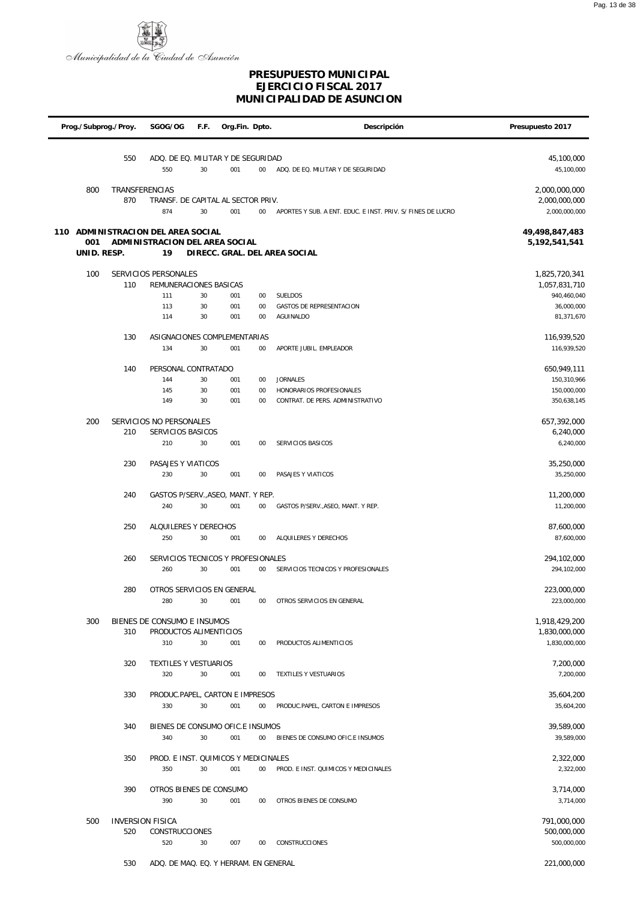# PRESUPUESTO MUNICIPAL
# EJERCICIO FISCAL 2017
# MUNICIPALIDAD DE ASUNCION

| Prog./Subprog./Proy. | | SGOG/OG | F.F. | Org.Fin. | Dpto. | Descripción | Presupuesto 2017 |
|---|---|---|---|---|---|---|---|
| | 550 | ADQ. DE EQ. MILITAR Y DE SEGURIDAD | | | | | 45,100,000 |
| | | 550 | 30 | 001 | 00 | ADQ. DE EQ. MILITAR Y DE SEGURIDAD | 45,100,000 |
| 800 | | TRANSFERENCIAS | | | | | 2,000,000,000 |
| | 870 | TRANSF. DE CAPITAL AL SECTOR PRIV. | | | | | 2,000,000,000 |
| | | 874 | 30 | 001 | 00 | APORTES Y SUB. A ENT. EDUC. E INST. PRIV. S/ FINES DE LUCRO | 2,000,000,000 |
| **110** | | **ADMINISTRACION DEL AREA SOCIAL** | | | | | **49,498,847,483** |
| **001** | | **ADMINISTRACION DEL AREA SOCIAL** | | | | | **5,192,541,541** |
| **UNID. RESP.** | | **19** | | | | **DIRECC. GRAL. DEL AREA SOCIAL** | |
| 100 | | SERVICIOS PERSONALES | | | | | 1,825,720,341 |
| | 110 | REMUNERACIONES BASICAS | | | | | 1,057,831,710 |
| | | 111 | 30 | 001 | 00 | SUELDOS | 940,460,040 |
| | | 113 | 30 | 001 | 00 | GASTOS DE REPRESENTACION | 36,000,000 |
| | | 114 | 30 | 001 | 00 | AGUINALDO | 81,371,670 |
| | 130 | ASIGNACIONES COMPLEMENTARIAS | | | | | 116,939,520 |
| | | 134 | 30 | 001 | 00 | APORTE JUBIL. EMPLEADOR | 116,939,520 |
| | 140 | PERSONAL CONTRATADO | | | | | 650,949,111 |
| | | 144 | 30 | 001 | 00 | JORNALES | 150,310,966 |
| | | 145 | 30 | 001 | 00 | HONORARIOS PROFESIONALES | 150,000,000 |
| | | 149 | 30 | 001 | 00 | CONTRAT. DE PERS. ADMINISTRATIVO | 350,638,145 |
| 200 | | SERVICIOS NO PERSONALES | | | | | 657,392,000 |
| | 210 | SERVICIOS BASICOS | | | | | 6,240,000 |
| | | 210 | 30 | 001 | 00 | SERVICIOS BASICOS | 6,240,000 |
| | 230 | PASAJES Y VIATICOS | | | | | 35,250,000 |
| | | 230 | 30 | 001 | 00 | PASAJES Y VIATICOS | 35,250,000 |
| | 240 | GASTOS P/SERV.,ASEO, MANT. Y REP. | | | | | 11,200,000 |
| | | 240 | 30 | 001 | 00 | GASTOS P/SERV.,ASEO, MANT. Y REP. | 11,200,000 |
| | 250 | ALQUILERES Y DERECHOS | | | | | 87,600,000 |
| | | 250 | 30 | 001 | 00 | ALQUILERES Y DERECHOS | 87,600,000 |
| | 260 | SERVICIOS TECNICOS Y PROFESIONALES | | | | | 294,102,000 |
| | | 260 | 30 | 001 | 00 | SERVICIOS TECNICOS Y PROFESIONALES | 294,102,000 |
| | 280 | OTROS SERVICIOS EN GENERAL | | | | | 223,000,000 |
| | | 280 | 30 | 001 | 00 | OTROS SERVICIOS EN GENERAL | 223,000,000 |
| 300 | | BIENES DE CONSUMO E INSUMOS | | | | | 1,918,429,200 |
| | 310 | PRODUCTOS ALIMENTICIOS | | | | | 1,830,000,000 |
| | | 310 | 30 | 001 | 00 | PRODUCTOS ALIMENTICIOS | 1,830,000,000 |
| | 320 | TEXTILES Y VESTUARIOS | | | | | 7,200,000 |
| | | 320 | 30 | 001 | 00 | TEXTILES Y VESTUARIOS | 7,200,000 |
| | 330 | PRODUC.PAPEL, CARTON E IMPRESOS | | | | | 35,604,200 |
| | | 330 | 30 | 001 | 00 | PRODUC.PAPEL, CARTON E IMPRESOS | 35,604,200 |
| | 340 | BIENES DE CONSUMO OFIC.E INSUMOS | | | | | 39,589,000 |
| | | 340 | 30 | 001 | 00 | BIENES DE CONSUMO OFIC.E INSUMOS | 39,589,000 |
| | 350 | PROD. E INST. QUIMICOS Y MEDICINALES | | | | | 2,322,000 |
| | | 350 | 30 | 001 | 00 | PROD. E INST. QUIMICOS Y MEDICINALES | 2,322,000 |
| | 390 | OTROS BIENES DE CONSUMO | | | | | 3,714,000 |
| | | 390 | 30 | 001 | 00 | OTROS BIENES DE CONSUMO | 3,714,000 |
| 500 | | INVERSION FISICA | | | | | 791,000,000 |
| | 520 | CONSTRUCCIONES | | | | | 500,000,000 |
| | | 520 | 30 | 007 | 00 | CONSTRUCCIONES | 500,000,000 |
| | 530 | ADQ. DE MAQ. EQ. Y HERRAM. EN GENERAL | | | | | 221,000,000 |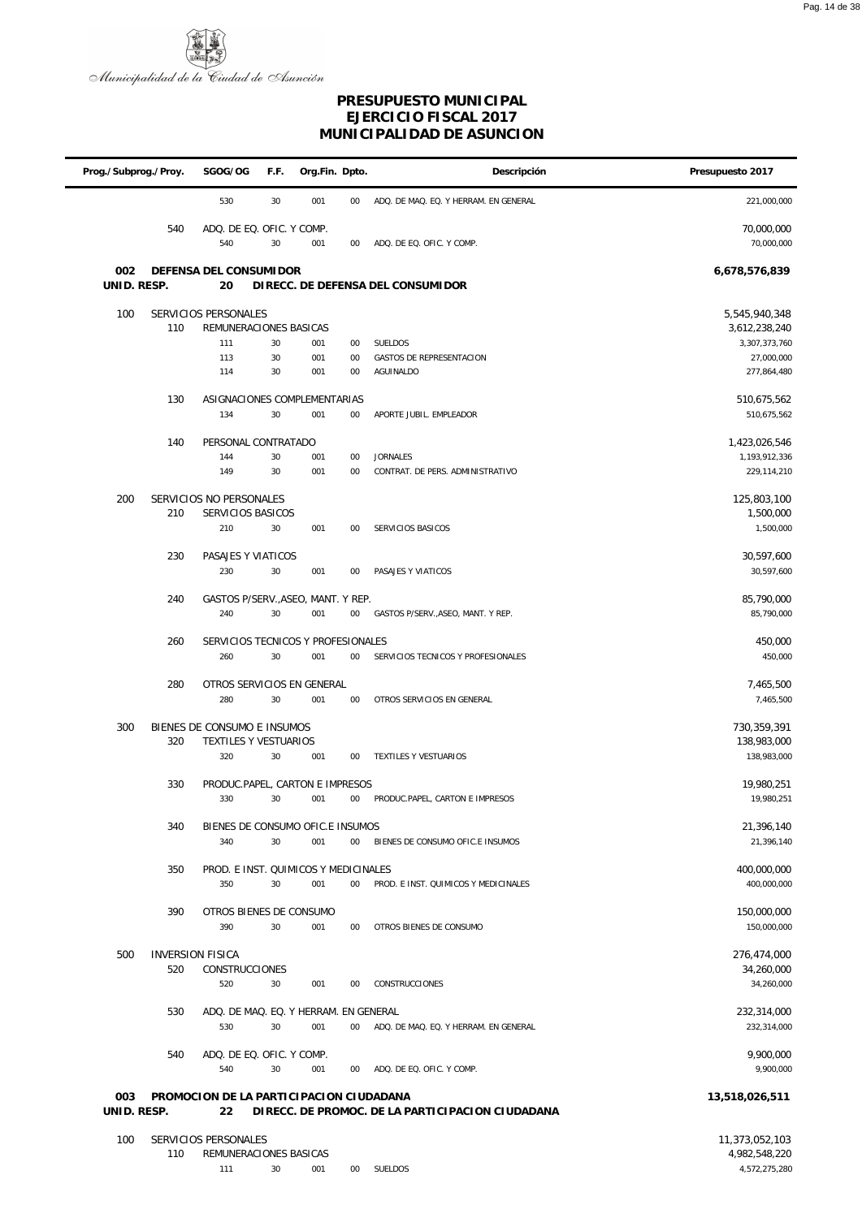Municipalidad de la Ciudad de Asunción

# PRESUPUESTO MUNICIPAL
## EJERCICIO FISCAL 2017
## MUNICIPALIDAD DE ASUNCION

| Prog./Subprog./Proy. | | SGOG/OG | F.F. | Org.Fin. | Dpto. | Descripción | Presupuesto 2017 |
|---|---|---|---|---|---|---|---|
| | | 530 | 30 | 001 | 00 | ADQ. DE MAQ. EQ. Y HERRAM. EN GENERAL | 221,000,000 |
| | 540 | ADQ. DE EQ. OFIC. Y COMP. | | | | | 70,000,000 |
| | | 540 | 30 | 001 | 00 | ADQ. DE EQ. OFIC. Y COMP. | 70,000,000 |
| **002** | | **DEFENSA DEL CONSUMIDOR** | | | | | **6,678,576,839** |
| **UNID. RESP.** | | **20** | | | | **DIRECC. DE DEFENSA DEL CONSUMIDOR** | |
| 100 | | SERVICIOS PERSONALES | | | | | 5,545,940,348 |
| | 110 | REMUNERACIONES BASICAS | | | | | 3,612,238,240 |
| | | 111 | 30 | 001 | 00 | SUELDOS | 3,307,373,760 |
| | | 113 | 30 | 001 | 00 | GASTOS DE REPRESENTACION | 27,000,000 |
| | | 114 | 30 | 001 | 00 | AGUINALDO | 277,864,480 |
| | 130 | ASIGNACIONES COMPLEMENTARIAS | | | | | 510,675,562 |
| | | 134 | 30 | 001 | 00 | APORTE JUBIL. EMPLEADOR | 510,675,562 |
| | 140 | PERSONAL CONTRATADO | | | | | 1,423,026,546 |
| | | 144 | 30 | 001 | 00 | JORNALES | 1,193,912,336 |
| | | 149 | 30 | 001 | 00 | CONTRAT. DE PERS. ADMINISTRATIVO | 229,114,210 |
| 200 | | SERVICIOS NO PERSONALES | | | | | 125,803,100 |
| | 210 | SERVICIOS BASICOS | | | | | 1,500,000 |
| | | 210 | 30 | 001 | 00 | SERVICIOS BASICOS | 1,500,000 |
| | 230 | PASAJES Y VIATICOS | | | | | 30,597,600 |
| | | 230 | 30 | 001 | 00 | PASAJES Y VIATICOS | 30,597,600 |
| | 240 | GASTOS P/SERV.,ASEO, MANT. Y REP. | | | | | 85,790,000 |
| | | 240 | 30 | 001 | 00 | GASTOS P/SERV.,ASEO, MANT. Y REP. | 85,790,000 |
| | 260 | SERVICIOS TECNICOS Y PROFESIONALES | | | | | 450,000 |
| | | 260 | 30 | 001 | 00 | SERVICIOS TECNICOS Y PROFESIONALES | 450,000 |
| | 280 | OTROS SERVICIOS EN GENERAL | | | | | 7,465,500 |
| | | 280 | 30 | 001 | 00 | OTROS SERVICIOS EN GENERAL | 7,465,500 |
| 300 | | BIENES DE CONSUMO E INSUMOS | | | | | 730,359,391 |
| | 320 | TEXTILES Y VESTUARIOS | | | | | 138,983,000 |
| | | 320 | 30 | 001 | 00 | TEXTILES Y VESTUARIOS | 138,983,000 |
| | 330 | PRODUC.PAPEL, CARTON E IMPRESOS | | | | | 19,980,251 |
| | | 330 | 30 | 001 | 00 | PRODUC.PAPEL, CARTON E IMPRESOS | 19,980,251 |
| | 340 | BIENES DE CONSUMO OFIC.E INSUMOS | | | | | 21,396,140 |
| | | 340 | 30 | 001 | 00 | BIENES DE CONSUMO OFIC.E INSUMOS | 21,396,140 |
| | 350 | PROD. E INST. QUIMICOS Y MEDICINALES | | | | | 400,000,000 |
| | | 350 | 30 | 001 | 00 | PROD. E INST. QUIMICOS Y MEDICINALES | 400,000,000 |
| | 390 | OTROS BIENES DE CONSUMO | | | | | 150,000,000 |
| | | 390 | 30 | 001 | 00 | OTROS BIENES DE CONSUMO | 150,000,000 |
| 500 | | INVERSION FISICA | | | | | 276,474,000 |
| | 520 | CONSTRUCCIONES | | | | | 34,260,000 |
| | | 520 | 30 | 001 | 00 | CONSTRUCCIONES | 34,260,000 |
| | 530 | ADQ. DE MAQ. EQ. Y HERRAM. EN GENERAL | | | | | 232,314,000 |
| | | 530 | 30 | 001 | 00 | ADQ. DE MAQ. EQ. Y HERRAM. EN GENERAL | 232,314,000 |
| | 540 | ADQ. DE EQ. OFIC. Y COMP. | | | | | 9,900,000 |
| | | 540 | 30 | 001 | 00 | ADQ. DE EQ. OFIC. Y COMP. | 9,900,000 |
| **003** | | **PROMOCION DE LA PARTICIPACION CIUDADANA** | | | | | **13,518,026,511** |
| **UNID. RESP.** | | **22** | | | | **DIRECC. DE PROMOC. DE LA PARTICIPACION CIUDADANA** | |
| 100 | | SERVICIOS PERSONALES | | | | | 11,373,052,103 |
| | 110 | REMUNERACIONES BASICAS | | | | | 4,982,548,220 |
| | | 111 | 30 | 001 | 00 | SUELDOS | 4,572,275,280 |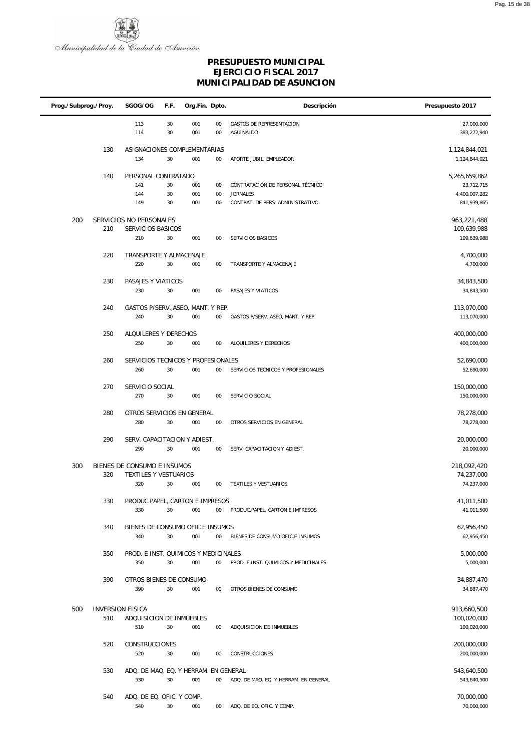Municipalidad de la Ciudad de Asunción

# PRESUPUESTO MUNICIPAL
## EJERCICIO FISCAL 2017
## MUNICIPALIDAD DE ASUNCION

| Prog./Subprog./Proy. | | SGOG/OG | F.F. | Org.Fin. | Dpto. | Descripción | Presupuesto 2017 |
|---|---|---|---|---|---|---|---|
| | | 113 | 30 | 001 | 00 | GASTOS DE REPRESENTACION | 27,000,000 |
| | | 114 | 30 | 001 | 00 | AGUINALDO | 383,272,940 |
| | 130 | ASIGNACIONES COMPLEMENTARIAS | | | | | 1,124,844,021 |
| | | 134 | 30 | 001 | 00 | APORTE JUBIL. EMPLEADOR | 1,124,844,021 |
| | 140 | PERSONAL CONTRATADO | | | | | 5,265,659,862 |
| | | 141 | 30 | 001 | 00 | CONTRATACIÓN DE PERSONAL TÉCNICO | 23,712,715 |
| | | 144 | 30 | 001 | 00 | JORNALES | 4,400,007,282 |
| | | 149 | 30 | 001 | 00 | CONTRAT. DE PERS. ADMINISTRATIVO | 841,939,865 |
| 200 | | SERVICIOS NO PERSONALES | | | | | 963,221,488 |
| | 210 | SERVICIOS BASICOS | | | | | 109,639,988 |
| | | 210 | 30 | 001 | 00 | SERVICIOS BASICOS | 109,639,988 |
| | 220 | TRANSPORTE Y ALMACENAJE | | | | | 4,700,000 |
| | | 220 | 30 | 001 | 00 | TRANSPORTE Y ALMACENAJE | 4,700,000 |
| | 230 | PASAJES Y VIATICOS | | | | | 34,843,500 |
| | | 230 | 30 | 001 | 00 | PASAJES Y VIATICOS | 34,843,500 |
| | 240 | GASTOS P/SERV.,ASEO, MANT. Y REP. | | | | | 113,070,000 |
| | | 240 | 30 | 001 | 00 | GASTOS P/SERV.,ASEO, MANT. Y REP. | 113,070,000 |
| | 250 | ALQUILERES Y DERECHOS | | | | | 400,000,000 |
| | | 250 | 30 | 001 | 00 | ALQUILERES Y DERECHOS | 400,000,000 |
| | 260 | SERVICIOS TECNICOS Y PROFESIONALES | | | | | 52,690,000 |
| | | 260 | 30 | 001 | 00 | SERVICIOS TECNICOS Y PROFESIONALES | 52,690,000 |
| | 270 | SERVICIO SOCIAL | | | | | 150,000,000 |
| | | 270 | 30 | 001 | 00 | SERVICIO SOCIAL | 150,000,000 |
| | 280 | OTROS SERVICIOS EN GENERAL | | | | | 78,278,000 |
| | | 280 | 30 | 001 | 00 | OTROS SERVICIOS EN GENERAL | 78,278,000 |
| | 290 | SERV. CAPACITACION Y ADIEST. | | | | | 20,000,000 |
| | | 290 | 30 | 001 | 00 | SERV. CAPACITACION Y ADIEST. | 20,000,000 |
| 300 | | BIENES DE CONSUMO E INSUMOS | | | | | 218,092,420 |
| | 320 | TEXTILES Y VESTUARIOS | | | | | 74,237,000 |
| | | 320 | 30 | 001 | 00 | TEXTILES Y VESTUARIOS | 74,237,000 |
| | 330 | PRODUC.PAPEL, CARTON E IMPRESOS | | | | | 41,011,500 |
| | | 330 | 30 | 001 | 00 | PRODUC.PAPEL, CARTON E IMPRESOS | 41,011,500 |
| | 340 | BIENES DE CONSUMO OFIC.E INSUMOS | | | | | 62,956,450 |
| | | 340 | 30 | 001 | 00 | BIENES DE CONSUMO OFIC.E INSUMOS | 62,956,450 |
| | 350 | PROD. E INST. QUIMICOS Y MEDICINALES | | | | | 5,000,000 |
| | | 350 | 30 | 001 | 00 | PROD. E INST. QUIMICOS Y MEDICINALES | 5,000,000 |
| | 390 | OTROS BIENES DE CONSUMO | | | | | 34,887,470 |
| | | 390 | 30 | 001 | 00 | OTROS BIENES DE CONSUMO | 34,887,470 |
| 500 | | INVERSION FISICA | | | | | 913,660,500 |
| | 510 | ADQUISICION DE INMUEBLES | | | | | 100,020,000 |
| | | 510 | 30 | 001 | 00 | ADQUISICION DE INMUEBLES | 100,020,000 |
| | 520 | CONSTRUCCIONES | | | | | 200,000,000 |
| | | 520 | 30 | 001 | 00 | CONSTRUCCIONES | 200,000,000 |
| | 530 | ADQ. DE MAQ. EQ. Y HERRAM. EN GENERAL | | | | | 543,640,500 |
| | | 530 | 30 | 001 | 00 | ADQ. DE MAQ. EQ. Y HERRAM. EN GENERAL | 543,640,500 |
| | 540 | ADQ. DE EQ. OFIC. Y COMP. | | | | | 70,000,000 |
| | | 540 | 30 | 001 | 00 | ADQ. DE EQ. OFIC. Y COMP. | 70,000,000 |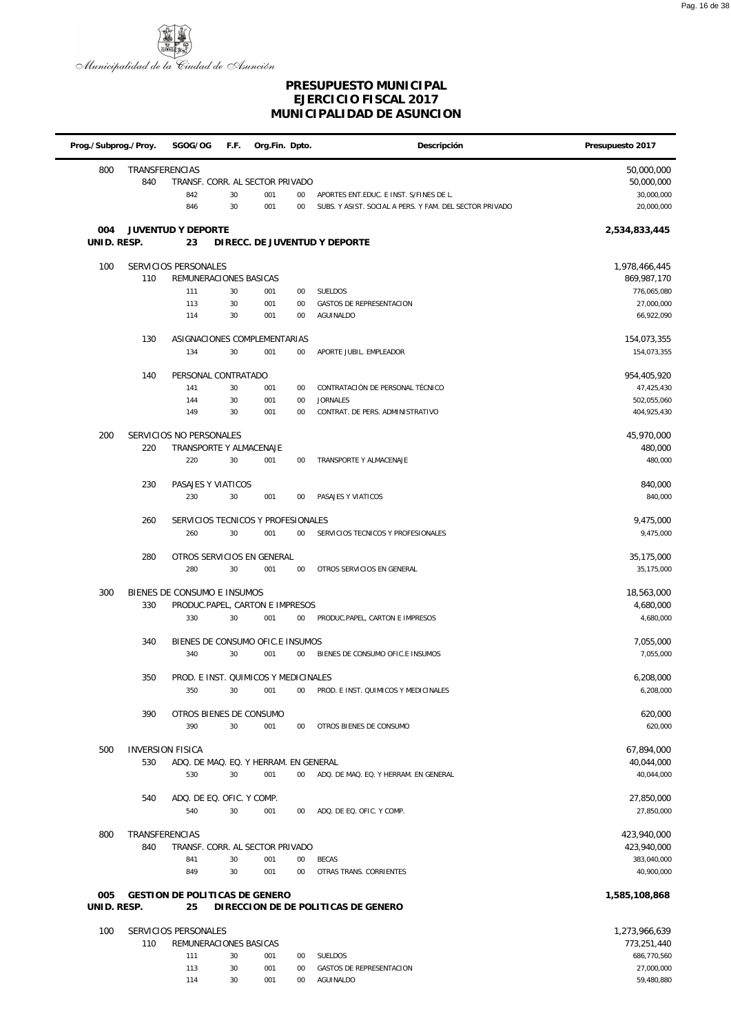Municipalidad de la Ciudad de Asunción

# PRESUPUESTO MUNICIPAL
## EJERCICIO FISCAL 2017
## MUNICIPALIDAD DE ASUNCION

| Prog./Subprog./Proy. | | SGOG/OG | F.F. | Org.Fin. | Dpto. | Descripción | Presupuesto 2017 |
|---|---|---|---|---|---|---|---|
| 800 | TRANSFERENCIAS | | | | | | 50,000,000 |
| | 840 | TRANSF. CORR. AL SECTOR PRIVADO | | | | | 50,000,000 |
| | | 842 | 30 | 001 | 00 | APORTES ENT.EDUC. E INST. S/FINES DE L. | 30,000,000 |
| | | 846 | 30 | 001 | 00 | SUBS. Y ASIST. SOCIAL A PERS. Y FAM. DEL SECTOR PRIVADO | 20,000,000 |
| **004** | **JUVENTUD Y DEPORTE** | | | | | | **2,534,833,445** |
| **UNID. RESP.** | | **23** | | | | **DIRECC. DE JUVENTUD Y DEPORTE** | |
| 100 | SERVICIOS PERSONALES | | | | | | 1,978,466,445 |
| | 110 | REMUNERACIONES BASICAS | | | | | 869,987,170 |
| | | 111 | 30 | 001 | 00 | SUELDOS | 776,065,080 |
| | | 113 | 30 | 001 | 00 | GASTOS DE REPRESENTACION | 27,000,000 |
| | | 114 | 30 | 001 | 00 | AGUINALDO | 66,922,090 |
| | 130 | ASIGNACIONES COMPLEMENTARIAS | | | | | 154,073,355 |
| | | 134 | 30 | 001 | 00 | APORTE JUBIL. EMPLEADOR | 154,073,355 |
| | 140 | PERSONAL CONTRATADO | | | | | 954,405,920 |
| | | 141 | 30 | 001 | 00 | CONTRATACIÓN DE PERSONAL TÉCNICO | 47,425,430 |
| | | 144 | 30 | 001 | 00 | JORNALES | 502,055,060 |
| | | 149 | 30 | 001 | 00 | CONTRAT. DE PERS. ADMINISTRATIVO | 404,925,430 |
| 200 | SERVICIOS NO PERSONALES | | | | | | 45,970,000 |
| | 220 | TRANSPORTE Y ALMACENAJE | | | | | 480,000 |
| | | 220 | 30 | 001 | 00 | TRANSPORTE Y ALMACENAJE | 480,000 |
| | 230 | PASAJES Y VIATICOS | | | | | 840,000 |
| | | 230 | 30 | 001 | 00 | PASAJES Y VIATICOS | 840,000 |
| | 260 | SERVICIOS TECNICOS Y PROFESIONALES | | | | | 9,475,000 |
| | | 260 | 30 | 001 | 00 | SERVICIOS TECNICOS Y PROFESIONALES | 9,475,000 |
| | 280 | OTROS SERVICIOS EN GENERAL | | | | | 35,175,000 |
| | | 280 | 30 | 001 | 00 | OTROS SERVICIOS EN GENERAL | 35,175,000 |
| 300 | BIENES DE CONSUMO E INSUMOS | | | | | | 18,563,000 |
| | 330 | PRODUC.PAPEL, CARTON E IMPRESOS | | | | | 4,680,000 |
| | | 330 | 30 | 001 | 00 | PRODUC.PAPEL, CARTON E IMPRESOS | 4,680,000 |
| | 340 | BIENES DE CONSUMO OFIC.E INSUMOS | | | | | 7,055,000 |
| | | 340 | 30 | 001 | 00 | BIENES DE CONSUMO OFIC.E INSUMOS | 7,055,000 |
| | 350 | PROD. E INST. QUIMICOS Y MEDICINALES | | | | | 6,208,000 |
| | | 350 | 30 | 001 | 00 | PROD. E INST. QUIMICOS Y MEDICINALES | 6,208,000 |
| | 390 | OTROS BIENES DE CONSUMO | | | | | 620,000 |
| | | 390 | 30 | 001 | 00 | OTROS BIENES DE CONSUMO | 620,000 |
| 500 | INVERSION FISICA | | | | | | 67,894,000 |
| | 530 | ADQ. DE MAQ. EQ. Y HERRAM. EN GENERAL | | | | | 40,044,000 |
| | | 530 | 30 | 001 | 00 | ADQ. DE MAQ. EQ. Y HERRAM. EN GENERAL | 40,044,000 |
| | 540 | ADQ. DE EQ. OFIC. Y COMP. | | | | | 27,850,000 |
| | | 540 | 30 | 001 | 00 | ADQ. DE EQ. OFIC. Y COMP. | 27,850,000 |
| 800 | TRANSFERENCIAS | | | | | | 423,940,000 |
| | 840 | TRANSF. CORR. AL SECTOR PRIVADO | | | | | 423,940,000 |
| | | 841 | 30 | 001 | 00 | BECAS | 383,040,000 |
| | | 849 | 30 | 001 | 00 | OTRAS TRANS. CORRIENTES | 40,900,000 |
| **005** | **GESTION DE POLITICAS DE GENERO** | | | | | | **1,585,108,868** |
| **UNID. RESP.** | | **25** | | | | **DIRECCION DE DE POLITICAS DE GENERO** | |
| 100 | SERVICIOS PERSONALES | | | | | | 1,273,966,639 |
| | 110 | REMUNERACIONES BASICAS | | | | | 773,251,440 |
| | | 111 | 30 | 001 | 00 | SUELDOS | 686,770,560 |
| | | 113 | 30 | 001 | 00 | GASTOS DE REPRESENTACION | 27,000,000 |
| | | 114 | 30 | 001 | 00 | AGUINALDO | 59,480,880 |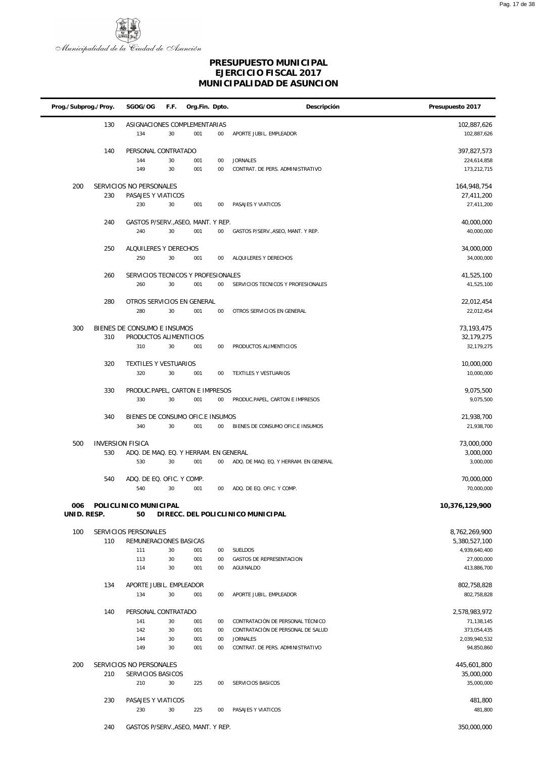Municipalidad de la Ciudad de Asunción

# PRESUPUESTO MUNICIPAL
## EJERCICIO FISCAL 2017
## MUNICIPALIDAD DE ASUNCION

| Prog./Subprog./Proy. | | SGOG/OG | F.F. | Org.Fin. | Dpto. | Descripción | Presupuesto 2017 |
|---|---|---|---|---|---|---|---|
| | 130 | ASIGNACIONES COMPLEMENTARIAS | | | | | 102,887,626 |
| | | 134 | 30 | 001 | 00 | APORTE JUBIL. EMPLEADOR | 102,887,626 |
| | 140 | PERSONAL CONTRATADO | | | | | 397,827,573 |
| | | 144 | 30 | 001 | 00 | JORNALES | 224,614,858 |
| | | 149 | 30 | 001 | 00 | CONTRAT. DE PERS. ADMINISTRATIVO | 173,212,715 |
| 200 | | SERVICIOS NO PERSONALES | | | | | 164,948,754 |
| | 230 | PASAJES Y VIATICOS | | | | | 27,411,200 |
| | | 230 | 30 | 001 | 00 | PASAJES Y VIATICOS | 27,411,200 |
| | 240 | GASTOS P/SERV.,ASEO, MANT. Y REP. | | | | | 40,000,000 |
| | | 240 | 30 | 001 | 00 | GASTOS P/SERV.,ASEO, MANT. Y REP. | 40,000,000 |
| | 250 | ALQUILERES Y DERECHOS | | | | | 34,000,000 |
| | | 250 | 30 | 001 | 00 | ALQUILERES Y DERECHOS | 34,000,000 |
| | 260 | SERVICIOS TECNICOS Y PROFESIONALES | | | | | 41,525,100 |
| | | 260 | 30 | 001 | 00 | SERVICIOS TECNICOS Y PROFESIONALES | 41,525,100 |
| | 280 | OTROS SERVICIOS EN GENERAL | | | | | 22,012,454 |
| | | 280 | 30 | 001 | 00 | OTROS SERVICIOS EN GENERAL | 22,012,454 |
| 300 | | BIENES DE CONSUMO E INSUMOS | | | | | 73,193,475 |
| | 310 | PRODUCTOS ALIMENTICIOS | | | | | 32,179,275 |
| | | 310 | 30 | 001 | 00 | PRODUCTOS ALIMENTICIOS | 32,179,275 |
| | 320 | TEXTILES Y VESTUARIOS | | | | | 10,000,000 |
| | | 320 | 30 | 001 | 00 | TEXTILES Y VESTUARIOS | 10,000,000 |
| | 330 | PRODUC.PAPEL, CARTON E IMPRESOS | | | | | 9,075,500 |
| | | 330 | 30 | 001 | 00 | PRODUC.PAPEL, CARTON E IMPRESOS | 9,075,500 |
| | 340 | BIENES DE CONSUMO OFIC.E INSUMOS | | | | | 21,938,700 |
| | | 340 | 30 | 001 | 00 | BIENES DE CONSUMO OFIC.E INSUMOS | 21,938,700 |
| 500 | | INVERSION FISICA | | | | | 73,000,000 |
| | 530 | ADQ. DE MAQ. EQ. Y HERRAM. EN GENERAL | | | | | 3,000,000 |
| | | 530 | 30 | 001 | 00 | ADQ. DE MAQ. EQ. Y HERRAM. EN GENERAL | 3,000,000 |
| | 540 | ADQ. DE EQ. OFIC. Y COMP. | | | | | 70,000,000 |
| | | 540 | 30 | 001 | 00 | ADQ. DE EQ. OFIC. Y COMP. | 70,000,000 |
| **006** | | **POLICLINICO MUNICIPAL** | | | | | **10,376,129,900** |
| **UNID. RESP.** | | **50** | | | | **DIRECC. DEL POLICLINICO MUNICIPAL** | |
| 100 | | SERVICIOS PERSONALES | | | | | 8,762,269,900 |
| | 110 | REMUNERACIONES BASICAS | | | | | 5,380,527,100 |
| | | 111 | 30 | 001 | 00 | SUELDOS | 4,939,640,400 |
| | | 113 | 30 | 001 | 00 | GASTOS DE REPRESENTACION | 27,000,000 |
| | | 114 | 30 | 001 | 00 | AGUINALDO | 413,886,700 |
| | 134 | APORTE JUBIL. EMPLEADOR | | | | | 802,758,828 |
| | | 134 | 30 | 001 | 00 | APORTE JUBIL. EMPLEADOR | 802,758,828 |
| | 140 | PERSONAL CONTRATADO | | | | | 2,578,983,972 |
| | | 141 | 30 | 001 | 00 | CONTRATACIÓN DE PERSONAL TÉCNICO | 71,138,145 |
| | | 142 | 30 | 001 | 00 | CONTRATACIÓN DE PERSONAL DE SALUD | 373,054,435 |
| | | 144 | 30 | 001 | 00 | JORNALES | 2,039,940,532 |
| | | 149 | 30 | 001 | 00 | CONTRAT. DE PERS. ADMINISTRATIVO | 94,850,860 |
| 200 | | SERVICIOS NO PERSONALES | | | | | 445,601,800 |
| | 210 | SERVICIOS BASICOS | | | | | 35,000,000 |
| | | 210 | 30 | 225 | 00 | SERVICIOS BASICOS | 35,000,000 |
| | 230 | PASAJES Y VIATICOS | | | | | 481,800 |
| | | 230 | 30 | 225 | 00 | PASAJES Y VIATICOS | 481,800 |
| | 240 | GASTOS P/SERV.,ASEO, MANT. Y REP. | | | | | 350,000,000 |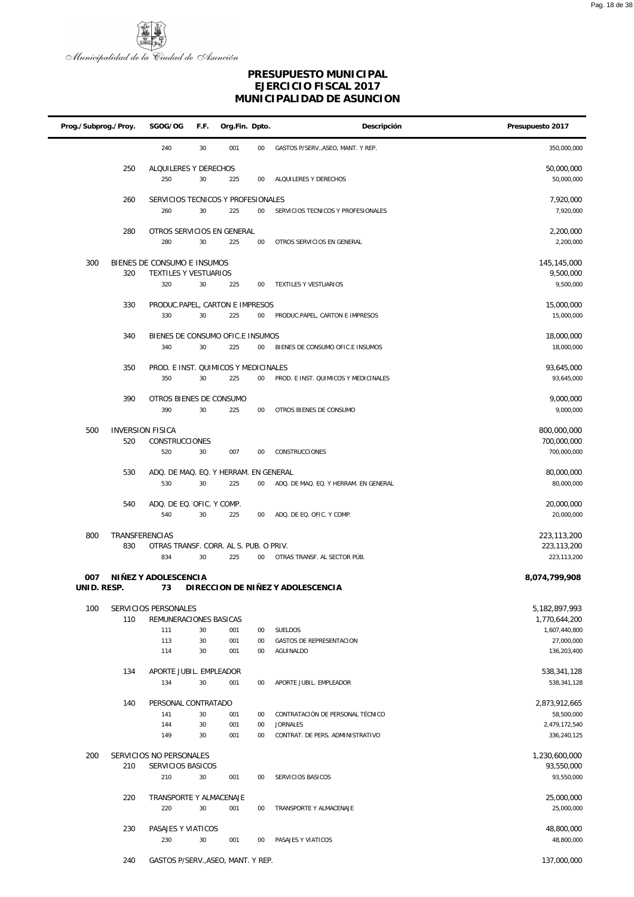Municipalidad de la Ciudad de Asunción

# PRESUPUESTO MUNICIPAL
## EJERCICIO FISCAL 2017
## MUNICIPALIDAD DE ASUNCION

| Prog./Subprog./Proy. | | SGOG/OG | F.F. | Org.Fin. | Dpto. | Descripción | Presupuesto 2017 |
|---|---|---|---|---|---|---|---|
| | | 240 | 30 | 001 | 00 | GASTOS P/SERV.,ASEO, MANT. Y REP. | 350,000,000 |
| | 250 | ALQUILERES Y DERECHOS | | | | | 50,000,000 |
| | | 250 | 30 | 225 | 00 | ALQUILERES Y DERECHOS | 50,000,000 |
| | 260 | SERVICIOS TECNICOS Y PROFESIONALES | | | | | 7,920,000 |
| | | 260 | 30 | 225 | 00 | SERVICIOS TECNICOS Y PROFESIONALES | 7,920,000 |
| | 280 | OTROS SERVICIOS EN GENERAL | | | | | 2,200,000 |
| | | 280 | 30 | 225 | 00 | OTROS SERVICIOS EN GENERAL | 2,200,000 |
| 300 | | BIENES DE CONSUMO E INSUMOS | | | | | 145,145,000 |
| | 320 | TEXTILES Y VESTUARIOS | | | | | 9,500,000 |
| | | 320 | 30 | 225 | 00 | TEXTILES Y VESTUARIOS | 9,500,000 |
| | 330 | PRODUC.PAPEL, CARTON E IMPRESOS | | | | | 15,000,000 |
| | | 330 | 30 | 225 | 00 | PRODUC.PAPEL, CARTON E IMPRESOS | 15,000,000 |
| | 340 | BIENES DE CONSUMO OFIC.E INSUMOS | | | | | 18,000,000 |
| | | 340 | 30 | 225 | 00 | BIENES DE CONSUMO OFIC.E INSUMOS | 18,000,000 |
| | 350 | PROD. E INST. QUIMICOS Y MEDICINALES | | | | | 93,645,000 |
| | | 350 | 30 | 225 | 00 | PROD. E INST. QUIMICOS Y MEDICINALES | 93,645,000 |
| | 390 | OTROS BIENES DE CONSUMO | | | | | 9,000,000 |
| | | 390 | 30 | 225 | 00 | OTROS BIENES DE CONSUMO | 9,000,000 |
| 500 | | INVERSION FISICA | | | | | 800,000,000 |
| | 520 | CONSTRUCCIONES | | | | | 700,000,000 |
| | | 520 | 30 | 007 | 00 | CONSTRUCCIONES | 700,000,000 |
| | 530 | ADQ. DE MAQ. EQ. Y HERRAM. EN GENERAL | | | | | 80,000,000 |
| | | 530 | 30 | 225 | 00 | ADQ. DE MAQ. EQ. Y HERRAM. EN GENERAL | 80,000,000 |
| | 540 | ADQ. DE EQ. OFIC. Y COMP. | | | | | 20,000,000 |
| | | 540 | 30 | 225 | 00 | ADQ. DE EQ. OFIC. Y COMP. | 20,000,000 |
| 800 | | TRANSFERENCIAS | | | | | 223,113,200 |
| | 830 | OTRAS TRANSF. CORR. AL S. PUB. O PRIV. | | | | | 223,113,200 |
| | | 834 | 30 | 225 | 00 | OTRAS TRANSF. AL SECTOR PÚB. | 223,113,200 |
| **007** | | **NIÑEZ Y ADOLESCENCIA** | | | | | **8,074,799,908** |
| **UNID. RESP.** | | **73** | | | | **DIRECCION DE NIÑEZ Y ADOLESCENCIA** | |
| 100 | | SERVICIOS PERSONALES | | | | | 5,182,897,993 |
| | 110 | REMUNERACIONES BASICAS | | | | | 1,770,644,200 |
| | | 111 | 30 | 001 | 00 | SUELDOS | 1,607,440,800 |
| | | 113 | 30 | 001 | 00 | GASTOS DE REPRESENTACION | 27,000,000 |
| | | 114 | 30 | 001 | 00 | AGUINALDO | 136,203,400 |
| | 134 | APORTE JUBIL. EMPLEADOR | | | | | 538,341,128 |
| | | 134 | 30 | 001 | 00 | APORTE JUBIL. EMPLEADOR | 538,341,128 |
| | 140 | PERSONAL CONTRATADO | | | | | 2,873,912,665 |
| | | 141 | 30 | 001 | 00 | CONTRATACIÓN DE PERSONAL TÉCNICO | 58,500,000 |
| | | 144 | 30 | 001 | 00 | JORNALES | 2,479,172,540 |
| | | 149 | 30 | 001 | 00 | CONTRAT. DE PERS. ADMINISTRATIVO | 336,240,125 |
| 200 | | SERVICIOS NO PERSONALES | | | | | 1,230,600,000 |
| | 210 | SERVICIOS BASICOS | | | | | 93,550,000 |
| | | 210 | 30 | 001 | 00 | SERVICIOS BASICOS | 93,550,000 |
| | 220 | TRANSPORTE Y ALMACENAJE | | | | | 25,000,000 |
| | | 220 | 30 | 001 | 00 | TRANSPORTE Y ALMACENAJE | 25,000,000 |
| | 230 | PASAJES Y VIATICOS | | | | | 48,800,000 |
| | | 230 | 30 | 001 | 00 | PASAJES Y VIATICOS | 48,800,000 |
| | 240 | GASTOS P/SERV.,ASEO, MANT. Y REP. | | | | | 137,000,000 |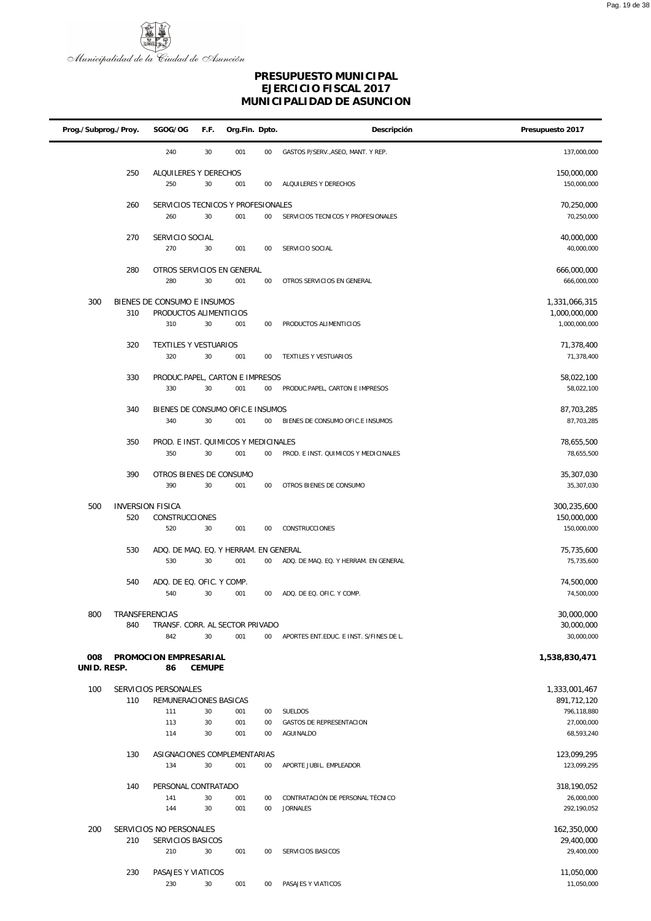Municipalidad de la Ciudad de Asunción

# PRESUPUESTO MUNICIPAL
## EJERCICIO FISCAL 2017
## MUNICIPALIDAD DE ASUNCION

| Prog./Subprog./Proy. | | SGOG/OG | F.F. | Org.Fin. | Dpto. | Descripción | Presupuesto 2017 |
|---|---|---|---|---|---|---|---|
| | | 240 | 30 | 001 | 00 | GASTOS P/SERV.,ASEO, MANT. Y REP. | 137,000,000 |
| | 250 | ALQUILERES Y DERECHOS | | | | | 150,000,000 |
| | | 250 | 30 | 001 | 00 | ALQUILERES Y DERECHOS | 150,000,000 |
| | 260 | SERVICIOS TECNICOS Y PROFESIONALES | | | | | 70,250,000 |
| | | 260 | 30 | 001 | 00 | SERVICIOS TECNICOS Y PROFESIONALES | 70,250,000 |
| | 270 | SERVICIO SOCIAL | | | | | 40,000,000 |
| | | 270 | 30 | 001 | 00 | SERVICIO SOCIAL | 40,000,000 |
| | 280 | OTROS SERVICIOS EN GENERAL | | | | | 666,000,000 |
| | | 280 | 30 | 001 | 00 | OTROS SERVICIOS EN GENERAL | 666,000,000 |
| 300 | | BIENES DE CONSUMO E INSUMOS | | | | | 1,331,066,315 |
| | 310 | PRODUCTOS ALIMENTICIOS | | | | | 1,000,000,000 |
| | | 310 | 30 | 001 | 00 | PRODUCTOS ALIMENTICIOS | 1,000,000,000 |
| | 320 | TEXTILES Y VESTUARIOS | | | | | 71,378,400 |
| | | 320 | 30 | 001 | 00 | TEXTILES Y VESTUARIOS | 71,378,400 |
| | 330 | PRODUC.PAPEL, CARTON E IMPRESOS | | | | | 58,022,100 |
| | | 330 | 30 | 001 | 00 | PRODUC.PAPEL, CARTON E IMPRESOS | 58,022,100 |
| | 340 | BIENES DE CONSUMO OFIC.E INSUMOS | | | | | 87,703,285 |
| | | 340 | 30 | 001 | 00 | BIENES DE CONSUMO OFIC.E INSUMOS | 87,703,285 |
| | 350 | PROD. E INST. QUIMICOS Y MEDICINALES | | | | | 78,655,500 |
| | | 350 | 30 | 001 | 00 | PROD. E INST. QUIMICOS Y MEDICINALES | 78,655,500 |
| | 390 | OTROS BIENES DE CONSUMO | | | | | 35,307,030 |
| | | 390 | 30 | 001 | 00 | OTROS BIENES DE CONSUMO | 35,307,030 |
| 500 | | INVERSION FISICA | | | | | 300,235,600 |
| | 520 | CONSTRUCCIONES | | | | | 150,000,000 |
| | | 520 | 30 | 001 | 00 | CONSTRUCCIONES | 150,000,000 |
| | 530 | ADQ. DE MAQ. EQ. Y HERRAM. EN GENERAL | | | | | 75,735,600 |
| | | 530 | 30 | 001 | 00 | ADQ. DE MAQ. EQ. Y HERRAM. EN GENERAL | 75,735,600 |
| | 540 | ADQ. DE EQ. OFIC. Y COMP. | | | | | 74,500,000 |
| | | 540 | 30 | 001 | 00 | ADQ. DE EQ. OFIC. Y COMP. | 74,500,000 |
| 800 | | TRANSFERENCIAS | | | | | 30,000,000 |
| | 840 | TRANSF. CORR. AL SECTOR PRIVADO | | | | | 30,000,000 |
| | | 842 | 30 | 001 | 00 | APORTES ENT.EDUC. E INST. S/FINES DE L. | 30,000,000 |
| **008** | | **PROMOCION EMPRESARIAL** | | | | | **1,538,830,471** |
| **UNID. RESP.** | | **86** | **CEMUPE** | | | | |
| 100 | | SERVICIOS PERSONALES | | | | | 1,333,001,467 |
| | 110 | REMUNERACIONES BASICAS | | | | | 891,712,120 |
| | | 111 | 30 | 001 | 00 | SUELDOS | 796,118,880 |
| | | 113 | 30 | 001 | 00 | GASTOS DE REPRESENTACION | 27,000,000 |
| | | 114 | 30 | 001 | 00 | AGUINALDO | 68,593,240 |
| | 130 | ASIGNACIONES COMPLEMENTARIAS | | | | | 123,099,295 |
| | | 134 | 30 | 001 | 00 | APORTE JUBIL. EMPLEADOR | 123,099,295 |
| | 140 | PERSONAL CONTRATADO | | | | | 318,190,052 |
| | | 141 | 30 | 001 | 00 | CONTRATACIÓN DE PERSONAL TÉCNICO | 26,000,000 |
| | | 144 | 30 | 001 | 00 | JORNALES | 292,190,052 |
| 200 | | SERVICIOS NO PERSONALES | | | | | 162,350,000 |
| | 210 | SERVICIOS BASICOS | | | | | 29,400,000 |
| | | 210 | 30 | 001 | 00 | SERVICIOS BASICOS | 29,400,000 |
| | 230 | PASAJES Y VIATICOS | | | | | 11,050,000 |
| | | 230 | 30 | 001 | 00 | PASAJES Y VIATICOS | 11,050,000 |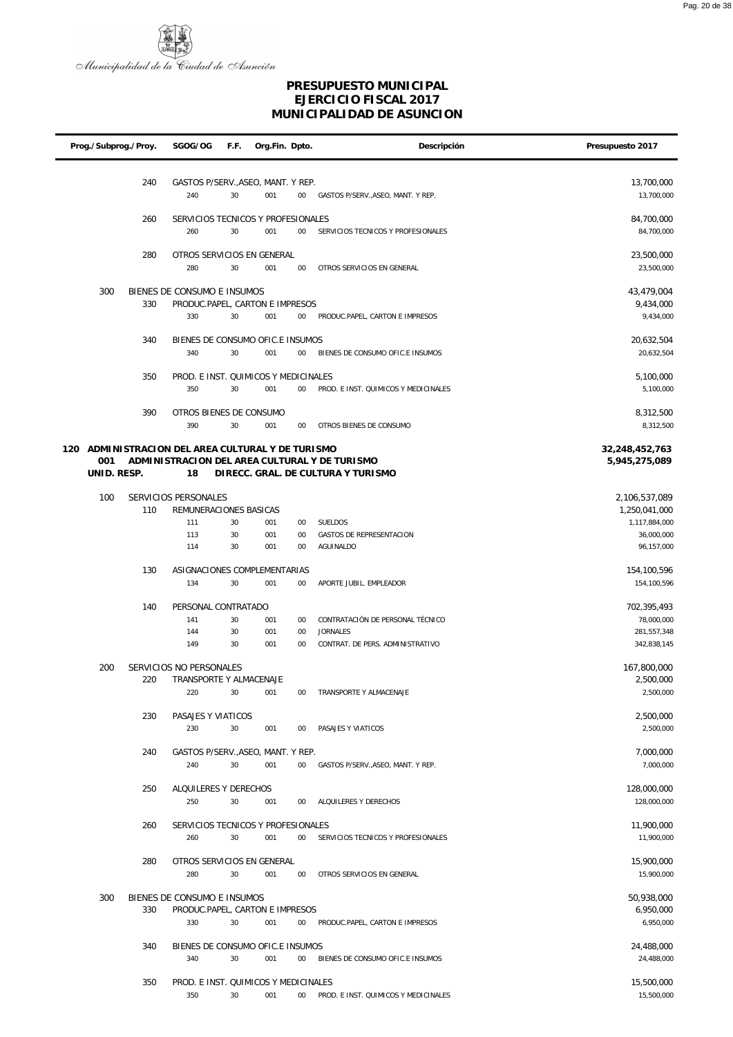Municipalidad de la Ciudad de Asunción

# PRESUPUESTO MUNICIPAL
# EJERCICIO FISCAL 2017
# MUNICIPALIDAD DE ASUNCION

| Prog./Subprog./Proy. | | SGOG/OG | F.F. | Org.Fin. | Dpto. | Descripción | Presupuesto 2017 |
|---|---|---|---|---|---|---|---|
| | 240 | GASTOS P/SERV.,ASEO, MANT. Y REP. | | | | | 13,700,000 |
| | | 240 | 30 | 001 | 00 | GASTOS P/SERV.,ASEO, MANT. Y REP. | 13,700,000 |
| | 260 | SERVICIOS TECNICOS Y PROFESIONALES | | | | | 84,700,000 |
| | | 260 | 30 | 001 | 00 | SERVICIOS TECNICOS Y PROFESIONALES | 84,700,000 |
| | 280 | OTROS SERVICIOS EN GENERAL | | | | | 23,500,000 |
| | | 280 | 30 | 001 | 00 | OTROS SERVICIOS EN GENERAL | 23,500,000 |
| 300 | | BIENES DE CONSUMO E INSUMOS | | | | | 43,479,004 |
| | 330 | PRODUC.PAPEL, CARTON E IMPRESOS | | | | | 9,434,000 |
| | | 330 | 30 | 001 | 00 | PRODUC.PAPEL, CARTON E IMPRESOS | 9,434,000 |
| | 340 | BIENES DE CONSUMO OFIC.E INSUMOS | | | | | 20,632,504 |
| | | 340 | 30 | 001 | 00 | BIENES DE CONSUMO OFIC.E INSUMOS | 20,632,504 |
| | 350 | PROD. E INST. QUIMICOS Y MEDICINALES | | | | | 5,100,000 |
| | | 350 | 30 | 001 | 00 | PROD. E INST. QUIMICOS Y MEDICINALES | 5,100,000 |
| | 390 | OTROS BIENES DE CONSUMO | | | | | 8,312,500 |
| | | 390 | 30 | 001 | 00 | OTROS BIENES DE CONSUMO | 8,312,500 |
| **120** | | **ADMINISTRACION DEL AREA CULTURAL Y DE TURISMO** | | | | | **32,248,452,763** |
| **001** | | **ADMINISTRACION DEL AREA CULTURAL Y DE TURISMO** | | | | | **5,945,275,089** |
| **UNID. RESP.** | | **18** | | | | **DIRECC. GRAL. DE CULTURA Y TURISMO** | |
| 100 | | SERVICIOS PERSONALES | | | | | 2,106,537,089 |
| | 110 | REMUNERACIONES BASICAS | | | | | 1,250,041,000 |
| | | 111 | 30 | 001 | 00 | SUELDOS | 1,117,884,000 |
| | | 113 | 30 | 001 | 00 | GASTOS DE REPRESENTACION | 36,000,000 |
| | | 114 | 30 | 001 | 00 | AGUINALDO | 96,157,000 |
| | 130 | ASIGNACIONES COMPLEMENTARIAS | | | | | 154,100,596 |
| | | 134 | 30 | 001 | 00 | APORTE JUBIL. EMPLEADOR | 154,100,596 |
| | 140 | PERSONAL CONTRATADO | | | | | 702,395,493 |
| | | 141 | 30 | 001 | 00 | CONTRATACIÓN DE PERSONAL TÉCNICO | 78,000,000 |
| | | 144 | 30 | 001 | 00 | JORNALES | 281,557,348 |
| | | 149 | 30 | 001 | 00 | CONTRAT. DE PERS. ADMINISTRATIVO | 342,838,145 |
| 200 | | SERVICIOS NO PERSONALES | | | | | 167,800,000 |
| | 220 | TRANSPORTE Y ALMACENAJE | | | | | 2,500,000 |
| | | 220 | 30 | 001 | 00 | TRANSPORTE Y ALMACENAJE | 2,500,000 |
| | 230 | PASAJES Y VIATICOS | | | | | 2,500,000 |
| | | 230 | 30 | 001 | 00 | PASAJES Y VIATICOS | 2,500,000 |
| | 240 | GASTOS P/SERV.,ASEO, MANT. Y REP. | | | | | 7,000,000 |
| | | 240 | 30 | 001 | 00 | GASTOS P/SERV.,ASEO, MANT. Y REP. | 7,000,000 |
| | 250 | ALQUILERES Y DERECHOS | | | | | 128,000,000 |
| | | 250 | 30 | 001 | 00 | ALQUILERES Y DERECHOS | 128,000,000 |
| | 260 | SERVICIOS TECNICOS Y PROFESIONALES | | | | | 11,900,000 |
| | | 260 | 30 | 001 | 00 | SERVICIOS TECNICOS Y PROFESIONALES | 11,900,000 |
| | 280 | OTROS SERVICIOS EN GENERAL | | | | | 15,900,000 |
| | | 280 | 30 | 001 | 00 | OTROS SERVICIOS EN GENERAL | 15,900,000 |
| 300 | | BIENES DE CONSUMO E INSUMOS | | | | | 50,938,000 |
| | 330 | PRODUC.PAPEL, CARTON E IMPRESOS | | | | | 6,950,000 |
| | | 330 | 30 | 001 | 00 | PRODUC.PAPEL, CARTON E IMPRESOS | 6,950,000 |
| | 340 | BIENES DE CONSUMO OFIC.E INSUMOS | | | | | 24,488,000 |
| | | 340 | 30 | 001 | 00 | BIENES DE CONSUMO OFIC.E INSUMOS | 24,488,000 |
| | 350 | PROD. E INST. QUIMICOS Y MEDICINALES | | | | | 15,500,000 |
| | | 350 | 30 | 001 | 00 | PROD. E INST. QUIMICOS Y MEDICINALES | 15,500,000 |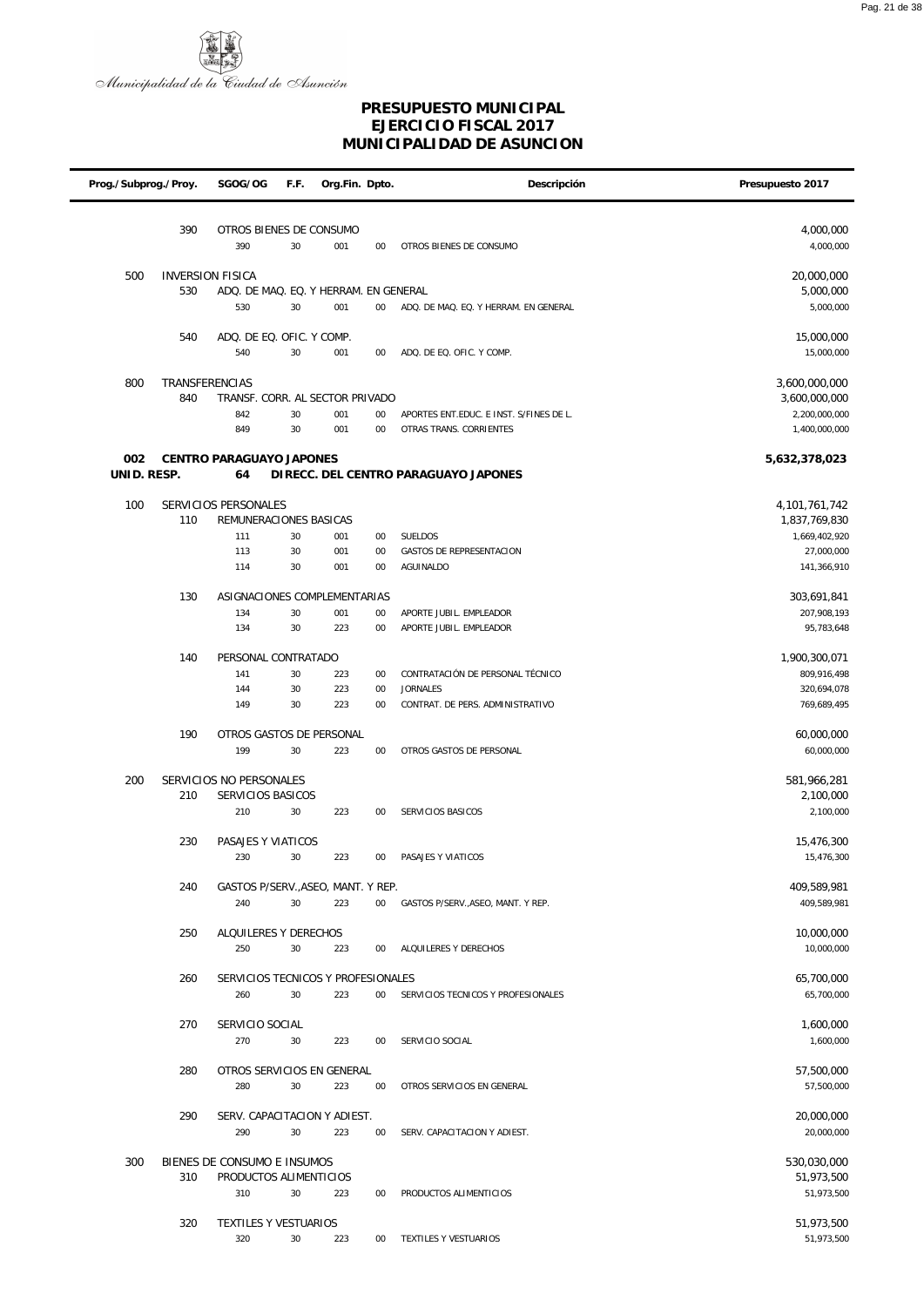**Municipalidad de la Ciudad de Asunción**

# PRESUPUESTO MUNICIPAL
## EJERCICIO FISCAL 2017
## MUNICIPALIDAD DE ASUNCION

| Prog./Subprog./Proy. | | SGOG/OG | F.F. | Org.Fin. | Dpto. | Descripción | Presupuesto 2017 |
|---|---|---|---|---|---|---|---|
| | 390 | OTROS BIENES DE CONSUMO | | | | | 4,000,000 |
| | | 390 | 30 | 001 | 00 | OTROS BIENES DE CONSUMO | 4,000,000 |
| 500 | INVERSION FISICA | | | | | | 20,000,000 |
| | 530 | ADQ. DE MAQ. EQ. Y HERRAM. EN GENERAL | | | | | 5,000,000 |
| | | 530 | 30 | 001 | 00 | ADQ. DE MAQ. EQ. Y HERRAM. EN GENERAL | 5,000,000 |
| | 540 | ADQ. DE EQ. OFIC. Y COMP. | | | | | 15,000,000 |
| | | 540 | 30 | 001 | 00 | ADQ. DE EQ. OFIC. Y COMP. | 15,000,000 |
| 800 | TRANSFERENCIAS | | | | | | 3,600,000,000 |
| | 840 | TRANSF. CORR. AL SECTOR PRIVADO | | | | | 3,600,000,000 |
| | | 842 | 30 | 001 | 00 | APORTES ENT.EDUC. E INST. S/FINES DE L. | 2,200,000,000 |
| | | 849 | 30 | 001 | 00 | OTRAS TRANS. CORRIENTES | 1,400,000,000 |
| **002** | **CENTRO PARAGUAYO JAPONES** | | | | | | **5,632,378,023** |
| **UNID. RESP.** | | **64** | | | | **DIRECC. DEL CENTRO PARAGUAYO JAPONES** | |
| 100 | SERVICIOS PERSONALES | | | | | | 4,101,761,742 |
| | 110 | REMUNERACIONES BASICAS | | | | | 1,837,769,830 |
| | | 111 | 30 | 001 | 00 | SUELDOS | 1,669,402,920 |
| | | 113 | 30 | 001 | 00 | GASTOS DE REPRESENTACION | 27,000,000 |
| | | 114 | 30 | 001 | 00 | AGUINALDO | 141,366,910 |
| | 130 | ASIGNACIONES COMPLEMENTARIAS | | | | | 303,691,841 |
| | | 134 | 30 | 001 | 00 | APORTE JUBIL. EMPLEADOR | 207,908,193 |
| | | 134 | 30 | 223 | 00 | APORTE JUBIL. EMPLEADOR | 95,783,648 |
| | 140 | PERSONAL CONTRATADO | | | | | 1,900,300,071 |
| | | 141 | 30 | 223 | 00 | CONTRATACIÓN DE PERSONAL TÉCNICO | 809,916,498 |
| | | 144 | 30 | 223 | 00 | JORNALES | 320,694,078 |
| | | 149 | 30 | 223 | 00 | CONTRAT. DE PERS. ADMINISTRATIVO | 769,689,495 |
| | 190 | OTROS GASTOS DE PERSONAL | | | | | 60,000,000 |
| | | 199 | 30 | 223 | 00 | OTROS GASTOS DE PERSONAL | 60,000,000 |
| 200 | SERVICIOS NO PERSONALES | | | | | | 581,966,281 |
| | 210 | SERVICIOS BASICOS | | | | | 2,100,000 |
| | | 210 | 30 | 223 | 00 | SERVICIOS BASICOS | 2,100,000 |
| | 230 | PASAJES Y VIATICOS | | | | | 15,476,300 |
| | | 230 | 30 | 223 | 00 | PASAJES Y VIATICOS | 15,476,300 |
| | 240 | GASTOS P/SERV.,ASEO, MANT. Y REP. | | | | | 409,589,981 |
| | | 240 | 30 | 223 | 00 | GASTOS P/SERV.,ASEO, MANT. Y REP. | 409,589,981 |
| | 250 | ALQUILERES Y DERECHOS | | | | | 10,000,000 |
| | | 250 | 30 | 223 | 00 | ALQUILERES Y DERECHOS | 10,000,000 |
| | 260 | SERVICIOS TECNICOS Y PROFESIONALES | | | | | 65,700,000 |
| | | 260 | 30 | 223 | 00 | SERVICIOS TECNICOS Y PROFESIONALES | 65,700,000 |
| | 270 | SERVICIO SOCIAL | | | | | 1,600,000 |
| | | 270 | 30 | 223 | 00 | SERVICIO SOCIAL | 1,600,000 |
| | 280 | OTROS SERVICIOS EN GENERAL | | | | | 57,500,000 |
| | | 280 | 30 | 223 | 00 | OTROS SERVICIOS EN GENERAL | 57,500,000 |
| | 290 | SERV. CAPACITACION Y ADIEST. | | | | | 20,000,000 |
| | | 290 | 30 | 223 | 00 | SERV. CAPACITACION Y ADIEST. | 20,000,000 |
| 300 | BIENES DE CONSUMO E INSUMOS | | | | | | 530,030,000 |
| | 310 | PRODUCTOS ALIMENTICIOS | | | | | 51,973,500 |
| | | 310 | 30 | 223 | 00 | PRODUCTOS ALIMENTICIOS | 51,973,500 |
| | 320 | TEXTILES Y VESTUARIOS | | | | | 51,973,500 |
| | | 320 | 30 | 223 | 00 | TEXTILES Y VESTUARIOS | 51,973,500 |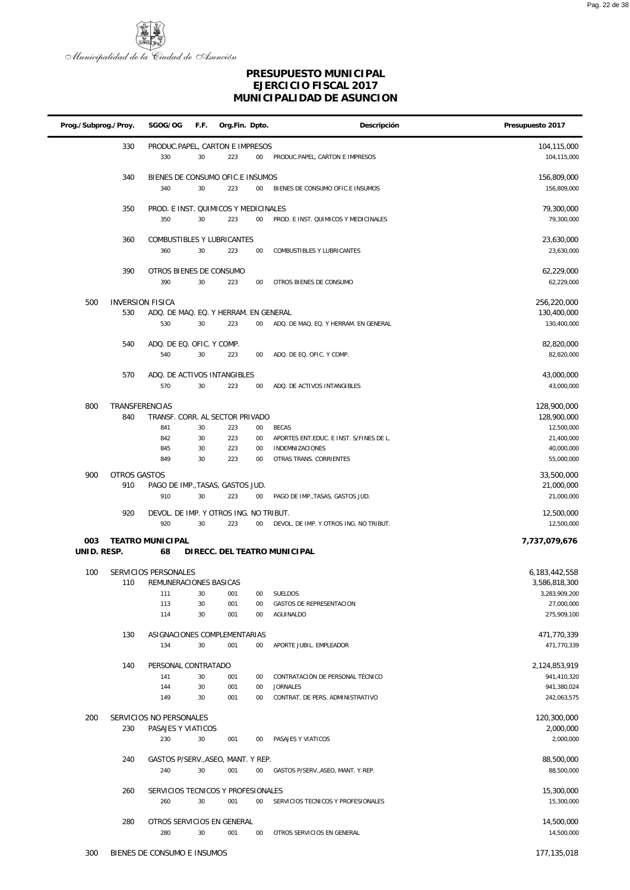Municipalidad de la Ciudad de Asunción

# PRESUPUESTO MUNICIPAL
## EJERCICIO FISCAL 2017
## MUNICIPALIDAD DE ASUNCION

| Prog./Subprog./Proy. | | SGOG/OG | F.F. | Org.Fin. | Dpto. | Descripción | Presupuesto 2017 |
|---|---|---|---|---|---|---|---|
| | 330 | PRODUC.PAPEL, CARTON E IMPRESOS | | | | | 104,115,000 |
| | | 330 | 30 | 223 | 00 | PRODUC.PAPEL, CARTON E IMPRESOS | 104,115,000 |
| | 340 | BIENES DE CONSUMO OFIC.E INSUMOS | | | | | 156,809,000 |
| | | 340 | 30 | 223 | 00 | BIENES DE CONSUMO OFIC.E INSUMOS | 156,809,000 |
| | 350 | PROD. E INST. QUIMICOS Y MEDICINALES | | | | | 79,300,000 |
| | | 350 | 30 | 223 | 00 | PROD. E INST. QUIMICOS Y MEDICINALES | 79,300,000 |
| | 360 | COMBUSTIBLES Y LUBRICANTES | | | | | 23,630,000 |
| | | 360 | 30 | 223 | 00 | COMBUSTIBLES Y LUBRICANTES | 23,630,000 |
| | 390 | OTROS BIENES DE CONSUMO | | | | | 62,229,000 |
| | | 390 | 30 | 223 | 00 | OTROS BIENES DE CONSUMO | 62,229,000 |
| 500 | INVERSION FISICA | | | | | | 256,220,000 |
| | 530 | ADQ. DE MAQ. EQ. Y HERRAM. EN GENERAL | | | | | 130,400,000 |
| | | 530 | 30 | 223 | 00 | ADQ. DE MAQ. EQ. Y HERRAM. EN GENERAL | 130,400,000 |
| | 540 | ADQ. DE EQ. OFIC. Y COMP. | | | | | 82,820,000 |
| | | 540 | 30 | 223 | 00 | ADQ. DE EQ. OFIC. Y COMP. | 82,820,000 |
| | 570 | ADQ. DE ACTIVOS INTANGIBLES | | | | | 43,000,000 |
| | | 570 | 30 | 223 | 00 | ADQ. DE ACTIVOS INTANGIBLES | 43,000,000 |
| 800 | TRANSFERENCIAS | | | | | | 128,900,000 |
| | 840 | TRANSF. CORR. AL SECTOR PRIVADO | | | | | 128,900,000 |
| | | 841 | 30 | 223 | 00 | BECAS | 12,500,000 |
| | | 842 | 30 | 223 | 00 | APORTES ENT.EDUC. E INST. S/FINES DE L. | 21,400,000 |
| | | 845 | 30 | 223 | 00 | INDEMNIZACIONES | 40,000,000 |
| | | 849 | 30 | 223 | 00 | OTRAS TRANS. CORRIENTES | 55,000,000 |
| 900 | OTROS GASTOS | | | | | | 33,500,000 |
| | 910 | PAGO DE IMP.,TASAS, GASTOS JUD. | | | | | 21,000,000 |
| | | 910 | 30 | 223 | 00 | PAGO DE IMP.,TASAS, GASTOS JUD. | 21,000,000 |
| | 920 | DEVOL. DE IMP. Y OTROS ING. NO TRIBUT. | | | | | 12,500,000 |
| | | 920 | 30 | 223 | 00 | DEVOL. DE IMP. Y OTROS ING. NO TRIBUT. | 12,500,000 |
| **003** | **TEATRO MUNICIPAL** | | | | | | **7,737,079,676** |
| **UNID. RESP.** | | **68** | **DIRECC. DEL TEATRO MUNICIPAL** | | | | |
| 100 | SERVICIOS PERSONALES | | | | | | 6,183,442,558 |
| | 110 | REMUNERACIONES BASICAS | | | | | 3,586,818,300 |
| | | 111 | 30 | 001 | 00 | SUELDOS | 3,283,909,200 |
| | | 113 | 30 | 001 | 00 | GASTOS DE REPRESENTACION | 27,000,000 |
| | | 114 | 30 | 001 | 00 | AGUINALDO | 275,909,100 |
| | 130 | ASIGNACIONES COMPLEMENTARIAS | | | | | 471,770,339 |
| | | 134 | 30 | 001 | 00 | APORTE JUBIL. EMPLEADOR | 471,770,339 |
| | 140 | PERSONAL CONTRATADO | | | | | 2,124,853,919 |
| | | 141 | 30 | 001 | 00 | CONTRATACIÓN DE PERSONAL TÉCNICO | 941,410,320 |
| | | 144 | 30 | 001 | 00 | JORNALES | 941,380,024 |
| | | 149 | 30 | 001 | 00 | CONTRAT. DE PERS. ADMINISTRATIVO | 242,063,575 |
| 200 | SERVICIOS NO PERSONALES | | | | | | 120,300,000 |
| | 230 | PASAJES Y VIATICOS | | | | | 2,000,000 |
| | | 230 | 30 | 001 | 00 | PASAJES Y VIATICOS | 2,000,000 |
| | 240 | GASTOS P/SERV.,ASEO, MANT. Y REP. | | | | | 88,500,000 |
| | | 240 | 30 | 001 | 00 | GASTOS P/SERV.,ASEO, MANT. Y REP. | 88,500,000 |
| | 260 | SERVICIOS TECNICOS Y PROFESIONALES | | | | | 15,300,000 |
| | | 260 | 30 | 001 | 00 | SERVICIOS TECNICOS Y PROFESIONALES | 15,300,000 |
| | 280 | OTROS SERVICIOS EN GENERAL | | | | | 14,500,000 |
| | | 280 | 30 | 001 | 00 | OTROS SERVICIOS EN GENERAL | 14,500,000 |
| 300 | BIENES DE CONSUMO E INSUMOS | | | | | | 177,135,018 |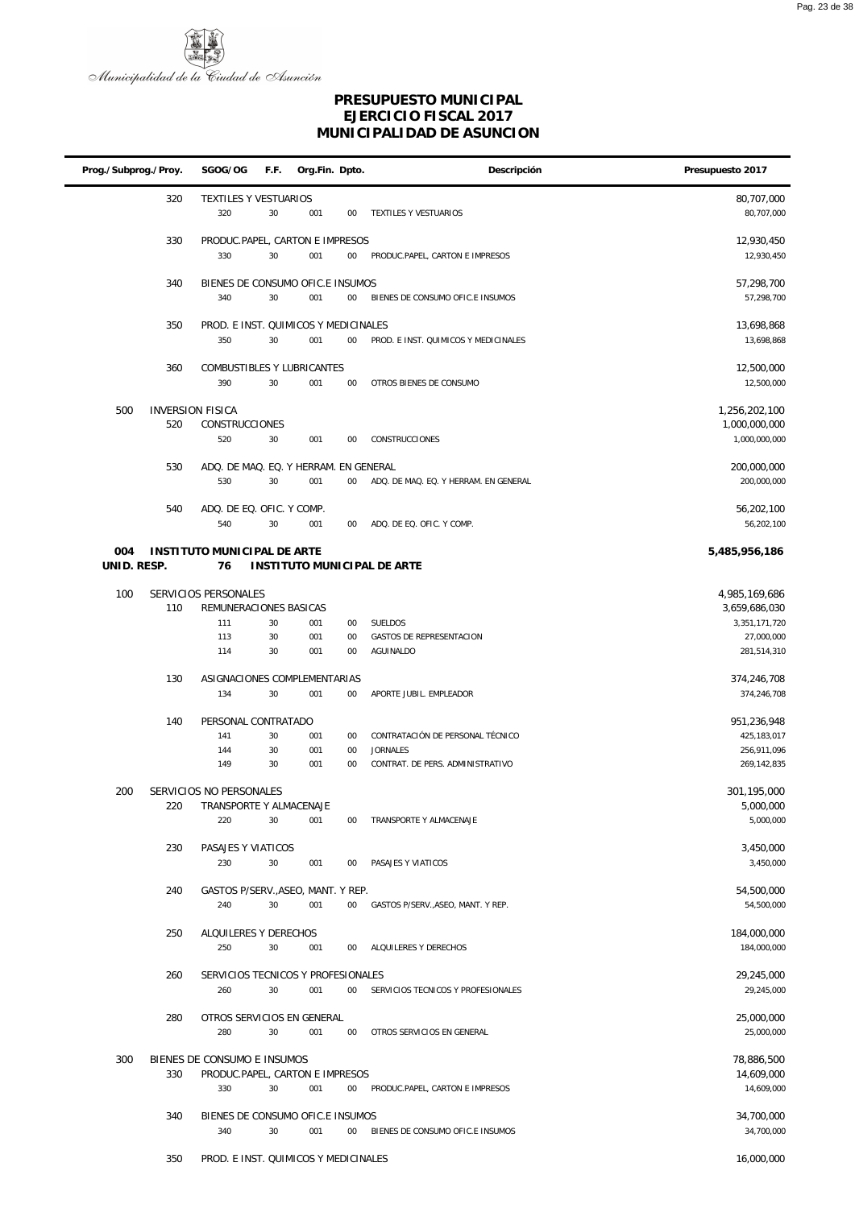# PRESUPUESTO MUNICIPAL
# EJERCICIO FISCAL 2017
# MUNICIPALIDAD DE ASUNCION

| Prog./Subprog./Proy. | | SGOG/OG | F.F. | Org.Fin. | Dpto. | Descripción | Presupuesto 2017 |
|---|---|---|---|---|---|---|---|
| | 320 | TEXTILES Y VESTUARIOS | | | | | 80,707,000 |
| | | 320 | 30 | 001 | 00 | TEXTILES Y VESTUARIOS | 80,707,000 |
| | 330 | PRODUC.PAPEL, CARTON E IMPRESOS | | | | | 12,930,450 |
| | | 330 | 30 | 001 | 00 | PRODUC.PAPEL, CARTON E IMPRESOS | 12,930,450 |
| | 340 | BIENES DE CONSUMO OFIC.E INSUMOS | | | | | 57,298,700 |
| | | 340 | 30 | 001 | 00 | BIENES DE CONSUMO OFIC.E INSUMOS | 57,298,700 |
| | 350 | PROD. E INST. QUIMICOS Y MEDICINALES | | | | | 13,698,868 |
| | | 350 | 30 | 001 | 00 | PROD. E INST. QUIMICOS Y MEDICINALES | 13,698,868 |
| | 360 | COMBUSTIBLES Y LUBRICANTES | | | | | 12,500,000 |
| | | 390 | 30 | 001 | 00 | OTROS BIENES DE CONSUMO | 12,500,000 |
| 500 | | INVERSION FISICA | | | | | 1,256,202,100 |
| | 520 | CONSTRUCCIONES | | | | | 1,000,000,000 |
| | | 520 | 30 | 001 | 00 | CONSTRUCCIONES | 1,000,000,000 |
| | 530 | ADQ. DE MAQ. EQ. Y HERRAM. EN GENERAL | | | | | 200,000,000 |
| | | 530 | 30 | 001 | 00 | ADQ. DE MAQ. EQ. Y HERRAM. EN GENERAL | 200,000,000 |
| | 540 | ADQ. DE EQ. OFIC. Y COMP. | | | | | 56,202,100 |
| | | 540 | 30 | 001 | 00 | ADQ. DE EQ. OFIC. Y COMP. | 56,202,100 |
| **004** | | **INSTITUTO MUNICIPAL DE ARTE** | | | | | **5,485,956,186** |
| **UNID. RESP.** | | **76** | | | | **INSTITUTO MUNICIPAL DE ARTE** | |
| 100 | | SERVICIOS PERSONALES | | | | | 4,985,169,686 |
| | 110 | REMUNERACIONES BASICAS | | | | | 3,659,686,030 |
| | | 111 | 30 | 001 | 00 | SUELDOS | 3,351,171,720 |
| | | 113 | 30 | 001 | 00 | GASTOS DE REPRESENTACION | 27,000,000 |
| | | 114 | 30 | 001 | 00 | AGUINALDO | 281,514,310 |
| | 130 | ASIGNACIONES COMPLEMENTARIAS | | | | | 374,246,708 |
| | | 134 | 30 | 001 | 00 | APORTE JUBIL. EMPLEADOR | 374,246,708 |
| | 140 | PERSONAL CONTRATADO | | | | | 951,236,948 |
| | | 141 | 30 | 001 | 00 | CONTRATACIÓN DE PERSONAL TÉCNICO | 425,183,017 |
| | | 144 | 30 | 001 | 00 | JORNALES | 256,911,096 |
| | | 149 | 30 | 001 | 00 | CONTRAT. DE PERS. ADMINISTRATIVO | 269,142,835 |
| 200 | | SERVICIOS NO PERSONALES | | | | | 301,195,000 |
| | 220 | TRANSPORTE Y ALMACENAJE | | | | | 5,000,000 |
| | | 220 | 30 | 001 | 00 | TRANSPORTE Y ALMACENAJE | 5,000,000 |
| | 230 | PASAJES Y VIATICOS | | | | | 3,450,000 |
| | | 230 | 30 | 001 | 00 | PASAJES Y VIATICOS | 3,450,000 |
| | 240 | GASTOS P/SERV.,ASEO, MANT. Y REP. | | | | | 54,500,000 |
| | | 240 | 30 | 001 | 00 | GASTOS P/SERV.,ASEO, MANT. Y REP. | 54,500,000 |
| | 250 | ALQUILERES Y DERECHOS | | | | | 184,000,000 |
| | | 250 | 30 | 001 | 00 | ALQUILERES Y DERECHOS | 184,000,000 |
| | 260 | SERVICIOS TECNICOS Y PROFESIONALES | | | | | 29,245,000 |
| | | 260 | 30 | 001 | 00 | SERVICIOS TECNICOS Y PROFESIONALES | 29,245,000 |
| | 280 | OTROS SERVICIOS EN GENERAL | | | | | 25,000,000 |
| | | 280 | 30 | 001 | 00 | OTROS SERVICIOS EN GENERAL | 25,000,000 |
| 300 | | BIENES DE CONSUMO E INSUMOS | | | | | 78,886,500 |
| | 330 | PRODUC.PAPEL, CARTON E IMPRESOS | | | | | 14,609,000 |
| | | 330 | 30 | 001 | 00 | PRODUC.PAPEL, CARTON E IMPRESOS | 14,609,000 |
| | 340 | BIENES DE CONSUMO OFIC.E INSUMOS | | | | | 34,700,000 |
| | | 340 | 30 | 001 | 00 | BIENES DE CONSUMO OFIC.E INSUMOS | 34,700,000 |
| | 350 | PROD. E INST. QUIMICOS Y MEDICINALES | | | | | 16,000,000 |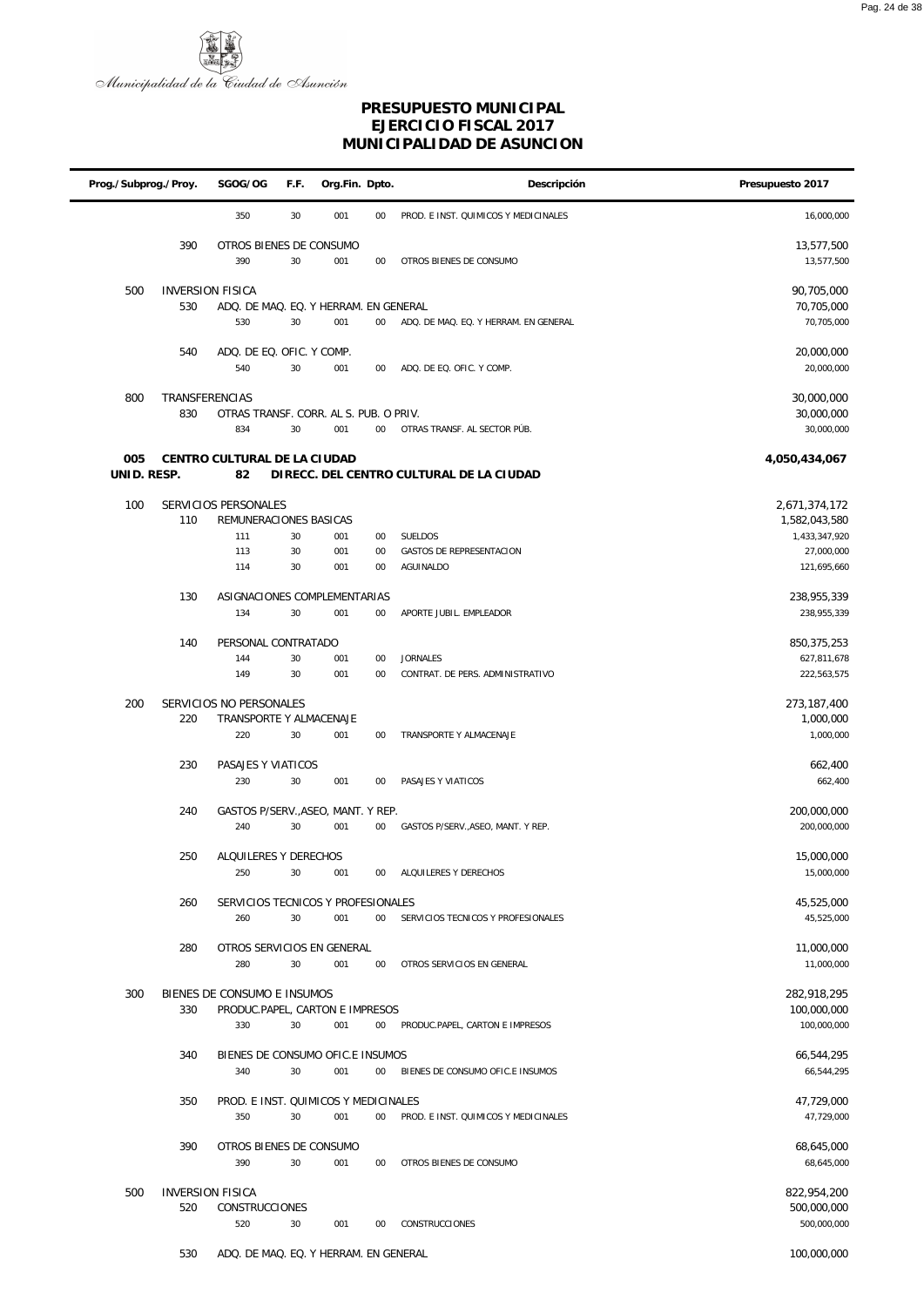Municipalidad de la Ciudad de Asunción

# PRESUPUESTO MUNICIPAL
## EJERCICIO FISCAL 2017
## MUNICIPALIDAD DE ASUNCION

| Prog./Subprog./Proy. | | SGOG/OG | F.F. | Org.Fin. | Dpto. | Descripción | Presupuesto 2017 |
|---|---|---|---|---|---|---|---|
| | | 350 | 30 | 001 | 00 | PROD. E INST. QUIMICOS Y MEDICINALES | 16,000,000 |
| | 390 | OTROS BIENES DE CONSUMO | | | | | 13,577,500 |
| | | 390 | 30 | 001 | 00 | OTROS BIENES DE CONSUMO | 13,577,500 |
| 500 | | INVERSION FISICA | | | | | 90,705,000 |
| | 530 | ADQ. DE MAQ. EQ. Y HERRAM. EN GENERAL | | | | | 70,705,000 |
| | | 530 | 30 | 001 | 00 | ADQ. DE MAQ. EQ. Y HERRAM. EN GENERAL | 70,705,000 |
| | 540 | ADQ. DE EQ. OFIC. Y COMP. | | | | | 20,000,000 |
| | | 540 | 30 | 001 | 00 | ADQ. DE EQ. OFIC. Y COMP. | 20,000,000 |
| 800 | | TRANSFERENCIAS | | | | | 30,000,000 |
| | 830 | OTRAS TRANSF. CORR. AL S. PUB. O PRIV. | | | | | 30,000,000 |
| | | 834 | 30 | 001 | 00 | OTRAS TRANSF. AL SECTOR PÚB. | 30,000,000 |
| **005** | | **CENTRO CULTURAL DE LA CIUDAD** | | | | | **4,050,434,067** |
| **UNID. RESP.** | | **82** | | | | **DIRECC. DEL CENTRO CULTURAL DE LA CIUDAD** | |
| 100 | | SERVICIOS PERSONALES | | | | | 2,671,374,172 |
| | 110 | REMUNERACIONES BASICAS | | | | | 1,582,043,580 |
| | | 111 | 30 | 001 | 00 | SUELDOS | 1,433,347,920 |
| | | 113 | 30 | 001 | 00 | GASTOS DE REPRESENTACION | 27,000,000 |
| | | 114 | 30 | 001 | 00 | AGUINALDO | 121,695,660 |
| | 130 | ASIGNACIONES COMPLEMENTARIAS | | | | | 238,955,339 |
| | | 134 | 30 | 001 | 00 | APORTE JUBIL. EMPLEADOR | 238,955,339 |
| | 140 | PERSONAL CONTRATADO | | | | | 850,375,253 |
| | | 144 | 30 | 001 | 00 | JORNALES | 627,811,678 |
| | | 149 | 30 | 001 | 00 | CONTRAT. DE PERS. ADMINISTRATIVO | 222,563,575 |
| 200 | | SERVICIOS NO PERSONALES | | | | | 273,187,400 |
| | 220 | TRANSPORTE Y ALMACENAJE | | | | | 1,000,000 |
| | | 220 | 30 | 001 | 00 | TRANSPORTE Y ALMACENAJE | 1,000,000 |
| | 230 | PASAJES Y VIATICOS | | | | | 662,400 |
| | | 230 | 30 | 001 | 00 | PASAJES Y VIATICOS | 662,400 |
| | 240 | GASTOS P/SERV.,ASEO, MANT. Y REP. | | | | | 200,000,000 |
| | | 240 | 30 | 001 | 00 | GASTOS P/SERV.,ASEO, MANT. Y REP. | 200,000,000 |
| | 250 | ALQUILERES Y DERECHOS | | | | | 15,000,000 |
| | | 250 | 30 | 001 | 00 | ALQUILERES Y DERECHOS | 15,000,000 |
| | 260 | SERVICIOS TECNICOS Y PROFESIONALES | | | | | 45,525,000 |
| | | 260 | 30 | 001 | 00 | SERVICIOS TECNICOS Y PROFESIONALES | 45,525,000 |
| | 280 | OTROS SERVICIOS EN GENERAL | | | | | 11,000,000 |
| | | 280 | 30 | 001 | 00 | OTROS SERVICIOS EN GENERAL | 11,000,000 |
| 300 | | BIENES DE CONSUMO E INSUMOS | | | | | 282,918,295 |
| | 330 | PRODUC.PAPEL, CARTON E IMPRESOS | | | | | 100,000,000 |
| | | 330 | 30 | 001 | 00 | PRODUC.PAPEL, CARTON E IMPRESOS | 100,000,000 |
| | 340 | BIENES DE CONSUMO OFIC.E INSUMOS | | | | | 66,544,295 |
| | | 340 | 30 | 001 | 00 | BIENES DE CONSUMO OFIC.E INSUMOS | 66,544,295 |
| | 350 | PROD. E INST. QUIMICOS Y MEDICINALES | | | | | 47,729,000 |
| | | 350 | 30 | 001 | 00 | PROD. E INST. QUIMICOS Y MEDICINALES | 47,729,000 |
| | 390 | OTROS BIENES DE CONSUMO | | | | | 68,645,000 |
| | | 390 | 30 | 001 | 00 | OTROS BIENES DE CONSUMO | 68,645,000 |
| 500 | | INVERSION FISICA | | | | | 822,954,200 |
| | 520 | CONSTRUCCIONES | | | | | 500,000,000 |
| | | 520 | 30 | 001 | 00 | CONSTRUCCIONES | 500,000,000 |
| | 530 | ADQ. DE MAQ. EQ. Y HERRAM. EN GENERAL | | | | | 100,000,000 |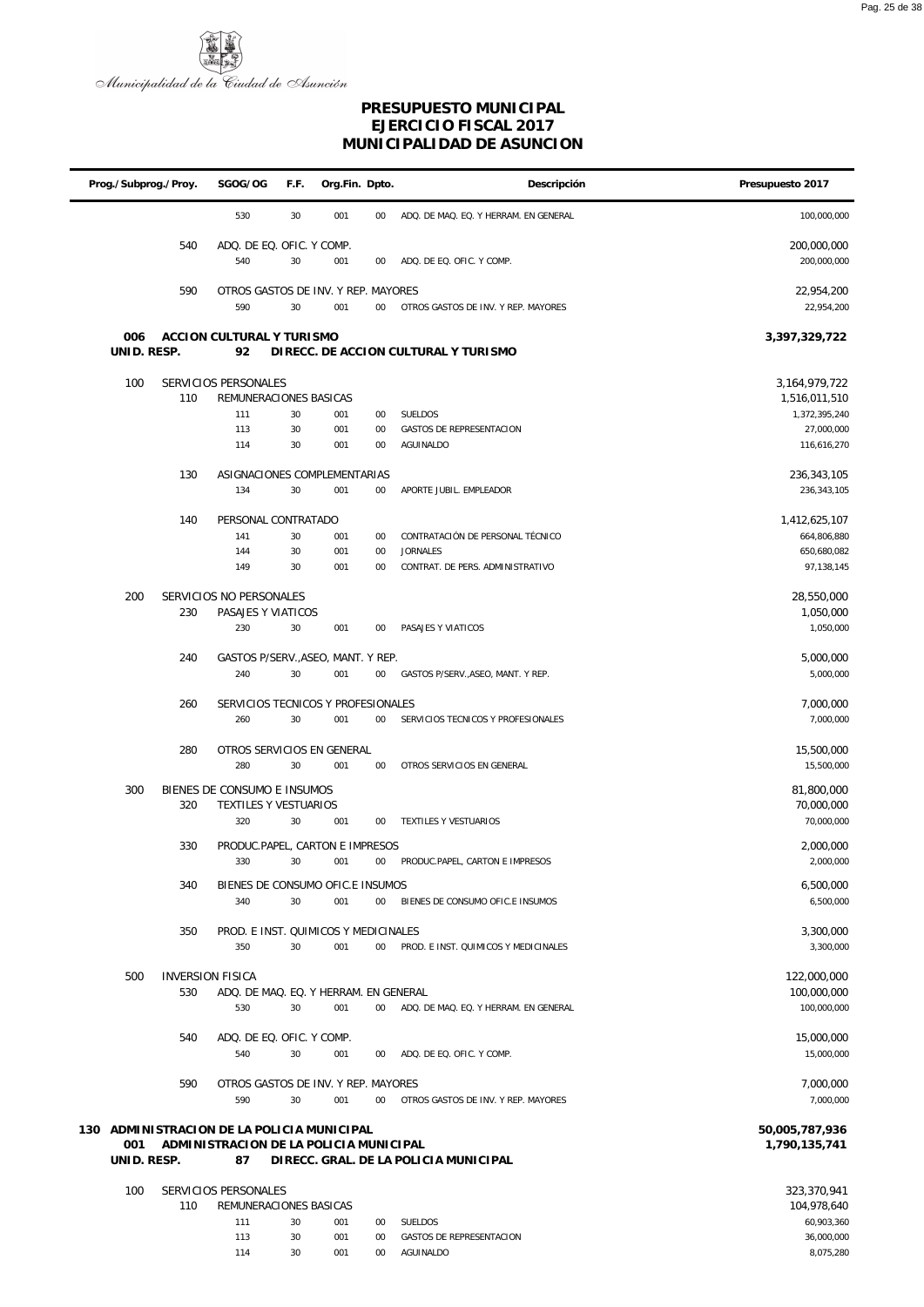# PRESUPUESTO MUNICIPAL
# EJERCICIO FISCAL 2017
# MUNICIPALIDAD DE ASUNCION

| Prog./Subprog./Proy. | | SGOG/OG | F.F. | Org.Fin. | Dpto. | Descripción | Presupuesto 2017 |
|---|---|---|---|---|---|---|---|
| | | 530 | 30 | 001 | 00 | ADQ. DE MAQ. EQ. Y HERRAM. EN GENERAL | 100,000,000 |
| | 540 | ADQ. DE EQ. OFIC. Y COMP. | | | | | 200,000,000 |
| | | 540 | 30 | 001 | 00 | ADQ. DE EQ. OFIC. Y COMP. | 200,000,000 |
| | 590 | OTROS GASTOS DE INV. Y REP. MAYORES | | | | | 22,954,200 |
| | | 590 | 30 | 001 | 00 | OTROS GASTOS DE INV. Y REP. MAYORES | 22,954,200 |
| **006** | **ACCION CULTURAL Y TURISMO** | | | | | | **3,397,329,722** |
| **UNID. RESP.** | | **92** | | | | **DIRECC. DE ACCION CULTURAL Y TURISMO** | |
| 100 | SERVICIOS PERSONALES | | | | | | 3,164,979,722 |
| | 110 | REMUNERACIONES BASICAS | | | | | 1,516,011,510 |
| | | 111 | 30 | 001 | 00 | SUELDOS | 1,372,395,240 |
| | | 113 | 30 | 001 | 00 | GASTOS DE REPRESENTACION | 27,000,000 |
| | | 114 | 30 | 001 | 00 | AGUINALDO | 116,616,270 |
| | 130 | ASIGNACIONES COMPLEMENTARIAS | | | | | 236,343,105 |
| | | 134 | 30 | 001 | 00 | APORTE JUBIL. EMPLEADOR | 236,343,105 |
| | 140 | PERSONAL CONTRATADO | | | | | 1,412,625,107 |
| | | 141 | 30 | 001 | 00 | CONTRATACIÓN DE PERSONAL TÉCNICO | 664,806,880 |
| | | 144 | 30 | 001 | 00 | JORNALES | 650,680,082 |
| | | 149 | 30 | 001 | 00 | CONTRAT. DE PERS. ADMINISTRATIVO | 97,138,145 |
| 200 | SERVICIOS NO PERSONALES | | | | | | 28,550,000 |
| | 230 | PASAJES Y VIATICOS | | | | | 1,050,000 |
| | | 230 | 30 | 001 | 00 | PASAJES Y VIATICOS | 1,050,000 |
| | 240 | GASTOS P/SERV.,ASEO, MANT. Y REP. | | | | | 5,000,000 |
| | | 240 | 30 | 001 | 00 | GASTOS P/SERV.,ASEO, MANT. Y REP. | 5,000,000 |
| | 260 | SERVICIOS TECNICOS Y PROFESIONALES | | | | | 7,000,000 |
| | | 260 | 30 | 001 | 00 | SERVICIOS TECNICOS Y PROFESIONALES | 7,000,000 |
| | 280 | OTROS SERVICIOS EN GENERAL | | | | | 15,500,000 |
| | | 280 | 30 | 001 | 00 | OTROS SERVICIOS EN GENERAL | 15,500,000 |
| 300 | BIENES DE CONSUMO E INSUMOS | | | | | | 81,800,000 |
| | 320 | TEXTILES Y VESTUARIOS | | | | | 70,000,000 |
| | | 320 | 30 | 001 | 00 | TEXTILES Y VESTUARIOS | 70,000,000 |
| | 330 | PRODUC.PAPEL, CARTON E IMPRESOS | | | | | 2,000,000 |
| | | 330 | 30 | 001 | 00 | PRODUC.PAPEL, CARTON E IMPRESOS | 2,000,000 |
| | 340 | BIENES DE CONSUMO OFIC.E INSUMOS | | | | | 6,500,000 |
| | | 340 | 30 | 001 | 00 | BIENES DE CONSUMO OFIC.E INSUMOS | 6,500,000 |
| | 350 | PROD. E INST. QUIMICOS Y MEDICINALES | | | | | 3,300,000 |
| | | 350 | 30 | 001 | 00 | PROD. E INST. QUIMICOS Y MEDICINALES | 3,300,000 |
| 500 | INVERSION FISICA | | | | | | 122,000,000 |
| | 530 | ADQ. DE MAQ. EQ. Y HERRAM. EN GENERAL | | | | | 100,000,000 |
| | | 530 | 30 | 001 | 00 | ADQ. DE MAQ. EQ. Y HERRAM. EN GENERAL | 100,000,000 |
| | 540 | ADQ. DE EQ. OFIC. Y COMP. | | | | | 15,000,000 |
| | | 540 | 30 | 001 | 00 | ADQ. DE EQ. OFIC. Y COMP. | 15,000,000 |
| | 590 | OTROS GASTOS DE INV. Y REP. MAYORES | | | | | 7,000,000 |
| | | 590 | 30 | 001 | 00 | OTROS GASTOS DE INV. Y REP. MAYORES | 7,000,000 |
| **130** | **ADMINISTRACION DE LA POLICIA MUNICIPAL** | | | | | | **50,005,787,936** |
| **001** | **ADMINISTRACION DE LA POLICIA MUNICIPAL** | | | | | | **1,790,135,741** |
| **UNID. RESP.** | | **87** | | | | **DIRECC. GRAL. DE LA POLICIA MUNICIPAL** | |
| 100 | SERVICIOS PERSONALES | | | | | | 323,370,941 |
| | 110 | REMUNERACIONES BASICAS | | | | | 104,978,640 |
| | | 111 | 30 | 001 | 00 | SUELDOS | 60,903,360 |
| | | 113 | 30 | 001 | 00 | GASTOS DE REPRESENTACION | 36,000,000 |
| | | 114 | 30 | 001 | 00 | AGUINALDO | 8,075,280 |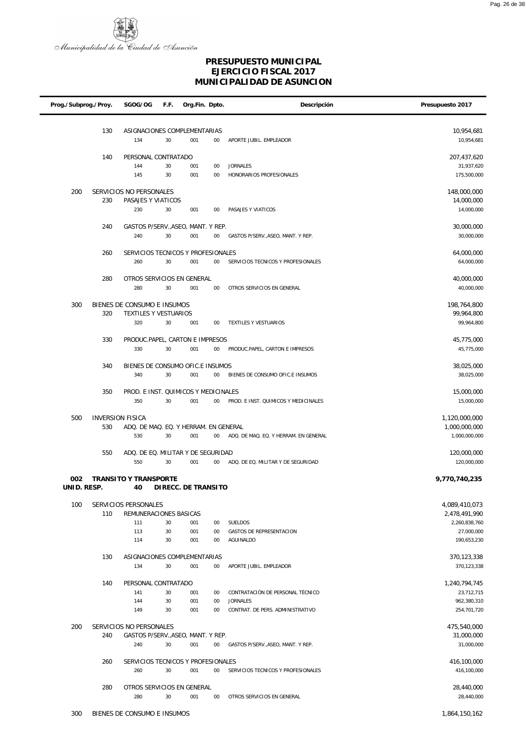Municipalidad de la Ciudad de Asunción

# PRESUPUESTO MUNICIPAL
## EJERCICIO FISCAL 2017
## MUNICIPALIDAD DE ASUNCION

| Prog./Subprog./Proy. | | SGOG/OG | F.F. | Org.Fin. | Dpto. | Descripción | Presupuesto 2017 |
|---|---|---|---|---|---|---|---|
| | 130 | ASIGNACIONES COMPLEMENTARIAS | | | | | 10,954,681 |
| | | 134 | 30 | 001 | 00 | APORTE JUBIL. EMPLEADOR | 10,954,681 |
| | 140 | PERSONAL CONTRATADO | | | | | 207,437,620 |
| | | 144 | 30 | 001 | 00 | JORNALES | 31,937,620 |
| | | 145 | 30 | 001 | 00 | HONORARIOS PROFESIONALES | 175,500,000 |
| 200 | | SERVICIOS NO PERSONALES | | | | | 148,000,000 |
| | 230 | PASAJES Y VIATICOS | | | | | 14,000,000 |
| | | 230 | 30 | 001 | 00 | PASAJES Y VIATICOS | 14,000,000 |
| | 240 | GASTOS P/SERV.,ASEO, MANT. Y REP. | | | | | 30,000,000 |
| | | 240 | 30 | 001 | 00 | GASTOS P/SERV.,ASEO, MANT. Y REP. | 30,000,000 |
| | 260 | SERVICIOS TECNICOS Y PROFESIONALES | | | | | 64,000,000 |
| | | 260 | 30 | 001 | 00 | SERVICIOS TECNICOS Y PROFESIONALES | 64,000,000 |
| | 280 | OTROS SERVICIOS EN GENERAL | | | | | 40,000,000 |
| | | 280 | 30 | 001 | 00 | OTROS SERVICIOS EN GENERAL | 40,000,000 |
| 300 | | BIENES DE CONSUMO E INSUMOS | | | | | 198,764,800 |
| | 320 | TEXTILES Y VESTUARIOS | | | | | 99,964,800 |
| | | 320 | 30 | 001 | 00 | TEXTILES Y VESTUARIOS | 99,964,800 |
| | 330 | PRODUC.PAPEL, CARTON E IMPRESOS | | | | | 45,775,000 |
| | | 330 | 30 | 001 | 00 | PRODUC.PAPEL, CARTON E IMPRESOS | 45,775,000 |
| | 340 | BIENES DE CONSUMO OFIC.E INSUMOS | | | | | 38,025,000 |
| | | 340 | 30 | 001 | 00 | BIENES DE CONSUMO OFIC.E INSUMOS | 38,025,000 |
| | 350 | PROD. E INST. QUIMICOS Y MEDICINALES | | | | | 15,000,000 |
| | | 350 | 30 | 001 | 00 | PROD. E INST. QUIMICOS Y MEDICINALES | 15,000,000 |
| 500 | | INVERSION FISICA | | | | | 1,120,000,000 |
| | 530 | ADQ. DE MAQ. EQ. Y HERRAM. EN GENERAL | | | | | 1,000,000,000 |
| | | 530 | 30 | 001 | 00 | ADQ. DE MAQ. EQ. Y HERRAM. EN GENERAL | 1,000,000,000 |
| | 550 | ADQ. DE EQ. MILITAR Y DE SEGURIDAD | | | | | 120,000,000 |
| | | 550 | 30 | 001 | 00 | ADQ. DE EQ. MILITAR Y DE SEGURIDAD | 120,000,000 |
| **002** | | **TRANSITO Y TRANSPORTE** | | | | | **9,770,740,235** |
| **UNID. RESP.** | | **40** | **DIRECC. DE TRANSITO** | | | | |
| 100 | | SERVICIOS PERSONALES | | | | | 4,089,410,073 |
| | 110 | REMUNERACIONES BASICAS | | | | | 2,478,491,990 |
| | | 111 | 30 | 001 | 00 | SUELDOS | 2,260,838,760 |
| | | 113 | 30 | 001 | 00 | GASTOS DE REPRESENTACION | 27,000,000 |
| | | 114 | 30 | 001 | 00 | AGUINALDO | 190,653,230 |
| | 130 | ASIGNACIONES COMPLEMENTARIAS | | | | | 370,123,338 |
| | | 134 | 30 | 001 | 00 | APORTE JUBIL. EMPLEADOR | 370,123,338 |
| | 140 | PERSONAL CONTRATADO | | | | | 1,240,794,745 |
| | | 141 | 30 | 001 | 00 | CONTRATACIÓN DE PERSONAL TÉCNICO | 23,712,715 |
| | | 144 | 30 | 001 | 00 | JORNALES | 962,380,310 |
| | | 149 | 30 | 001 | 00 | CONTRAT. DE PERS. ADMINISTRATIVO | 254,701,720 |
| 200 | | SERVICIOS NO PERSONALES | | | | | 475,540,000 |
| | 240 | GASTOS P/SERV.,ASEO, MANT. Y REP. | | | | | 31,000,000 |
| | | 240 | 30 | 001 | 00 | GASTOS P/SERV.,ASEO, MANT. Y REP. | 31,000,000 |
| | 260 | SERVICIOS TECNICOS Y PROFESIONALES | | | | | 416,100,000 |
| | | 260 | 30 | 001 | 00 | SERVICIOS TECNICOS Y PROFESIONALES | 416,100,000 |
| | 280 | OTROS SERVICIOS EN GENERAL | | | | | 28,440,000 |
| | | 280 | 30 | 001 | 00 | OTROS SERVICIOS EN GENERAL | 28,440,000 |
| 300 | | BIENES DE CONSUMO E INSUMOS | | | | | 1,864,150,162 |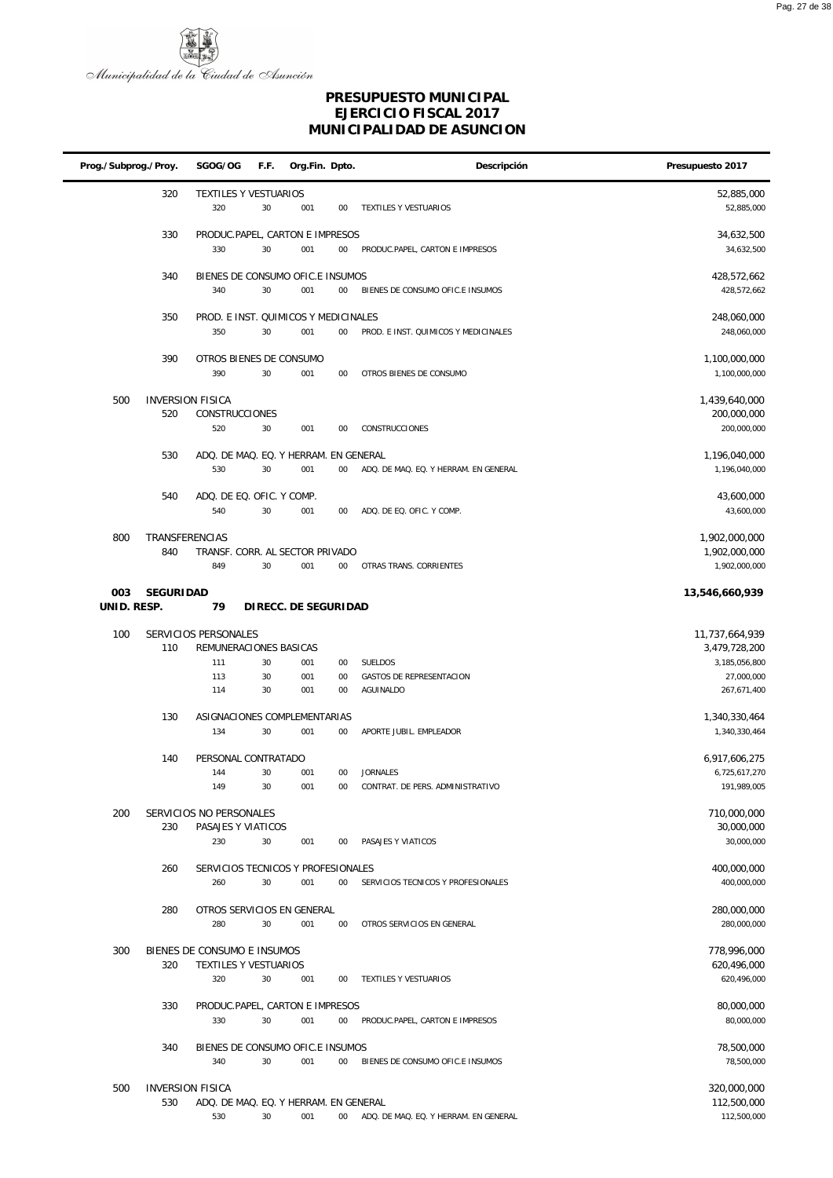# PRESUPUESTO MUNICIPAL
# EJERCICIO FISCAL 2017
# MUNICIPALIDAD DE ASUNCION

| Prog./Subprog./Proy. | | SGOG/OG | F.F. | Org.Fin. | Dpto. | Descripción | Presupuesto 2017 |
|---|---|---|---|---|---|---|---|
| | 320 | TEXTILES Y VESTUARIOS | | | | | 52,885,000 |
| | | 320 | 30 | 001 | 00 | TEXTILES Y VESTUARIOS | 52,885,000 |
| | 330 | PRODUC.PAPEL, CARTON E IMPRESOS | | | | | 34,632,500 |
| | | 330 | 30 | 001 | 00 | PRODUC.PAPEL, CARTON E IMPRESOS | 34,632,500 |
| | 340 | BIENES DE CONSUMO OFIC.E INSUMOS | | | | | 428,572,662 |
| | | 340 | 30 | 001 | 00 | BIENES DE CONSUMO OFIC.E INSUMOS | 428,572,662 |
| | 350 | PROD. E INST. QUIMICOS Y MEDICINALES | | | | | 248,060,000 |
| | | 350 | 30 | 001 | 00 | PROD. E INST. QUIMICOS Y MEDICINALES | 248,060,000 |
| | 390 | OTROS BIENES DE CONSUMO | | | | | 1,100,000,000 |
| | | 390 | 30 | 001 | 00 | OTROS BIENES DE CONSUMO | 1,100,000,000 |
| 500 | INVERSION FISICA | | | | | | 1,439,640,000 |
| | 520 | CONSTRUCCIONES | | | | | 200,000,000 |
| | | 520 | 30 | 001 | 00 | CONSTRUCCIONES | 200,000,000 |
| | 530 | ADQ. DE MAQ. EQ. Y HERRAM. EN GENERAL | | | | | 1,196,040,000 |
| | | 530 | 30 | 001 | 00 | ADQ. DE MAQ. EQ. Y HERRAM. EN GENERAL | 1,196,040,000 |
| | 540 | ADQ. DE EQ. OFIC. Y COMP. | | | | | 43,600,000 |
| | | 540 | 30 | 001 | 00 | ADQ. DE EQ. OFIC. Y COMP. | 43,600,000 |
| 800 | TRANSFERENCIAS | | | | | | 1,902,000,000 |
| | 840 | TRANSF. CORR. AL SECTOR PRIVADO | | | | | 1,902,000,000 |
| | | 849 | 30 | 001 | 00 | OTRAS TRANS. CORRIENTES | 1,902,000,000 |
| **003** | **SEGURIDAD** | | | | | | **13,546,660,939** |
| **UNID. RESP.** | | **79** | **DIRECC. DE SEGURIDAD** | | | | |
| 100 | SERVICIOS PERSONALES | | | | | | 11,737,664,939 |
| | 110 | REMUNERACIONES BASICAS | | | | | 3,479,728,200 |
| | | 111 | 30 | 001 | 00 | SUELDOS | 3,185,056,800 |
| | | 113 | 30 | 001 | 00 | GASTOS DE REPRESENTACION | 27,000,000 |
| | | 114 | 30 | 001 | 00 | AGUINALDO | 267,671,400 |
| | 130 | ASIGNACIONES COMPLEMENTARIAS | | | | | 1,340,330,464 |
| | | 134 | 30 | 001 | 00 | APORTE JUBIL. EMPLEADOR | 1,340,330,464 |
| | 140 | PERSONAL CONTRATADO | | | | | 6,917,606,275 |
| | | 144 | 30 | 001 | 00 | JORNALES | 6,725,617,270 |
| | | 149 | 30 | 001 | 00 | CONTRAT. DE PERS. ADMINISTRATIVO | 191,989,005 |
| 200 | SERVICIOS NO PERSONALES | | | | | | 710,000,000 |
| | 230 | PASAJES Y VIATICOS | | | | | 30,000,000 |
| | | 230 | 30 | 001 | 00 | PASAJES Y VIATICOS | 30,000,000 |
| | 260 | SERVICIOS TECNICOS Y PROFESIONALES | | | | | 400,000,000 |
| | | 260 | 30 | 001 | 00 | SERVICIOS TECNICOS Y PROFESIONALES | 400,000,000 |
| | 280 | OTROS SERVICIOS EN GENERAL | | | | | 280,000,000 |
| | | 280 | 30 | 001 | 00 | OTROS SERVICIOS EN GENERAL | 280,000,000 |
| 300 | BIENES DE CONSUMO E INSUMOS | | | | | | 778,996,000 |
| | 320 | TEXTILES Y VESTUARIOS | | | | | 620,496,000 |
| | | 320 | 30 | 001 | 00 | TEXTILES Y VESTUARIOS | 620,496,000 |
| | 330 | PRODUC.PAPEL, CARTON E IMPRESOS | | | | | 80,000,000 |
| | | 330 | 30 | 001 | 00 | PRODUC.PAPEL, CARTON E IMPRESOS | 80,000,000 |
| | 340 | BIENES DE CONSUMO OFIC.E INSUMOS | | | | | 78,500,000 |
| | | 340 | 30 | 001 | 00 | BIENES DE CONSUMO OFIC.E INSUMOS | 78,500,000 |
| 500 | INVERSION FISICA | | | | | | 320,000,000 |
| | 530 | ADQ. DE MAQ. EQ. Y HERRAM. EN GENERAL | | | | | 112,500,000 |
| | | 530 | 30 | 001 | 00 | ADQ. DE MAQ. EQ. Y HERRAM. EN GENERAL | 112,500,000 |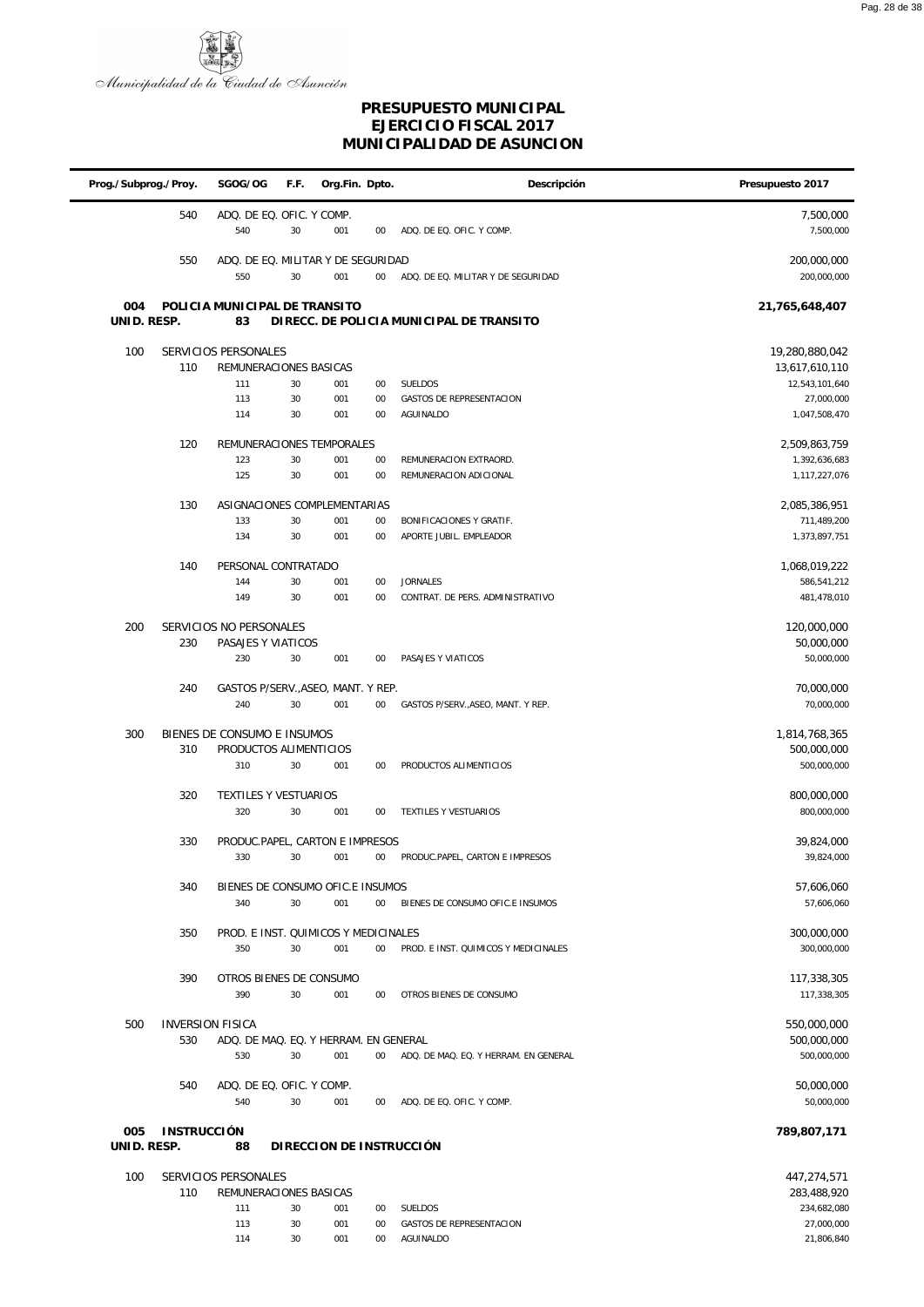Municipalidad de la Ciudad de Asunción

# PRESUPUESTO MUNICIPAL
## EJERCICIO FISCAL 2017
## MUNICIPALIDAD DE ASUNCION

| Prog./Subprog./Proy. | | SGOG/OG | F.F. | Org.Fin. | Dpto. | Descripción | Presupuesto 2017 |
|---|---|---|---|---|---|---|---|
| | 540 | ADQ. DE EQ. OFIC. Y COMP. | | | | | 7,500,000 |
| | | 540 | 30 | 001 | 00 | ADQ. DE EQ. OFIC. Y COMP. | 7,500,000 |
| | 550 | ADQ. DE EQ. MILITAR Y DE SEGURIDAD | | | | | 200,000,000 |
| | | 550 | 30 | 001 | 00 | ADQ. DE EQ. MILITAR Y DE SEGURIDAD | 200,000,000 |
| **004** | **POLICIA MUNICIPAL DE TRANSITO** | | | | | | **21,765,648,407** |
| **UNID. RESP.** | | **83** | | | | **DIRECC. DE POLICIA MUNICIPAL DE TRANSITO** | |
| 100 | SERVICIOS PERSONALES | | | | | | 19,280,880,042 |
| | 110 | REMUNERACIONES BASICAS | | | | | 13,617,610,110 |
| | | 111 | 30 | 001 | 00 | SUELDOS | 12,543,101,640 |
| | | 113 | 30 | 001 | 00 | GASTOS DE REPRESENTACION | 27,000,000 |
| | | 114 | 30 | 001 | 00 | AGUINALDO | 1,047,508,470 |
| | 120 | REMUNERACIONES TEMPORALES | | | | | 2,509,863,759 |
| | | 123 | 30 | 001 | 00 | REMUNERACION EXTRAORD. | 1,392,636,683 |
| | | 125 | 30 | 001 | 00 | REMUNERACION ADICIONAL | 1,117,227,076 |
| | 130 | ASIGNACIONES COMPLEMENTARIAS | | | | | 2,085,386,951 |
| | | 133 | 30 | 001 | 00 | BONIFICACIONES Y GRATIF. | 711,489,200 |
| | | 134 | 30 | 001 | 00 | APORTE JUBIL. EMPLEADOR | 1,373,897,751 |
| | 140 | PERSONAL CONTRATADO | | | | | 1,068,019,222 |
| | | 144 | 30 | 001 | 00 | JORNALES | 586,541,212 |
| | | 149 | 30 | 001 | 00 | CONTRAT. DE PERS. ADMINISTRATIVO | 481,478,010 |
| 200 | SERVICIOS NO PERSONALES | | | | | | 120,000,000 |
| | 230 | PASAJES Y VIATICOS | | | | | 50,000,000 |
| | | 230 | 30 | 001 | 00 | PASAJES Y VIATICOS | 50,000,000 |
| | 240 | GASTOS P/SERV.,ASEO, MANT. Y REP. | | | | | 70,000,000 |
| | | 240 | 30 | 001 | 00 | GASTOS P/SERV.,ASEO, MANT. Y REP. | 70,000,000 |
| 300 | BIENES DE CONSUMO E INSUMOS | | | | | | 1,814,768,365 |
| | 310 | PRODUCTOS ALIMENTICIOS | | | | | 500,000,000 |
| | | 310 | 30 | 001 | 00 | PRODUCTOS ALIMENTICIOS | 500,000,000 |
| | 320 | TEXTILES Y VESTUARIOS | | | | | 800,000,000 |
| | | 320 | 30 | 001 | 00 | TEXTILES Y VESTUARIOS | 800,000,000 |
| | 330 | PRODUC.PAPEL, CARTON E IMPRESOS | | | | | 39,824,000 |
| | | 330 | 30 | 001 | 00 | PRODUC.PAPEL, CARTON E IMPRESOS | 39,824,000 |
| | 340 | BIENES DE CONSUMO OFIC.E INSUMOS | | | | | 57,606,060 |
| | | 340 | 30 | 001 | 00 | BIENES DE CONSUMO OFIC.E INSUMOS | 57,606,060 |
| | 350 | PROD. E INST. QUIMICOS Y MEDICINALES | | | | | 300,000,000 |
| | | 350 | 30 | 001 | 00 | PROD. E INST. QUIMICOS Y MEDICINALES | 300,000,000 |
| | 390 | OTROS BIENES DE CONSUMO | | | | | 117,338,305 |
| | | 390 | 30 | 001 | 00 | OTROS BIENES DE CONSUMO | 117,338,305 |
| 500 | INVERSION FISICA | | | | | | 550,000,000 |
| | 530 | ADQ. DE MAQ. EQ. Y HERRAM. EN GENERAL | | | | | 500,000,000 |
| | | 530 | 30 | 001 | 00 | ADQ. DE MAQ. EQ. Y HERRAM. EN GENERAL | 500,000,000 |
| | 540 | ADQ. DE EQ. OFIC. Y COMP. | | | | | 50,000,000 |
| | | 540 | 30 | 001 | 00 | ADQ. DE EQ. OFIC. Y COMP. | 50,000,000 |
| **005** | **INSTRUCCIÓN** | | | | | | **789,807,171** |
| **UNID. RESP.** | | **88** | | | | **DIRECCION DE INSTRUCCIÓN** | |
| 100 | SERVICIOS PERSONALES | | | | | | 447,274,571 |
| | 110 | REMUNERACIONES BASICAS | | | | | 283,488,920 |
| | | 111 | 30 | 001 | 00 | SUELDOS | 234,682,080 |
| | | 113 | 30 | 001 | 00 | GASTOS DE REPRESENTACION | 27,000,000 |
| | | 114 | 30 | 001 | 00 | AGUINALDO | 21,806,840 |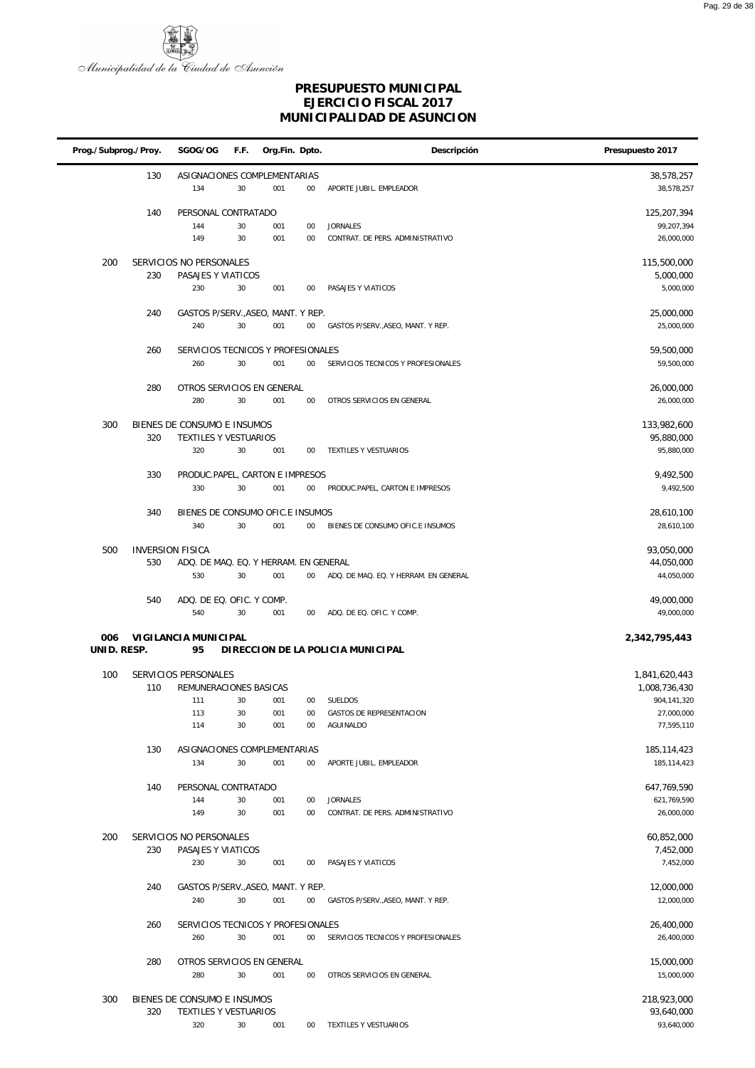Municipalidad de la Ciudad de Asunción

# PRESUPUESTO MUNICIPAL
## EJERCICIO FISCAL 2017
## MUNICIPALIDAD DE ASUNCION

| Prog./Subprog./Proy. | | SGOG/OG | F.F. | Org.Fin. | Dpto. | Descripción | Presupuesto 2017 |
|---|---|---|---|---|---|---|---|
| | 130 | ASIGNACIONES COMPLEMENTARIAS | | | | | 38,578,257 |
| | | 134 | 30 | 001 | 00 | APORTE JUBIL. EMPLEADOR | 38,578,257 |
| | 140 | PERSONAL CONTRATADO | | | | | 125,207,394 |
| | | 144 | 30 | 001 | 00 | JORNALES | 99,207,394 |
| | | 149 | 30 | 001 | 00 | CONTRAT. DE PERS. ADMINISTRATIVO | 26,000,000 |
| 200 | | SERVICIOS NO PERSONALES | | | | | 115,500,000 |
| | 230 | PASAJES Y VIATICOS | | | | | 5,000,000 |
| | | 230 | 30 | 001 | 00 | PASAJES Y VIATICOS | 5,000,000 |
| | 240 | GASTOS P/SERV.,ASEO, MANT. Y REP. | | | | | 25,000,000 |
| | | 240 | 30 | 001 | 00 | GASTOS P/SERV.,ASEO, MANT. Y REP. | 25,000,000 |
| | 260 | SERVICIOS TECNICOS Y PROFESIONALES | | | | | 59,500,000 |
| | | 260 | 30 | 001 | 00 | SERVICIOS TECNICOS Y PROFESIONALES | 59,500,000 |
| | 280 | OTROS SERVICIOS EN GENERAL | | | | | 26,000,000 |
| | | 280 | 30 | 001 | 00 | OTROS SERVICIOS EN GENERAL | 26,000,000 |
| 300 | | BIENES DE CONSUMO E INSUMOS | | | | | 133,982,600 |
| | 320 | TEXTILES Y VESTUARIOS | | | | | 95,880,000 |
| | | 320 | 30 | 001 | 00 | TEXTILES Y VESTUARIOS | 95,880,000 |
| | 330 | PRODUC.PAPEL, CARTON E IMPRESOS | | | | | 9,492,500 |
| | | 330 | 30 | 001 | 00 | PRODUC.PAPEL, CARTON E IMPRESOS | 9,492,500 |
| | 340 | BIENES DE CONSUMO OFIC.E INSUMOS | | | | | 28,610,100 |
| | | 340 | 30 | 001 | 00 | BIENES DE CONSUMO OFIC.E INSUMOS | 28,610,100 |
| 500 | | INVERSION FISICA | | | | | 93,050,000 |
| | 530 | ADQ. DE MAQ. EQ. Y HERRAM. EN GENERAL | | | | | 44,050,000 |
| | | 530 | 30 | 001 | 00 | ADQ. DE MAQ. EQ. Y HERRAM. EN GENERAL | 44,050,000 |
| | 540 | ADQ. DE EQ. OFIC. Y COMP. | | | | | 49,000,000 |
| | | 540 | 30 | 001 | 00 | ADQ. DE EQ. OFIC. Y COMP. | 49,000,000 |
| **006** | | **VIGILANCIA MUNICIPAL** | | | | | **2,342,795,443** |
| **UNID. RESP.** | | **95** | | | | **DIRECCION DE LA POLICIA MUNICIPAL** | |
| 100 | | SERVICIOS PERSONALES | | | | | 1,841,620,443 |
| | 110 | REMUNERACIONES BASICAS | | | | | 1,008,736,430 |
| | | 111 | 30 | 001 | 00 | SUELDOS | 904,141,320 |
| | | 113 | 30 | 001 | 00 | GASTOS DE REPRESENTACION | 27,000,000 |
| | | 114 | 30 | 001 | 00 | AGUINALDO | 77,595,110 |
| | 130 | ASIGNACIONES COMPLEMENTARIAS | | | | | 185,114,423 |
| | | 134 | 30 | 001 | 00 | APORTE JUBIL. EMPLEADOR | 185,114,423 |
| | 140 | PERSONAL CONTRATADO | | | | | 647,769,590 |
| | | 144 | 30 | 001 | 00 | JORNALES | 621,769,590 |
| | | 149 | 30 | 001 | 00 | CONTRAT. DE PERS. ADMINISTRATIVO | 26,000,000 |
| 200 | | SERVICIOS NO PERSONALES | | | | | 60,852,000 |
| | 230 | PASAJES Y VIATICOS | | | | | 7,452,000 |
| | | 230 | 30 | 001 | 00 | PASAJES Y VIATICOS | 7,452,000 |
| | 240 | GASTOS P/SERV.,ASEO, MANT. Y REP. | | | | | 12,000,000 |
| | | 240 | 30 | 001 | 00 | GASTOS P/SERV.,ASEO, MANT. Y REP. | 12,000,000 |
| | 260 | SERVICIOS TECNICOS Y PROFESIONALES | | | | | 26,400,000 |
| | | 260 | 30 | 001 | 00 | SERVICIOS TECNICOS Y PROFESIONALES | 26,400,000 |
| | 280 | OTROS SERVICIOS EN GENERAL | | | | | 15,000,000 |
| | | 280 | 30 | 001 | 00 | OTROS SERVICIOS EN GENERAL | 15,000,000 |
| 300 | | BIENES DE CONSUMO E INSUMOS | | | | | 218,923,000 |
| | 320 | TEXTILES Y VESTUARIOS | | | | | 93,640,000 |
| | | 320 | 30 | 001 | 00 | TEXTILES Y VESTUARIOS | 93,640,000 |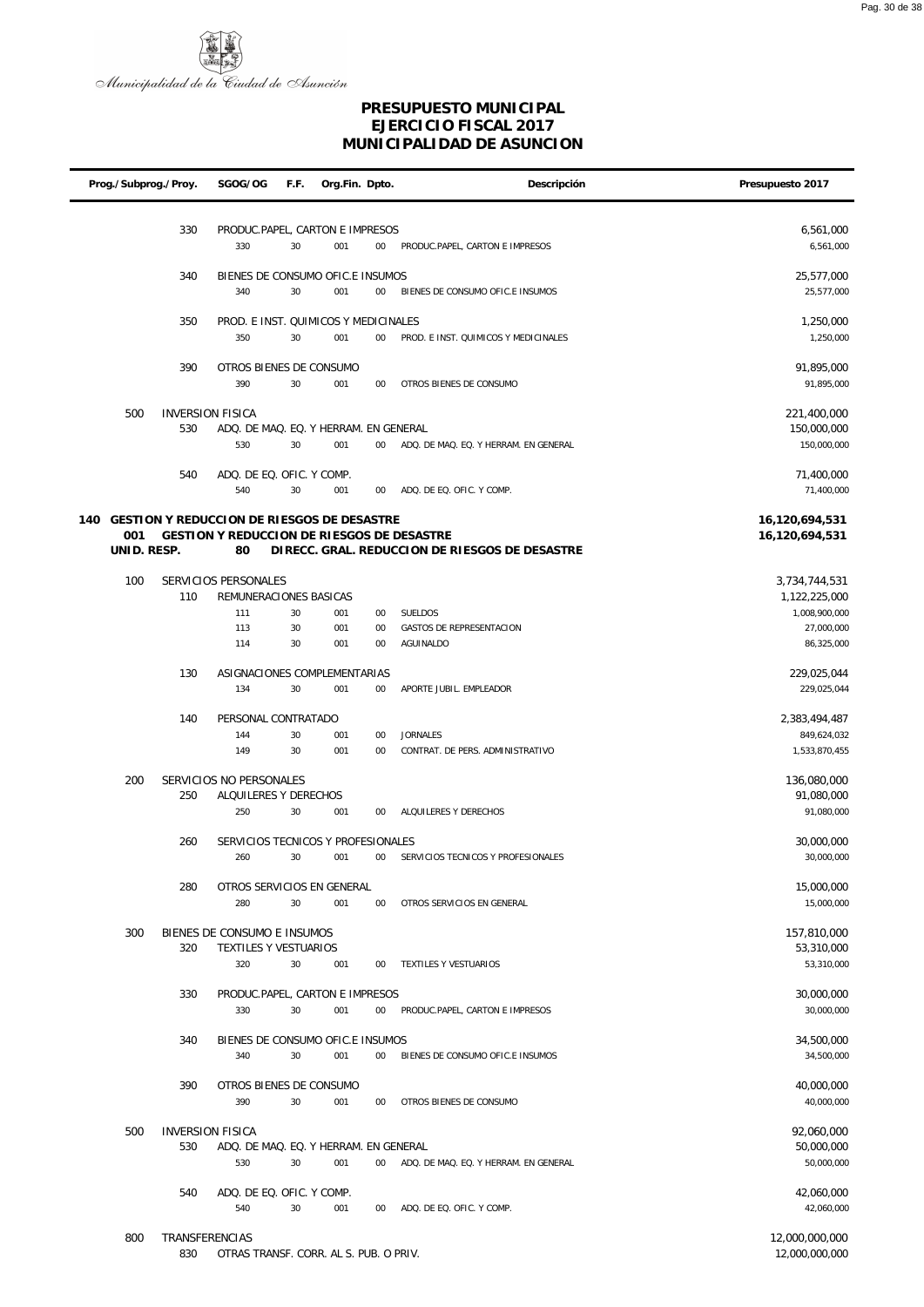Municipalidad de la Ciudad de Asunción

# PRESUPUESTO MUNICIPAL
## EJERCICIO FISCAL 2017
## MUNICIPALIDAD DE ASUNCION

| Prog./Subprog./Proy. | | SGOG/OG | F.F. | Org.Fin. | Dpto. | Descripción | Presupuesto 2017 |
|---|---|---|---|---|---|---|---|
| | 330 | PRODUC.PAPEL, CARTON E IMPRESOS | | | | | 6,561,000 |
| | | 330 | 30 | 001 | 00 | PRODUC.PAPEL, CARTON E IMPRESOS | 6,561,000 |
| | 340 | BIENES DE CONSUMO OFIC.E INSUMOS | | | | | 25,577,000 |
| | | 340 | 30 | 001 | 00 | BIENES DE CONSUMO OFIC.E INSUMOS | 25,577,000 |
| | 350 | PROD. E INST. QUIMICOS Y MEDICINALES | | | | | 1,250,000 |
| | | 350 | 30 | 001 | 00 | PROD. E INST. QUIMICOS Y MEDICINALES | 1,250,000 |
| | 390 | OTROS BIENES DE CONSUMO | | | | | 91,895,000 |
| | | 390 | 30 | 001 | 00 | OTROS BIENES DE CONSUMO | 91,895,000 |
| 500 | | INVERSION FISICA | | | | | 221,400,000 |
| | 530 | ADQ. DE MAQ. EQ. Y HERRAM. EN GENERAL | | | | | 150,000,000 |
| | | 530 | 30 | 001 | 00 | ADQ. DE MAQ. EQ. Y HERRAM. EN GENERAL | 150,000,000 |
| | 540 | ADQ. DE EQ. OFIC. Y COMP. | | | | | 71,400,000 |
| | | 540 | 30 | 001 | 00 | ADQ. DE EQ. OFIC. Y COMP. | 71,400,000 |
| **140** | | **GESTION Y REDUCCION DE RIESGOS DE DESASTRE** | | | | | **16,120,694,531** |
| **001** | | **GESTION Y REDUCCION DE RIESGOS DE DESASTRE** | | | | | **16,120,694,531** |
| **UNID. RESP.** | | **80** | | | | **DIRECC. GRAL. REDUCCION DE RIESGOS DE DESASTRE** | |
| 100 | | SERVICIOS PERSONALES | | | | | 3,734,744,531 |
| | 110 | REMUNERACIONES BASICAS | | | | | 1,122,225,000 |
| | | 111 | 30 | 001 | 00 | SUELDOS | 1,008,900,000 |
| | | 113 | 30 | 001 | 00 | GASTOS DE REPRESENTACION | 27,000,000 |
| | | 114 | 30 | 001 | 00 | AGUINALDO | 86,325,000 |
| | 130 | ASIGNACIONES COMPLEMENTARIAS | | | | | 229,025,044 |
| | | 134 | 30 | 001 | 00 | APORTE JUBIL. EMPLEADOR | 229,025,044 |
| | 140 | PERSONAL CONTRATADO | | | | | 2,383,494,487 |
| | | 144 | 30 | 001 | 00 | JORNALES | 849,624,032 |
| | | 149 | 30 | 001 | 00 | CONTRAT. DE PERS. ADMINISTRATIVO | 1,533,870,455 |
| 200 | | SERVICIOS NO PERSONALES | | | | | 136,080,000 |
| | 250 | ALQUILERES Y DERECHOS | | | | | 91,080,000 |
| | | 250 | 30 | 001 | 00 | ALQUILERES Y DERECHOS | 91,080,000 |
| | 260 | SERVICIOS TECNICOS Y PROFESIONALES | | | | | 30,000,000 |
| | | 260 | 30 | 001 | 00 | SERVICIOS TECNICOS Y PROFESIONALES | 30,000,000 |
| | 280 | OTROS SERVICIOS EN GENERAL | | | | | 15,000,000 |
| | | 280 | 30 | 001 | 00 | OTROS SERVICIOS EN GENERAL | 15,000,000 |
| 300 | | BIENES DE CONSUMO E INSUMOS | | | | | 157,810,000 |
| | 320 | TEXTILES Y VESTUARIOS | | | | | 53,310,000 |
| | | 320 | 30 | 001 | 00 | TEXTILES Y VESTUARIOS | 53,310,000 |
| | 330 | PRODUC.PAPEL, CARTON E IMPRESOS | | | | | 30,000,000 |
| | | 330 | 30 | 001 | 00 | PRODUC.PAPEL, CARTON E IMPRESOS | 30,000,000 |
| | 340 | BIENES DE CONSUMO OFIC.E INSUMOS | | | | | 34,500,000 |
| | | 340 | 30 | 001 | 00 | BIENES DE CONSUMO OFIC.E INSUMOS | 34,500,000 |
| | 390 | OTROS BIENES DE CONSUMO | | | | | 40,000,000 |
| | | 390 | 30 | 001 | 00 | OTROS BIENES DE CONSUMO | 40,000,000 |
| 500 | | INVERSION FISICA | | | | | 92,060,000 |
| | 530 | ADQ. DE MAQ. EQ. Y HERRAM. EN GENERAL | | | | | 50,000,000 |
| | | 530 | 30 | 001 | 00 | ADQ. DE MAQ. EQ. Y HERRAM. EN GENERAL | 50,000,000 |
| | 540 | ADQ. DE EQ. OFIC. Y COMP. | | | | | 42,060,000 |
| | | 540 | 30 | 001 | 00 | ADQ. DE EQ. OFIC. Y COMP. | 42,060,000 |
| 800 | | TRANSFERENCIAS | | | | | 12,000,000,000 |
| | 830 | OTRAS TRANSF. CORR. AL S. PUB. O PRIV. | | | | | 12,000,000,000 |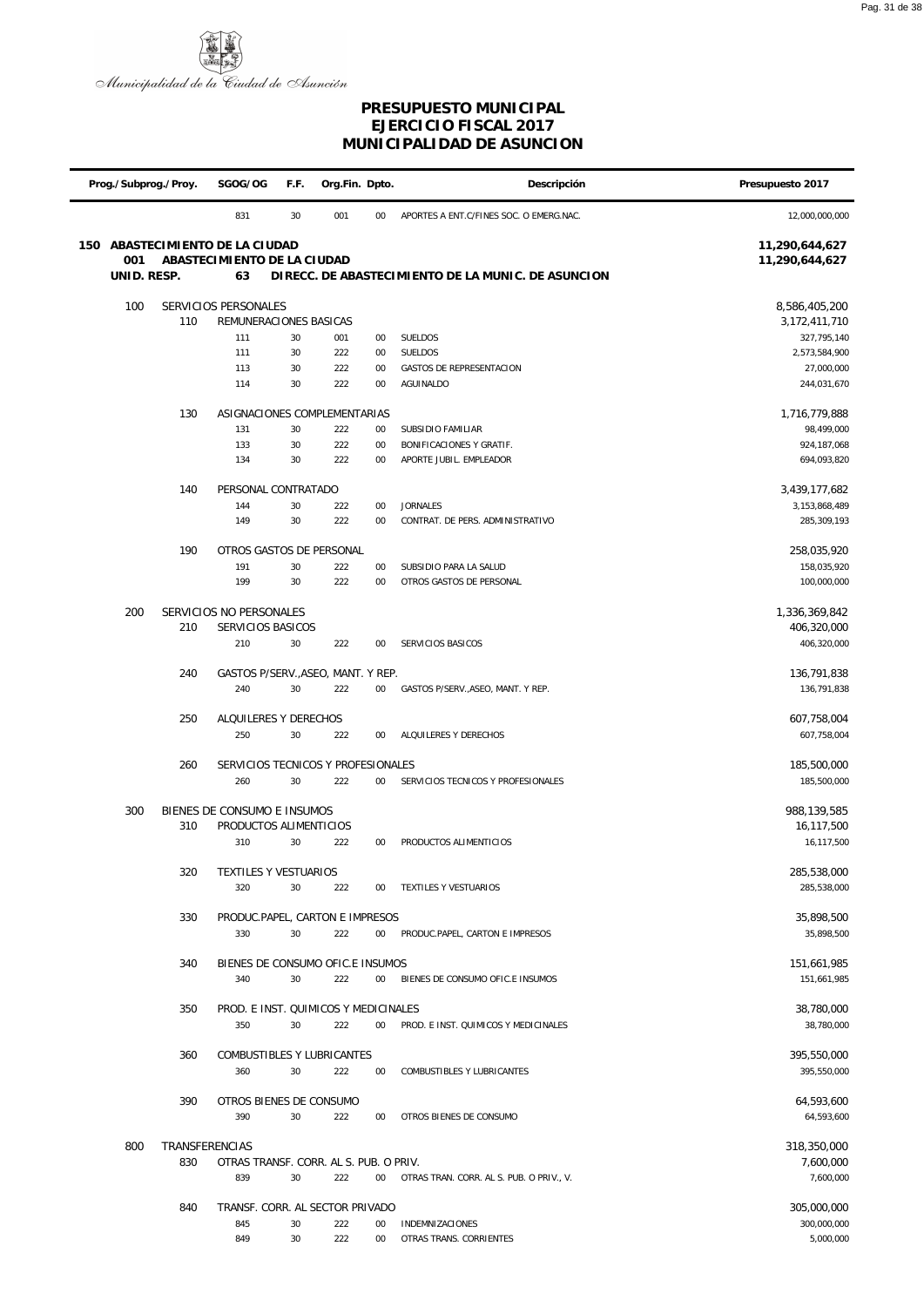Municipalidad de la Ciudad de Asunción

# PRESUPUESTO MUNICIPAL
# EJERCICIO FISCAL 2017
# MUNICIPALIDAD DE ASUNCION

| Prog./Subprog./Proy. | | SGOG/OG | F.F. | Org.Fin. | Dpto. | Descripción | Presupuesto 2017 |
|---|---|---|---|---|---|---|---|
| | | 831 | 30 | 001 | 00 | APORTES A ENT.C/FINES SOC. O EMERG.NAC. | 12,000,000,000 |
| **150** | **ABASTECIMIENTO DE LA CIUDAD** | | | | | | **11,290,644,627** |
| **001** | **ABASTECIMIENTO DE LA CIUDAD** | | | | | | **11,290,644,627** |
| **UNID. RESP.** | | **63** | | | | **DIRECC. DE ABASTECIMIENTO DE LA MUNIC. DE ASUNCION** | |
| 100 | SERVICIOS PERSONALES | | | | | | 8,586,405,200 |
| | 110 | REMUNERACIONES BASICAS | | | | | 3,172,411,710 |
| | | 111 | 30 | 001 | 00 | SUELDOS | 327,795,140 |
| | | 111 | 30 | 222 | 00 | SUELDOS | 2,573,584,900 |
| | | 113 | 30 | 222 | 00 | GASTOS DE REPRESENTACION | 27,000,000 |
| | | 114 | 30 | 222 | 00 | AGUINALDO | 244,031,670 |
| | 130 | ASIGNACIONES COMPLEMENTARIAS | | | | | 1,716,779,888 |
| | | 131 | 30 | 222 | 00 | SUBSIDIO FAMILIAR | 98,499,000 |
| | | 133 | 30 | 222 | 00 | BONIFICACIONES Y GRATIF. | 924,187,068 |
| | | 134 | 30 | 222 | 00 | APORTE JUBIL. EMPLEADOR | 694,093,820 |
| | 140 | PERSONAL CONTRATADO | | | | | 3,439,177,682 |
| | | 144 | 30 | 222 | 00 | JORNALES | 3,153,868,489 |
| | | 149 | 30 | 222 | 00 | CONTRAT. DE PERS. ADMINISTRATIVO | 285,309,193 |
| | 190 | OTROS GASTOS DE PERSONAL | | | | | 258,035,920 |
| | | 191 | 30 | 222 | 00 | SUBSIDIO PARA LA SALUD | 158,035,920 |
| | | 199 | 30 | 222 | 00 | OTROS GASTOS DE PERSONAL | 100,000,000 |
| 200 | SERVICIOS NO PERSONALES | | | | | | 1,336,369,842 |
| | 210 | SERVICIOS BASICOS | | | | | 406,320,000 |
| | | 210 | 30 | 222 | 00 | SERVICIOS BASICOS | 406,320,000 |
| | 240 | GASTOS P/SERV.,ASEO, MANT. Y REP. | | | | | 136,791,838 |
| | | 240 | 30 | 222 | 00 | GASTOS P/SERV.,ASEO, MANT. Y REP. | 136,791,838 |
| | 250 | ALQUILERES Y DERECHOS | | | | | 607,758,004 |
| | | 250 | 30 | 222 | 00 | ALQUILERES Y DERECHOS | 607,758,004 |
| | 260 | SERVICIOS TECNICOS Y PROFESIONALES | | | | | 185,500,000 |
| | | 260 | 30 | 222 | 00 | SERVICIOS TECNICOS Y PROFESIONALES | 185,500,000 |
| 300 | BIENES DE CONSUMO E INSUMOS | | | | | | 988,139,585 |
| | 310 | PRODUCTOS ALIMENTICIOS | | | | | 16,117,500 |
| | | 310 | 30 | 222 | 00 | PRODUCTOS ALIMENTICIOS | 16,117,500 |
| | 320 | TEXTILES Y VESTUARIOS | | | | | 285,538,000 |
| | | 320 | 30 | 222 | 00 | TEXTILES Y VESTUARIOS | 285,538,000 |
| | 330 | PRODUC.PAPEL, CARTON E IMPRESOS | | | | | 35,898,500 |
| | | 330 | 30 | 222 | 00 | PRODUC.PAPEL, CARTON E IMPRESOS | 35,898,500 |
| | 340 | BIENES DE CONSUMO OFIC.E INSUMOS | | | | | 151,661,985 |
| | | 340 | 30 | 222 | 00 | BIENES DE CONSUMO OFIC.E INSUMOS | 151,661,985 |
| | 350 | PROD. E INST. QUIMICOS Y MEDICINALES | | | | | 38,780,000 |
| | | 350 | 30 | 222 | 00 | PROD. E INST. QUIMICOS Y MEDICINALES | 38,780,000 |
| | 360 | COMBUSTIBLES Y LUBRICANTES | | | | | 395,550,000 |
| | | 360 | 30 | 222 | 00 | COMBUSTIBLES Y LUBRICANTES | 395,550,000 |
| | 390 | OTROS BIENES DE CONSUMO | | | | | 64,593,600 |
| | | 390 | 30 | 222 | 00 | OTROS BIENES DE CONSUMO | 64,593,600 |
| 800 | TRANSFERENCIAS | | | | | | 318,350,000 |
| | 830 | OTRAS TRANSF. CORR. AL S. PUB. O PRIV. | | | | | 7,600,000 |
| | | 839 | 30 | 222 | 00 | OTRAS TRAN. CORR. AL S. PUB. O PRIV., V. | 7,600,000 |
| | 840 | TRANSF. CORR. AL SECTOR PRIVADO | | | | | 305,000,000 |
| | | 845 | 30 | 222 | 00 | INDEMNIZACIONES | 300,000,000 |
| | | 849 | 30 | 222 | 00 | OTRAS TRANS. CORRIENTES | 5,000,000 |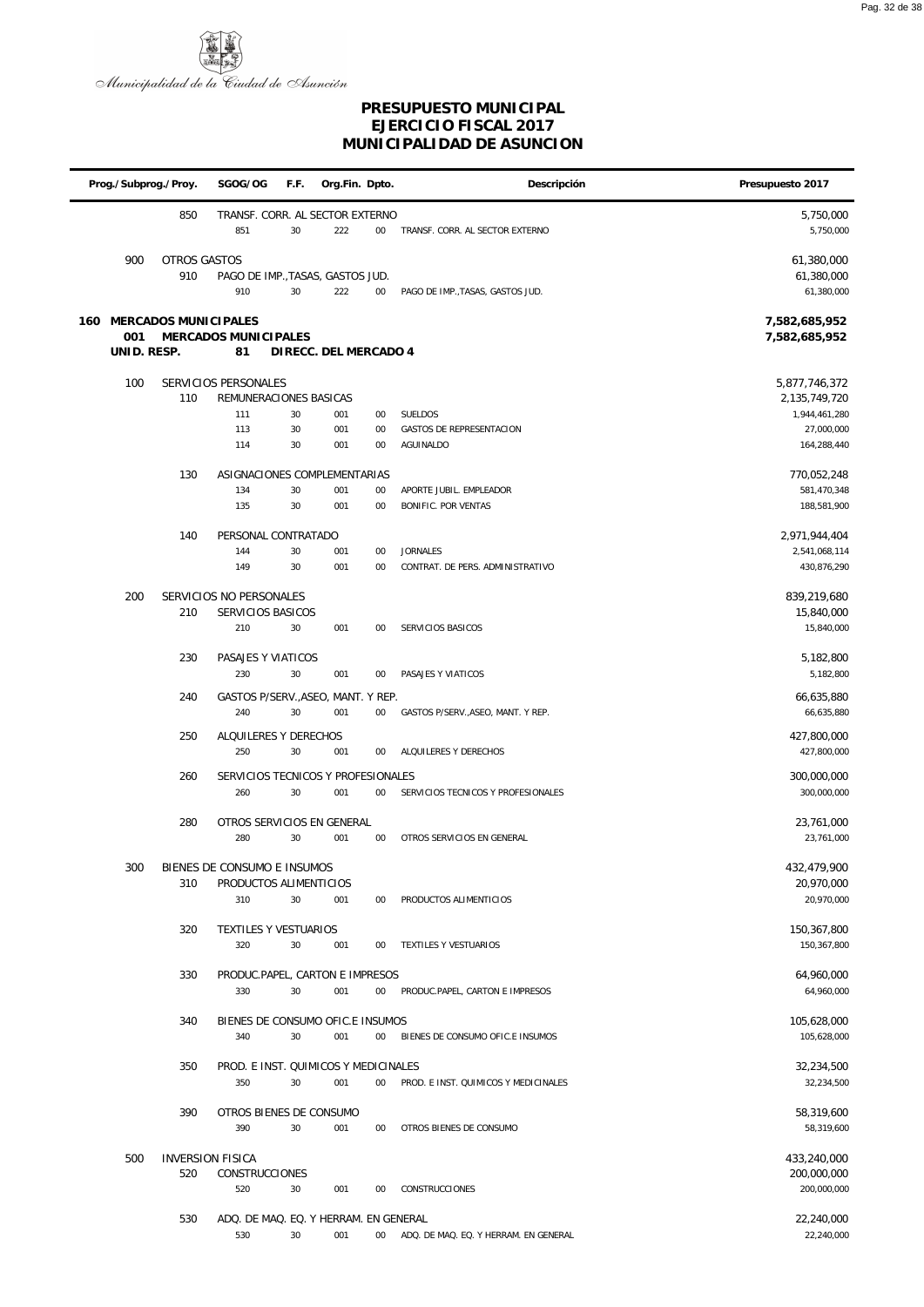Municipalidad de la Ciudad de Asunción

# PRESUPUESTO MUNICIPAL
# EJERCICIO FISCAL 2017
# MUNICIPALIDAD DE ASUNCION

| Prog./Subprog./Proy. | | SGOG/OG | F.F. | Org.Fin. | Dpto. | Descripción | Presupuesto 2017 |
|---|---|---|---|---|---|---|---|
| | 850 | TRANSF. CORR. AL SECTOR EXTERNO | | | | | 5,750,000 |
| | | 851 | 30 | 222 | 00 | TRANSF. CORR. AL SECTOR EXTERNO | 5,750,000 |
| 900 | OTROS GASTOS | | | | | | 61,380,000 |
| | 910 | PAGO DE IMP.,TASAS, GASTOS JUD. | | | | | 61,380,000 |
| | | 910 | 30 | 222 | 00 | PAGO DE IMP.,TASAS, GASTOS JUD. | 61,380,000 |
| **160** | **MERCADOS MUNICIPALES** | | | | | | **7,582,685,952** |
| **001** | **MERCADOS MUNICIPALES** | | | | | | **7,582,685,952** |
| **UNID. RESP.** | | **81** | **DIRECC. DEL MERCADO 4** | | | | |
| 100 | SERVICIOS PERSONALES | | | | | | 5,877,746,372 |
| | 110 | REMUNERACIONES BASICAS | | | | | 2,135,749,720 |
| | | 111 | 30 | 001 | 00 | SUELDOS | 1,944,461,280 |
| | | 113 | 30 | 001 | 00 | GASTOS DE REPRESENTACION | 27,000,000 |
| | | 114 | 30 | 001 | 00 | AGUINALDO | 164,288,440 |
| | 130 | ASIGNACIONES COMPLEMENTARIAS | | | | | 770,052,248 |
| | | 134 | 30 | 001 | 00 | APORTE JUBIL. EMPLEADOR | 581,470,348 |
| | | 135 | 30 | 001 | 00 | BONIFIC. POR VENTAS | 188,581,900 |
| | 140 | PERSONAL CONTRATADO | | | | | 2,971,944,404 |
| | | 144 | 30 | 001 | 00 | JORNALES | 2,541,068,114 |
| | | 149 | 30 | 001 | 00 | CONTRAT. DE PERS. ADMINISTRATIVO | 430,876,290 |
| 200 | SERVICIOS NO PERSONALES | | | | | | 839,219,680 |
| | 210 | SERVICIOS BASICOS | | | | | 15,840,000 |
| | | 210 | 30 | 001 | 00 | SERVICIOS BASICOS | 15,840,000 |
| | 230 | PASAJES Y VIATICOS | | | | | 5,182,800 |
| | | 230 | 30 | 001 | 00 | PASAJES Y VIATICOS | 5,182,800 |
| | 240 | GASTOS P/SERV.,ASEO, MANT. Y REP. | | | | | 66,635,880 |
| | | 240 | 30 | 001 | 00 | GASTOS P/SERV.,ASEO, MANT. Y REP. | 66,635,880 |
| | 250 | ALQUILERES Y DERECHOS | | | | | 427,800,000 |
| | | 250 | 30 | 001 | 00 | ALQUILERES Y DERECHOS | 427,800,000 |
| | 260 | SERVICIOS TECNICOS Y PROFESIONALES | | | | | 300,000,000 |
| | | 260 | 30 | 001 | 00 | SERVICIOS TECNICOS Y PROFESIONALES | 300,000,000 |
| | 280 | OTROS SERVICIOS EN GENERAL | | | | | 23,761,000 |
| | | 280 | 30 | 001 | 00 | OTROS SERVICIOS EN GENERAL | 23,761,000 |
| 300 | BIENES DE CONSUMO E INSUMOS | | | | | | 432,479,900 |
| | 310 | PRODUCTOS ALIMENTICIOS | | | | | 20,970,000 |
| | | 310 | 30 | 001 | 00 | PRODUCTOS ALIMENTICIOS | 20,970,000 |
| | 320 | TEXTILES Y VESTUARIOS | | | | | 150,367,800 |
| | | 320 | 30 | 001 | 00 | TEXTILES Y VESTUARIOS | 150,367,800 |
| | 330 | PRODUC.PAPEL, CARTON E IMPRESOS | | | | | 64,960,000 |
| | | 330 | 30 | 001 | 00 | PRODUC.PAPEL, CARTON E IMPRESOS | 64,960,000 |
| | 340 | BIENES DE CONSUMO OFIC.E INSUMOS | | | | | 105,628,000 |
| | | 340 | 30 | 001 | 00 | BIENES DE CONSUMO OFIC.E INSUMOS | 105,628,000 |
| | 350 | PROD. E INST. QUIMICOS Y MEDICINALES | | | | | 32,234,500 |
| | | 350 | 30 | 001 | 00 | PROD. E INST. QUIMICOS Y MEDICINALES | 32,234,500 |
| | 390 | OTROS BIENES DE CONSUMO | | | | | 58,319,600 |
| | | 390 | 30 | 001 | 00 | OTROS BIENES DE CONSUMO | 58,319,600 |
| 500 | INVERSION FISICA | | | | | | 433,240,000 |
| | 520 | CONSTRUCCIONES | | | | | 200,000,000 |
| | | 520 | 30 | 001 | 00 | CONSTRUCCIONES | 200,000,000 |
| | 530 | ADQ. DE MAQ. EQ. Y HERRAM. EN GENERAL | | | | | 22,240,000 |
| | | 530 | 30 | 001 | 00 | ADQ. DE MAQ. EQ. Y HERRAM. EN GENERAL | 22,240,000 |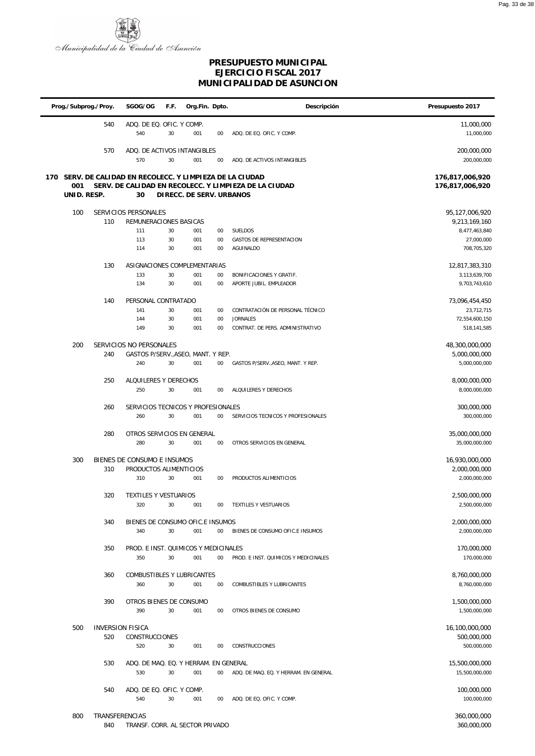Municipalidad de la Ciudad de Asunción

# PRESUPUESTO MUNICIPAL
## EJERCICIO FISCAL 2017
## MUNICIPALIDAD DE ASUNCION

| Prog./Subprog./Proy. | SGOG/OG | F.F. | Org.Fin. | Dpto. | Descripción | Presupuesto 2017 |
|---|---|---|---|---|---|---|
| 540 | ADQ. DE EQ. OFIC. Y COMP. | | | | | 11,000,000 |
| | 540 | 30 | 001 | 00 | ADQ. DE EQ. OFIC. Y COMP. | 11,000,000 |
| 570 | ADQ. DE ACTIVOS INTANGIBLES | | | | | 200,000,000 |
| | 570 | 30 | 001 | 00 | ADQ. DE ACTIVOS INTANGIBLES | 200,000,000 |
| **170 SERV. DE CALIDAD EN RECOLECC. Y LIMPIEZA DE LA CIUDAD** | | | | | | **176,817,006,920** |
| **001 SERV. DE CALIDAD EN RECOLECC. Y LIMPIEZA DE LA CIUDAD** | | | | | | **176,817,006,920** |
| **UNID. RESP.** | **30** | **DIRECC. DE SERV. URBANOS** | | | | |
| 100 | SERVICIOS PERSONALES | | | | | 95,127,006,920 |
| 110 | REMUNERACIONES BASICAS | | | | | 9,213,169,160 |
| | 111 | 30 | 001 | 00 | SUELDOS | 8,477,463,840 |
| | 113 | 30 | 001 | 00 | GASTOS DE REPRESENTACION | 27,000,000 |
| | 114 | 30 | 001 | 00 | AGUINALDO | 708,705,320 |
| 130 | ASIGNACIONES COMPLEMENTARIAS | | | | | 12,817,383,310 |
| | 133 | 30 | 001 | 00 | BONIFICACIONES Y GRATIF. | 3,113,639,700 |
| | 134 | 30 | 001 | 00 | APORTE JUBIL. EMPLEADOR | 9,703,743,610 |
| 140 | PERSONAL CONTRATADO | | | | | 73,096,454,450 |
| | 141 | 30 | 001 | 00 | CONTRATACIÓN DE PERSONAL TÉCNICO | 23,712,715 |
| | 144 | 30 | 001 | 00 | JORNALES | 72,554,600,150 |
| | 149 | 30 | 001 | 00 | CONTRAT. DE PERS. ADMINISTRATIVO | 518,141,585 |
| 200 | SERVICIOS NO PERSONALES | | | | | 48,300,000,000 |
| 240 | GASTOS P/SERV.,ASEO, MANT. Y REP. | | | | | 5,000,000,000 |
| | 240 | 30 | 001 | 00 | GASTOS P/SERV.,ASEO, MANT. Y REP. | 5,000,000,000 |
| 250 | ALQUILERES Y DERECHOS | | | | | 8,000,000,000 |
| | 250 | 30 | 001 | 00 | ALQUILERES Y DERECHOS | 8,000,000,000 |
| 260 | SERVICIOS TECNICOS Y PROFESIONALES | | | | | 300,000,000 |
| | 260 | 30 | 001 | 00 | SERVICIOS TECNICOS Y PROFESIONALES | 300,000,000 |
| 280 | OTROS SERVICIOS EN GENERAL | | | | | 35,000,000,000 |
| | 280 | 30 | 001 | 00 | OTROS SERVICIOS EN GENERAL | 35,000,000,000 |
| 300 | BIENES DE CONSUMO E INSUMOS | | | | | 16,930,000,000 |
| 310 | PRODUCTOS ALIMENTICIOS | | | | | 2,000,000,000 |
| | 310 | 30 | 001 | 00 | PRODUCTOS ALIMENTICIOS | 2,000,000,000 |
| 320 | TEXTILES Y VESTUARIOS | | | | | 2,500,000,000 |
| | 320 | 30 | 001 | 00 | TEXTILES Y VESTUARIOS | 2,500,000,000 |
| 340 | BIENES DE CONSUMO OFIC.E INSUMOS | | | | | 2,000,000,000 |
| | 340 | 30 | 001 | 00 | BIENES DE CONSUMO OFIC.E INSUMOS | 2,000,000,000 |
| 350 | PROD. E INST. QUIMICOS Y MEDICINALES | | | | | 170,000,000 |
| | 350 | 30 | 001 | 00 | PROD. E INST. QUIMICOS Y MEDICINALES | 170,000,000 |
| 360 | COMBUSTIBLES Y LUBRICANTES | | | | | 8,760,000,000 |
| | 360 | 30 | 001 | 00 | COMBUSTIBLES Y LUBRICANTES | 8,760,000,000 |
| 390 | OTROS BIENES DE CONSUMO | | | | | 1,500,000,000 |
| | 390 | 30 | 001 | 00 | OTROS BIENES DE CONSUMO | 1,500,000,000 |
| 500 | INVERSION FISICA | | | | | 16,100,000,000 |
| 520 | CONSTRUCCIONES | | | | | 500,000,000 |
| | 520 | 30 | 001 | 00 | CONSTRUCCIONES | 500,000,000 |
| 530 | ADQ. DE MAQ. EQ. Y HERRAM. EN GENERAL | | | | | 15,500,000,000 |
| | 530 | 30 | 001 | 00 | ADQ. DE MAQ. EQ. Y HERRAM. EN GENERAL | 15,500,000,000 |
| 540 | ADQ. DE EQ. OFIC. Y COMP. | | | | | 100,000,000 |
| | 540 | 30 | 001 | 00 | ADQ. DE EQ. OFIC. Y COMP. | 100,000,000 |
| 800 | TRANSFERENCIAS | | | | | 360,000,000 |
| 840 | TRANSF. CORR. AL SECTOR PRIVADO | | | | | 360,000,000 |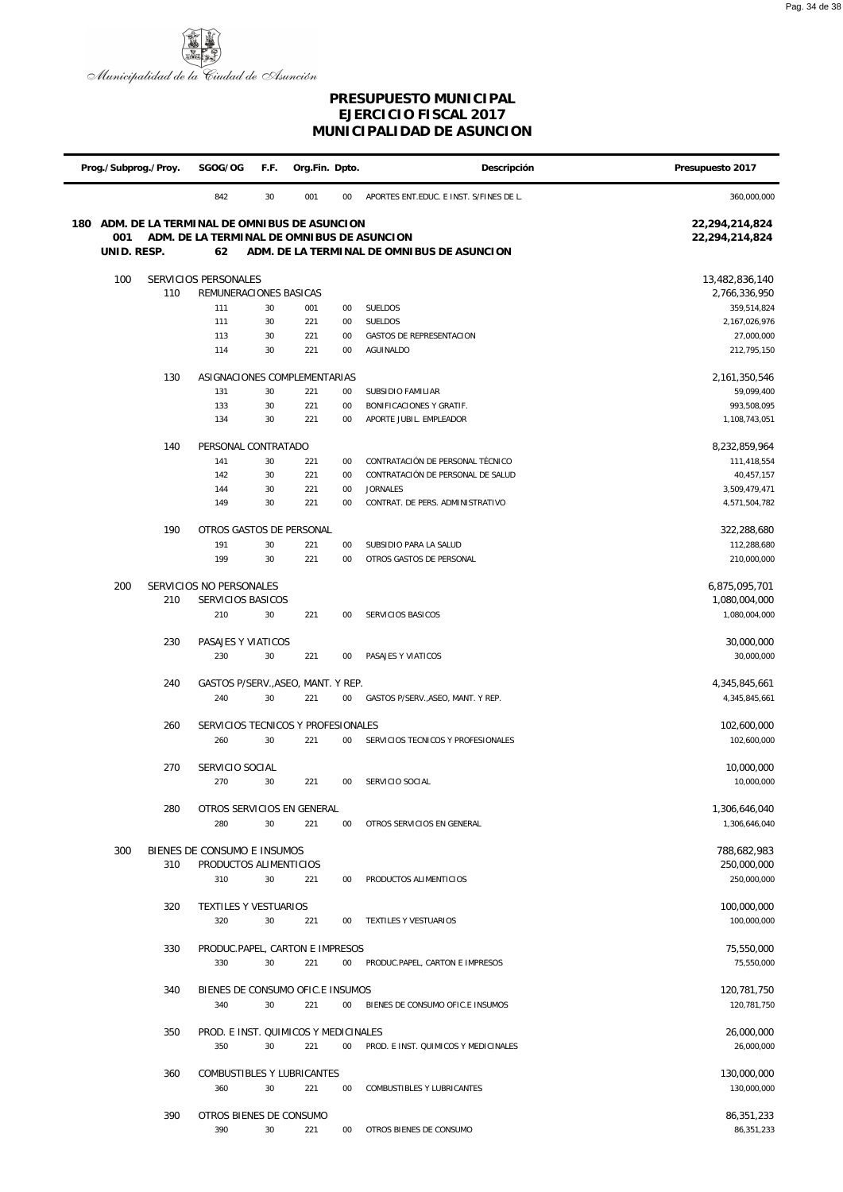Municipalidad de la Ciudad de Asunción

# PRESUPUESTO MUNICIPAL
## EJERCICIO FISCAL 2017
## MUNICIPALIDAD DE ASUNCION

| Prog./Subprog./Proy. | | SGOG/OG | F.F. | Org.Fin. | Dpto. | Descripción | Presupuesto 2017 |
|---|---|---|---|---|---|---|---|
| | | 842 | 30 | 001 | 00 | APORTES ENT.EDUC. E INST. S/FINES DE L. | 360,000,000 |
| **180** | **ADM. DE LA TERMINAL DE OMNIBUS DE ASUNCION** | | | | | | **22,294,214,824** |
| **001** | **ADM. DE LA TERMINAL DE OMNIBUS DE ASUNCION** | | | | | | **22,294,214,824** |
| **UNID. RESP.** | | **62** | | | | **ADM. DE LA TERMINAL DE OMNIBUS DE ASUNCION** | |
| 100 | | SERVICIOS PERSONALES | | | | | 13,482,836,140 |
| | 110 | REMUNERACIONES BASICAS | | | | | 2,766,336,950 |
| | | 111 | 30 | 001 | 00 | SUELDOS | 359,514,824 |
| | | 111 | 30 | 221 | 00 | SUELDOS | 2,167,026,976 |
| | | 113 | 30 | 221 | 00 | GASTOS DE REPRESENTACION | 27,000,000 |
| | | 114 | 30 | 221 | 00 | AGUINALDO | 212,795,150 |
| | 130 | ASIGNACIONES COMPLEMENTARIAS | | | | | 2,161,350,546 |
| | | 131 | 30 | 221 | 00 | SUBSIDIO FAMILIAR | 59,099,400 |
| | | 133 | 30 | 221 | 00 | BONIFICACIONES Y GRATIF. | 993,508,095 |
| | | 134 | 30 | 221 | 00 | APORTE JUBIL. EMPLEADOR | 1,108,743,051 |
| | 140 | PERSONAL CONTRATADO | | | | | 8,232,859,964 |
| | | 141 | 30 | 221 | 00 | CONTRATACIÓN DE PERSONAL TÉCNICO | 111,418,554 |
| | | 142 | 30 | 221 | 00 | CONTRATACIÓN DE PERSONAL DE SALUD | 40,457,157 |
| | | 144 | 30 | 221 | 00 | JORNALES | 3,509,479,471 |
| | | 149 | 30 | 221 | 00 | CONTRAT. DE PERS. ADMINISTRATIVO | 4,571,504,782 |
| | 190 | OTROS GASTOS DE PERSONAL | | | | | 322,288,680 |
| | | 191 | 30 | 221 | 00 | SUBSIDIO PARA LA SALUD | 112,288,680 |
| | | 199 | 30 | 221 | 00 | OTROS GASTOS DE PERSONAL | 210,000,000 |
| 200 | | SERVICIOS NO PERSONALES | | | | | 6,875,095,701 |
| | 210 | SERVICIOS BASICOS | | | | | 1,080,004,000 |
| | | 210 | 30 | 221 | 00 | SERVICIOS BASICOS | 1,080,004,000 |
| | 230 | PASAJES Y VIATICOS | | | | | 30,000,000 |
| | | 230 | 30 | 221 | 00 | PASAJES Y VIATICOS | 30,000,000 |
| | 240 | GASTOS P/SERV.,ASEO, MANT. Y REP. | | | | | 4,345,845,661 |
| | | 240 | 30 | 221 | 00 | GASTOS P/SERV.,ASEO, MANT. Y REP. | 4,345,845,661 |
| | 260 | SERVICIOS TECNICOS Y PROFESIONALES | | | | | 102,600,000 |
| | | 260 | 30 | 221 | 00 | SERVICIOS TECNICOS Y PROFESIONALES | 102,600,000 |
| | 270 | SERVICIO SOCIAL | | | | | 10,000,000 |
| | | 270 | 30 | 221 | 00 | SERVICIO SOCIAL | 10,000,000 |
| | 280 | OTROS SERVICIOS EN GENERAL | | | | | 1,306,646,040 |
| | | 280 | 30 | 221 | 00 | OTROS SERVICIOS EN GENERAL | 1,306,646,040 |
| 300 | | BIENES DE CONSUMO E INSUMOS | | | | | 788,682,983 |
| | 310 | PRODUCTOS ALIMENTICIOS | | | | | 250,000,000 |
| | | 310 | 30 | 221 | 00 | PRODUCTOS ALIMENTICIOS | 250,000,000 |
| | 320 | TEXTILES Y VESTUARIOS | | | | | 100,000,000 |
| | | 320 | 30 | 221 | 00 | TEXTILES Y VESTUARIOS | 100,000,000 |
| | 330 | PRODUC.PAPEL, CARTON E IMPRESOS | | | | | 75,550,000 |
| | | 330 | 30 | 221 | 00 | PRODUC.PAPEL, CARTON E IMPRESOS | 75,550,000 |
| | 340 | BIENES DE CONSUMO OFIC.E INSUMOS | | | | | 120,781,750 |
| | | 340 | 30 | 221 | 00 | BIENES DE CONSUMO OFIC.E INSUMOS | 120,781,750 |
| | 350 | PROD. E INST. QUIMICOS Y MEDICINALES | | | | | 26,000,000 |
| | | 350 | 30 | 221 | 00 | PROD. E INST. QUIMICOS Y MEDICINALES | 26,000,000 |
| | 360 | COMBUSTIBLES Y LUBRICANTES | | | | | 130,000,000 |
| | | 360 | 30 | 221 | 00 | COMBUSTIBLES Y LUBRICANTES | 130,000,000 |
| | 390 | OTROS BIENES DE CONSUMO | | | | | 86,351,233 |
| | | 390 | 30 | 221 | 00 | OTROS BIENES DE CONSUMO | 86,351,233 |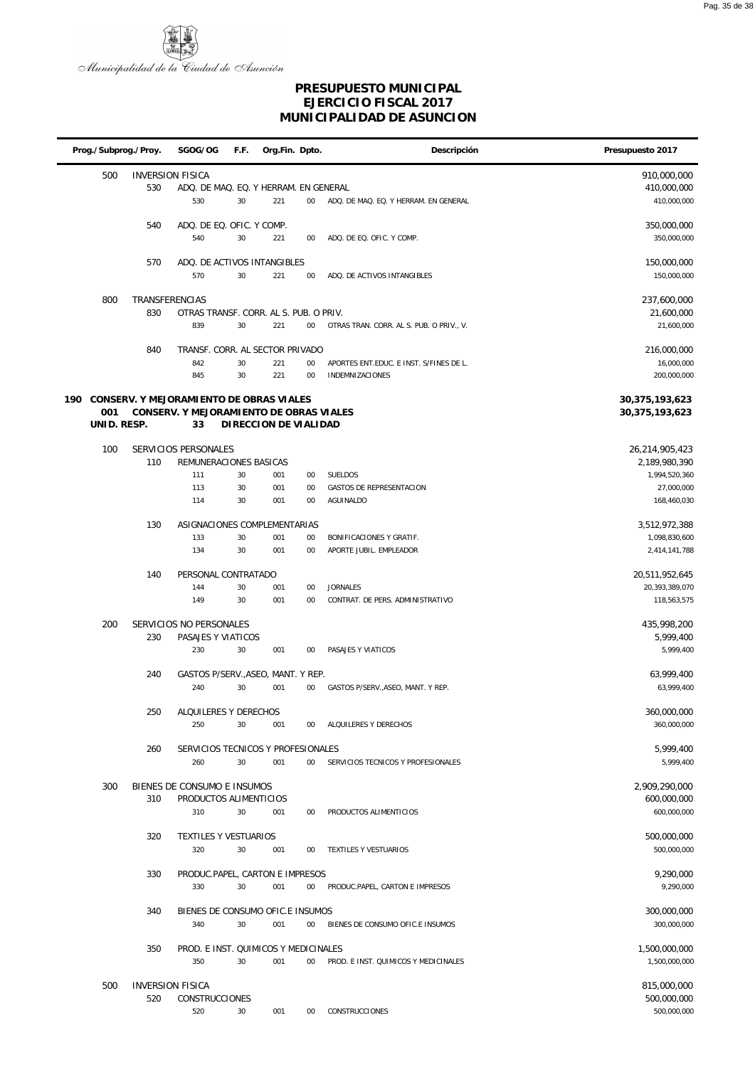Municipalidad de la Ciudad de Asunción

# PRESUPUESTO MUNICIPAL
## EJERCICIO FISCAL 2017
## MUNICIPALIDAD DE ASUNCION

| Prog./Subprog./Proy. | | SGOG/OG | F.F. | Org.Fin. | Dpto. | Descripción | Presupuesto 2017 |
|---|---|---|---|---|---|---|---|
| 500 | INVERSION FISICA | | | | | | 910,000,000 |
| | 530 | ADQ. DE MAQ. EQ. Y HERRAM. EN GENERAL | | | | | 410,000,000 |
| | | 530 | 30 | 221 | 00 | ADQ. DE MAQ. EQ. Y HERRAM. EN GENERAL | 410,000,000 |
| | 540 | ADQ. DE EQ. OFIC. Y COMP. | | | | | 350,000,000 |
| | | 540 | 30 | 221 | 00 | ADQ. DE EQ. OFIC. Y COMP. | 350,000,000 |
| | 570 | ADQ. DE ACTIVOS INTANGIBLES | | | | | 150,000,000 |
| | | 570 | 30 | 221 | 00 | ADQ. DE ACTIVOS INTANGIBLES | 150,000,000 |
| 800 | TRANSFERENCIAS | | | | | | 237,600,000 |
| | 830 | OTRAS TRANSF. CORR. AL S. PUB. O PRIV. | | | | | 21,600,000 |
| | | 839 | 30 | 221 | 00 | OTRAS TRAN. CORR. AL S. PUB. O PRIV., V. | 21,600,000 |
| | 840 | TRANSF. CORR. AL SECTOR PRIVADO | | | | | 216,000,000 |
| | | 842 | 30 | 221 | 00 | APORTES ENT.EDUC. E INST. S/FINES DE L. | 16,000,000 |
| | | 845 | 30 | 221 | 00 | INDEMNIZACIONES | 200,000,000 |
| **190** | **CONSERV. Y MEJORAMIENTO DE OBRAS VIALES** | | | | | | **30,375,193,623** |
| **001** | **CONSERV. Y MEJORAMIENTO DE OBRAS VIALES** | | | | | | **30,375,193,623** |
| **UNID. RESP.** | | **33** | **DIRECCION DE VIALIDAD** | | | | |
| 100 | SERVICIOS PERSONALES | | | | | | 26,214,905,423 |
| | 110 | REMUNERACIONES BASICAS | | | | | 2,189,980,390 |
| | | 111 | 30 | 001 | 00 | SUELDOS | 1,994,520,360 |
| | | 113 | 30 | 001 | 00 | GASTOS DE REPRESENTACION | 27,000,000 |
| | | 114 | 30 | 001 | 00 | AGUINALDO | 168,460,030 |
| | 130 | ASIGNACIONES COMPLEMENTARIAS | | | | | 3,512,972,388 |
| | | 133 | 30 | 001 | 00 | BONIFICACIONES Y GRATIF. | 1,098,830,600 |
| | | 134 | 30 | 001 | 00 | APORTE JUBIL. EMPLEADOR | 2,414,141,788 |
| | 140 | PERSONAL CONTRATADO | | | | | 20,511,952,645 |
| | | 144 | 30 | 001 | 00 | JORNALES | 20,393,389,070 |
| | | 149 | 30 | 001 | 00 | CONTRAT. DE PERS. ADMINISTRATIVO | 118,563,575 |
| 200 | SERVICIOS NO PERSONALES | | | | | | 435,998,200 |
| | 230 | PASAJES Y VIATICOS | | | | | 5,999,400 |
| | | 230 | 30 | 001 | 00 | PASAJES Y VIATICOS | 5,999,400 |
| | 240 | GASTOS P/SERV.,ASEO, MANT. Y REP. | | | | | 63,999,400 |
| | | 240 | 30 | 001 | 00 | GASTOS P/SERV.,ASEO, MANT. Y REP. | 63,999,400 |
| | 250 | ALQUILERES Y DERECHOS | | | | | 360,000,000 |
| | | 250 | 30 | 001 | 00 | ALQUILERES Y DERECHOS | 360,000,000 |
| | 260 | SERVICIOS TECNICOS Y PROFESIONALES | | | | | 5,999,400 |
| | | 260 | 30 | 001 | 00 | SERVICIOS TECNICOS Y PROFESIONALES | 5,999,400 |
| 300 | BIENES DE CONSUMO E INSUMOS | | | | | | 2,909,290,000 |
| | 310 | PRODUCTOS ALIMENTICIOS | | | | | 600,000,000 |
| | | 310 | 30 | 001 | 00 | PRODUCTOS ALIMENTICIOS | 600,000,000 |
| | 320 | TEXTILES Y VESTUARIOS | | | | | 500,000,000 |
| | | 320 | 30 | 001 | 00 | TEXTILES Y VESTUARIOS | 500,000,000 |
| | 330 | PRODUC.PAPEL, CARTON E IMPRESOS | | | | | 9,290,000 |
| | | 330 | 30 | 001 | 00 | PRODUC.PAPEL, CARTON E IMPRESOS | 9,290,000 |
| | 340 | BIENES DE CONSUMO OFIC.E INSUMOS | | | | | 300,000,000 |
| | | 340 | 30 | 001 | 00 | BIENES DE CONSUMO OFIC.E INSUMOS | 300,000,000 |
| | 350 | PROD. E INST. QUIMICOS Y MEDICINALES | | | | | 1,500,000,000 |
| | | 350 | 30 | 001 | 00 | PROD. E INST. QUIMICOS Y MEDICINALES | 1,500,000,000 |
| 500 | INVERSION FISICA | | | | | | 815,000,000 |
| | 520 | CONSTRUCCIONES | | | | | 500,000,000 |
| | | 520 | 30 | 001 | 00 | CONSTRUCCIONES | 500,000,000 |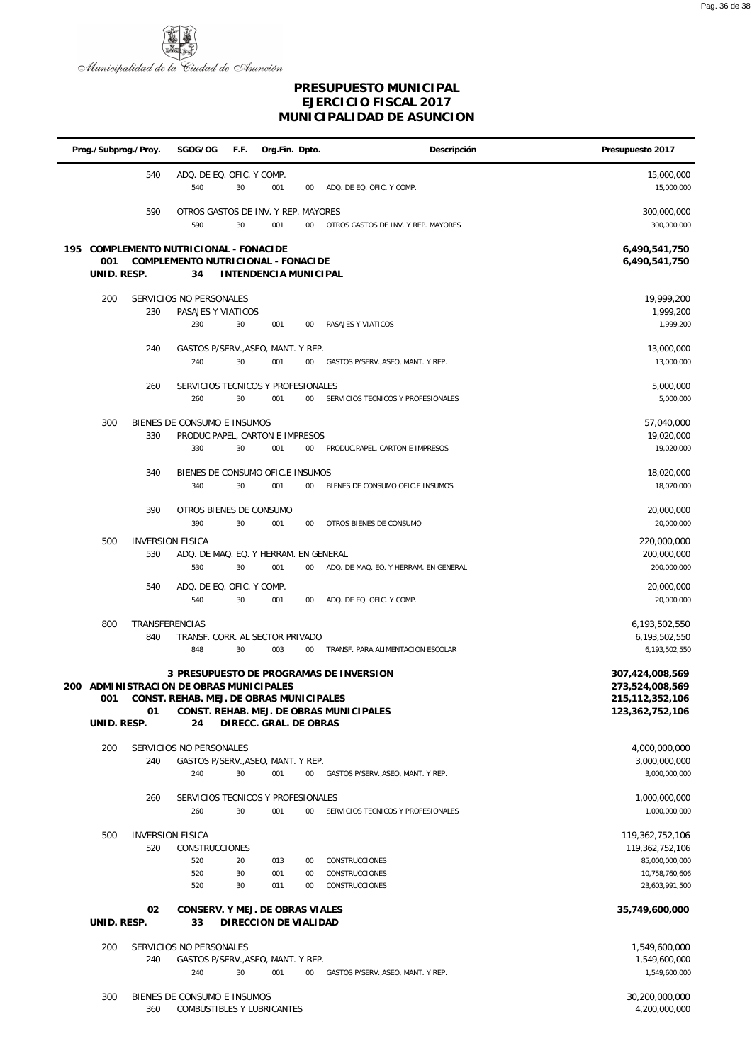Municipalidad de la Ciudad de Asunción

# PRESUPUESTO MUNICIPAL
## EJERCICIO FISCAL 2017
## MUNICIPALIDAD DE ASUNCION

| Prog./Subprog./Proy. | SGOG/OG | F.F. | Org.Fin. | Dpto. | Descripción | Presupuesto 2017 |
|---|---|---|---|---|---|---|
| 540 | ADQ. DE EQ. OFIC. Y COMP. | | | | | 15,000,000 |
| | 540 | 30 | 001 | 00 | ADQ. DE EQ. OFIC. Y COMP. | 15,000,000 |
| 590 | OTROS GASTOS DE INV. Y REP. MAYORES | | | | | 300,000,000 |
| | 590 | 30 | 001 | 00 | OTROS GASTOS DE INV. Y REP. MAYORES | 300,000,000 |
| **195 COMPLEMENTO NUTRICIONAL - FONACIDE** | | | | | | **6,490,541,750** |
| **001** | **COMPLEMENTO NUTRICIONAL - FONACIDE** | | | | | **6,490,541,750** |
| **UNID. RESP.** | **34** | **INTENDENCIA MUNICIPAL** | | | | |
| 200 | SERVICIOS NO PERSONALES | | | | | 19,999,200 |
| 230 | PASAJES Y VIATICOS | | | | | 1,999,200 |
| | 230 | 30 | 001 | 00 | PASAJES Y VIATICOS | 1,999,200 |
| 240 | GASTOS P/SERV.,ASEO, MANT. Y REP. | | | | | 13,000,000 |
| | 240 | 30 | 001 | 00 | GASTOS P/SERV.,ASEO, MANT. Y REP. | 13,000,000 |
| 260 | SERVICIOS TECNICOS Y PROFESIONALES | | | | | 5,000,000 |
| | 260 | 30 | 001 | 00 | SERVICIOS TECNICOS Y PROFESIONALES | 5,000,000 |
| 300 | BIENES DE CONSUMO E INSUMOS | | | | | 57,040,000 |
| 330 | PRODUC.PAPEL, CARTON E IMPRESOS | | | | | 19,020,000 |
| | 330 | 30 | 001 | 00 | PRODUC.PAPEL, CARTON E IMPRESOS | 19,020,000 |
| 340 | BIENES DE CONSUMO OFIC.E INSUMOS | | | | | 18,020,000 |
| | 340 | 30 | 001 | 00 | BIENES DE CONSUMO OFIC.E INSUMOS | 18,020,000 |
| 390 | OTROS BIENES DE CONSUMO | | | | | 20,000,000 |
| | 390 | 30 | 001 | 00 | OTROS BIENES DE CONSUMO | 20,000,000 |
| 500 | INVERSION FISICA | | | | | 220,000,000 |
| 530 | ADQ. DE MAQ. EQ. Y HERRAM. EN GENERAL | | | | | 200,000,000 |
| | 530 | 30 | 001 | 00 | ADQ. DE MAQ. EQ. Y HERRAM. EN GENERAL | 200,000,000 |
| 540 | ADQ. DE EQ. OFIC. Y COMP. | | | | | 20,000,000 |
| | 540 | 30 | 001 | 00 | ADQ. DE EQ. OFIC. Y COMP. | 20,000,000 |
| 800 | TRANSFERENCIAS | | | | | 6,193,502,550 |
| 840 | TRANSF. CORR. AL SECTOR PRIVADO | | | | | 6,193,502,550 |
| | 848 | 30 | 003 | 00 | TRANSF. PARA ALIMENTACION ESCOLAR | 6,193,502,550 |
| | **3 PRESUPUESTO DE PROGRAMAS DE INVERSION** | | | | | **307,424,008,569** |
| **200 ADMINISTRACION DE OBRAS MUNICIPALES** | | | | | | **273,524,008,569** |
| **001** | **CONST. REHAB. MEJ. DE OBRAS MUNICIPALES** | | | | | **215,112,352,106** |
| **01** | **CONST. REHAB. MEJ. DE OBRAS MUNICIPALES** | | | | | **123,362,752,106** |
| **UNID. RESP.** | **24** | **DIRECC. GRAL. DE OBRAS** | | | | |
| 200 | SERVICIOS NO PERSONALES | | | | | 4,000,000,000 |
| 240 | GASTOS P/SERV.,ASEO, MANT. Y REP. | | | | | 3,000,000,000 |
| | 240 | 30 | 001 | 00 | GASTOS P/SERV.,ASEO, MANT. Y REP. | 3,000,000,000 |
| 260 | SERVICIOS TECNICOS Y PROFESIONALES | | | | | 1,000,000,000 |
| | 260 | 30 | 001 | 00 | SERVICIOS TECNICOS Y PROFESIONALES | 1,000,000,000 |
| 500 | INVERSION FISICA | | | | | 119,362,752,106 |
| 520 | CONSTRUCCIONES | | | | | 119,362,752,106 |
| | 520 | 20 | 013 | 00 | CONSTRUCCIONES | 85,000,000,000 |
| | 520 | 30 | 001 | 00 | CONSTRUCCIONES | 10,758,760,606 |
| | 520 | 30 | 011 | 00 | CONSTRUCCIONES | 23,603,991,500 |
| **02** | **CONSERV. Y MEJ. DE OBRAS VIALES** | | | | | **35,749,600,000** |
| **UNID. RESP.** | **33** | **DIRECCION DE VIALIDAD** | | | | |
| 200 | SERVICIOS NO PERSONALES | | | | | 1,549,600,000 |
| 240 | GASTOS P/SERV.,ASEO, MANT. Y REP. | | | | | 1,549,600,000 |
| | 240 | 30 | 001 | 00 | GASTOS P/SERV.,ASEO, MANT. Y REP. | 1,549,600,000 |
| 300 | BIENES DE CONSUMO E INSUMOS | | | | | 30,200,000,000 |
| 360 | COMBUSTIBLES Y LUBRICANTES | | | | | 4,200,000,000 |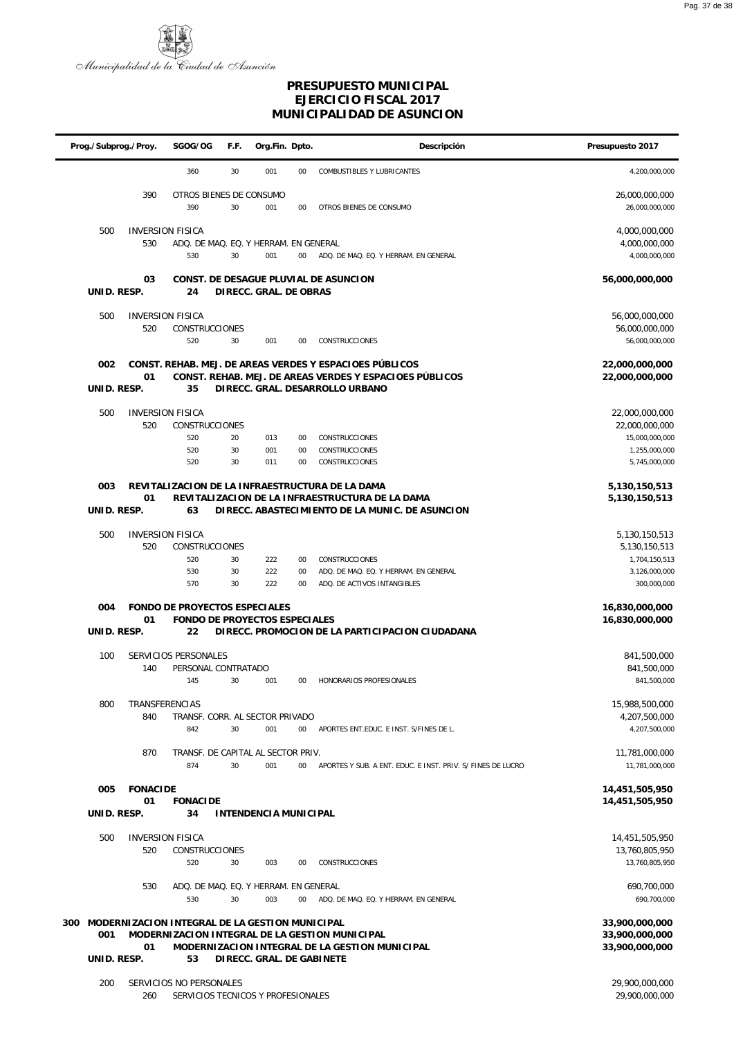Municipalidad de la Ciudad de Asunción

# PRESUPUESTO MUNICIPAL
# EJERCICIO FISCAL 2017
# MUNICIPALIDAD DE ASUNCION

| Prog./Subprog./Proy. | | SGOG/OG | F.F. | Org.Fin. | Dpto. | Descripción | Presupuesto 2017 |
|---|---|---|---|---|---|---|---|
| | | 360 | 30 | 001 | 00 | COMBUSTIBLES Y LUBRICANTES | 4,200,000,000 |
| | 390 | OTROS BIENES DE CONSUMO | | | | | 26,000,000,000 |
| | | 390 | 30 | 001 | 00 | OTROS BIENES DE CONSUMO | 26,000,000,000 |
| 500 | | INVERSION FISICA | | | | | 4,000,000,000 |
| | 530 | ADQ. DE MAQ. EQ. Y HERRAM. EN GENERAL | | | | | 4,000,000,000 |
| | | 530 | 30 | 001 | 00 | ADQ. DE MAQ. EQ. Y HERRAM. EN GENERAL | 4,000,000,000 |
| | **03** | **CONST. DE DESAGUE PLUVIAL DE ASUNCION** | | | | | **56,000,000,000** |
| **UNID. RESP.** | | **24** | **DIRECC. GRAL. DE OBRAS** | | | | |
| 500 | | INVERSION FISICA | | | | | 56,000,000,000 |
| | 520 | CONSTRUCCIONES | | | | | 56,000,000,000 |
| | | 520 | 30 | 001 | 00 | CONSTRUCCIONES | 56,000,000,000 |
| **002** | | **CONST. REHAB. MEJ. DE AREAS VERDES Y ESPACIOES PÚBLICOS** | | | | | **22,000,000,000** |
| | **01** | **CONST. REHAB. MEJ. DE AREAS VERDES Y ESPACIOES PÚBLICOS** | | | | | **22,000,000,000** |
| **UNID. RESP.** | | **35** | **DIRECC. GRAL. DESARROLLO URBANO** | | | | |
| 500 | | INVERSION FISICA | | | | | 22,000,000,000 |
| | 520 | CONSTRUCCIONES | | | | | 22,000,000,000 |
| | | 520 | 20 | 013 | 00 | CONSTRUCCIONES | 15,000,000,000 |
| | | 520 | 30 | 001 | 00 | CONSTRUCCIONES | 1,255,000,000 |
| | | 520 | 30 | 011 | 00 | CONSTRUCCIONES | 5,745,000,000 |
| **003** | | **REVITALIZACION DE LA INFRAESTRUCTURA DE LA DAMA** | | | | | **5,130,150,513** |
| | **01** | **REVITALIZACION DE LA INFRAESTRUCTURA DE LA DAMA** | | | | | **5,130,150,513** |
| **UNID. RESP.** | | **63** | **DIRECC. ABASTECIMIENTO DE LA MUNIC. DE ASUNCION** | | | | |
| 500 | | INVERSION FISICA | | | | | 5,130,150,513 |
| | 520 | CONSTRUCCIONES | | | | | 5,130,150,513 |
| | | 520 | 30 | 222 | 00 | CONSTRUCCIONES | 1,704,150,513 |
| | | 530 | 30 | 222 | 00 | ADQ. DE MAQ. EQ. Y HERRAM. EN GENERAL | 3,126,000,000 |
| | | 570 | 30 | 222 | 00 | ADQ. DE ACTIVOS INTANGIBLES | 300,000,000 |
| **004** | | **FONDO DE PROYECTOS ESPECIALES** | | | | | **16,830,000,000** |
| | **01** | **FONDO DE PROYECTOS ESPECIALES** | | | | | **16,830,000,000** |
| **UNID. RESP.** | | **22** | **DIRECC. PROMOCION DE LA PARTICIPACION CIUDADANA** | | | | |
| 100 | | SERVICIOS PERSONALES | | | | | 841,500,000 |
| | 140 | PERSONAL CONTRATADO | | | | | 841,500,000 |
| | | 145 | 30 | 001 | 00 | HONORARIOS PROFESIONALES | 841,500,000 |
| 800 | | TRANSFERENCIAS | | | | | 15,988,500,000 |
| | 840 | TRANSF. CORR. AL SECTOR PRIVADO | | | | | 4,207,500,000 |
| | | 842 | 30 | 001 | 00 | APORTES ENT.EDUC. E INST. S/FINES DE L. | 4,207,500,000 |
| | 870 | TRANSF. DE CAPITAL AL SECTOR PRIV. | | | | | 11,781,000,000 |
| | | 874 | 30 | 001 | 00 | APORTES Y SUB. A ENT. EDUC. E INST. PRIV. S/ FINES DE LUCRO | 11,781,000,000 |
| **005** | | **FONACIDE** | | | | | **14,451,505,950** |
| | **01** | **FONACIDE** | | | | | **14,451,505,950** |
| **UNID. RESP.** | | **34** | **INTENDENCIA MUNICIPAL** | | | | |
| 500 | | INVERSION FISICA | | | | | 14,451,505,950 |
| | 520 | CONSTRUCCIONES | | | | | 13,760,805,950 |
| | | 520 | 30 | 003 | 00 | CONSTRUCCIONES | 13,760,805,950 |
| | 530 | ADQ. DE MAQ. EQ. Y HERRAM. EN GENERAL | | | | | 690,700,000 |
| | | 530 | 30 | 003 | 00 | ADQ. DE MAQ. EQ. Y HERRAM. EN GENERAL | 690,700,000 |
| **300** | | **MODERNIZACION INTEGRAL DE LA GESTION MUNICIPAL** | | | | | **33,900,000,000** |
| **001** | | **MODERNIZACION INTEGRAL DE LA GESTION MUNICIPAL** | | | | | **33,900,000,000** |
| | **01** | **MODERNIZACION INTEGRAL DE LA GESTION MUNICIPAL** | | | | | **33,900,000,000** |
| **UNID. RESP.** | | **53** | **DIRECC. GRAL. DE GABINETE** | | | | |
| 200 | | SERVICIOS NO PERSONALES | | | | | 29,900,000,000 |
| | 260 | SERVICIOS TECNICOS Y PROFESIONALES | | | | | 29,900,000,000 |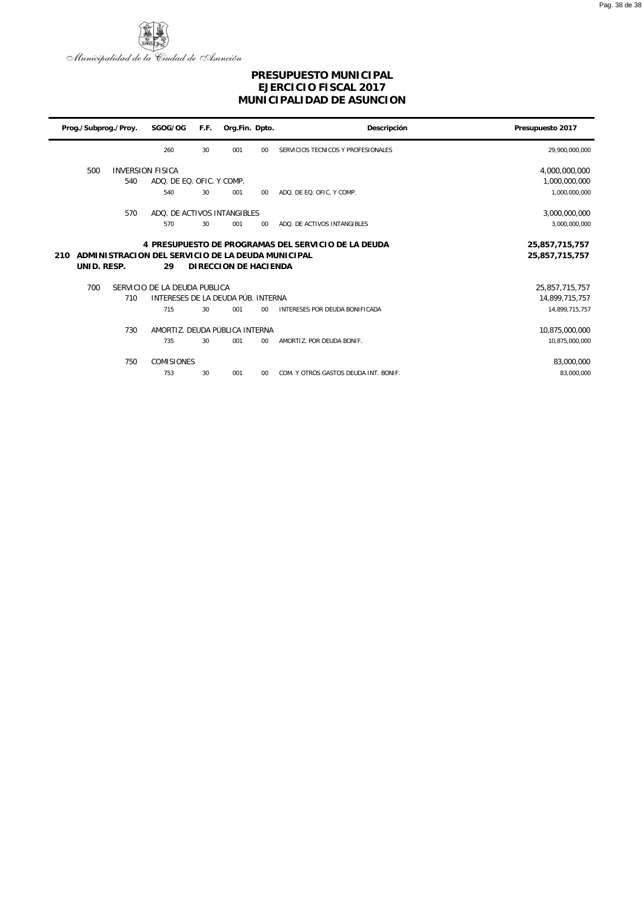Municipalidad de la Ciudad de Asunción

# PRESUPUESTO MUNICIPAL
## EJERCICIO FISCAL 2017
## MUNICIPALIDAD DE ASUNCION

| Prog./Subprog./Proy. | | SGOG/OG | F.F. | Org.Fin. | Dpto. | Descripción | Presupuesto 2017 |
|---|---|---|---|---|---|---|---|
| | | 260 | 30 | 001 | 00 | SERVICIOS TECNICOS Y PROFESIONALES | 29,900,000,000 |
| 500 | INVERSION FISICA | | | | | | 4,000,000,000 |
| | 540 | ADQ. DE EQ. OFIC. Y COMP. | | | | | 1,000,000,000 |
| | | 540 | 30 | 001 | 00 | ADQ. DE EQ. OFIC. Y COMP. | 1,000,000,000 |
| | 570 | ADQ. DE ACTIVOS INTANGIBLES | | | | | 3,000,000,000 |
| | | 570 | 30 | 001 | 00 | ADQ. DE ACTIVOS INTANGIBLES | 3,000,000,000 |
| | | **4 PRESUPUESTO DE PROGRAMAS DEL SERVICIO DE LA DEUDA** | | | | | **25,857,715,757** |
| **210** | **ADMINISTRACION DEL SERVICIO DE LA DEUDA MUNICIPAL** | | | | | | **25,857,715,757** |
| **UNID. RESP.** | | **29** | **DIRECCION DE HACIENDA** | | | | |
| 700 | SERVICIO DE LA DEUDA PUBLICA | | | | | | 25,857,715,757 |
| | 710 | INTERESES DE LA DEUDA PÚB. INTERNA | | | | | 14,899,715,757 |
| | | 715 | 30 | 001 | 00 | INTERESES POR DEUDA BONIFICADA | 14,899,715,757 |
| | 730 | AMORTIZ. DEUDA PÚBLICA INTERNA | | | | | 10,875,000,000 |
| | | 735 | 30 | 001 | 00 | AMORTIZ. POR DEUDA BONIF. | 10,875,000,000 |
| | 750 | COMISIONES | | | | | 83,000,000 |
| | | 753 | 30 | 001 | 00 | COM. Y OTROS GASTOS DEUDA INT. BONIF. | 83,000,000 |